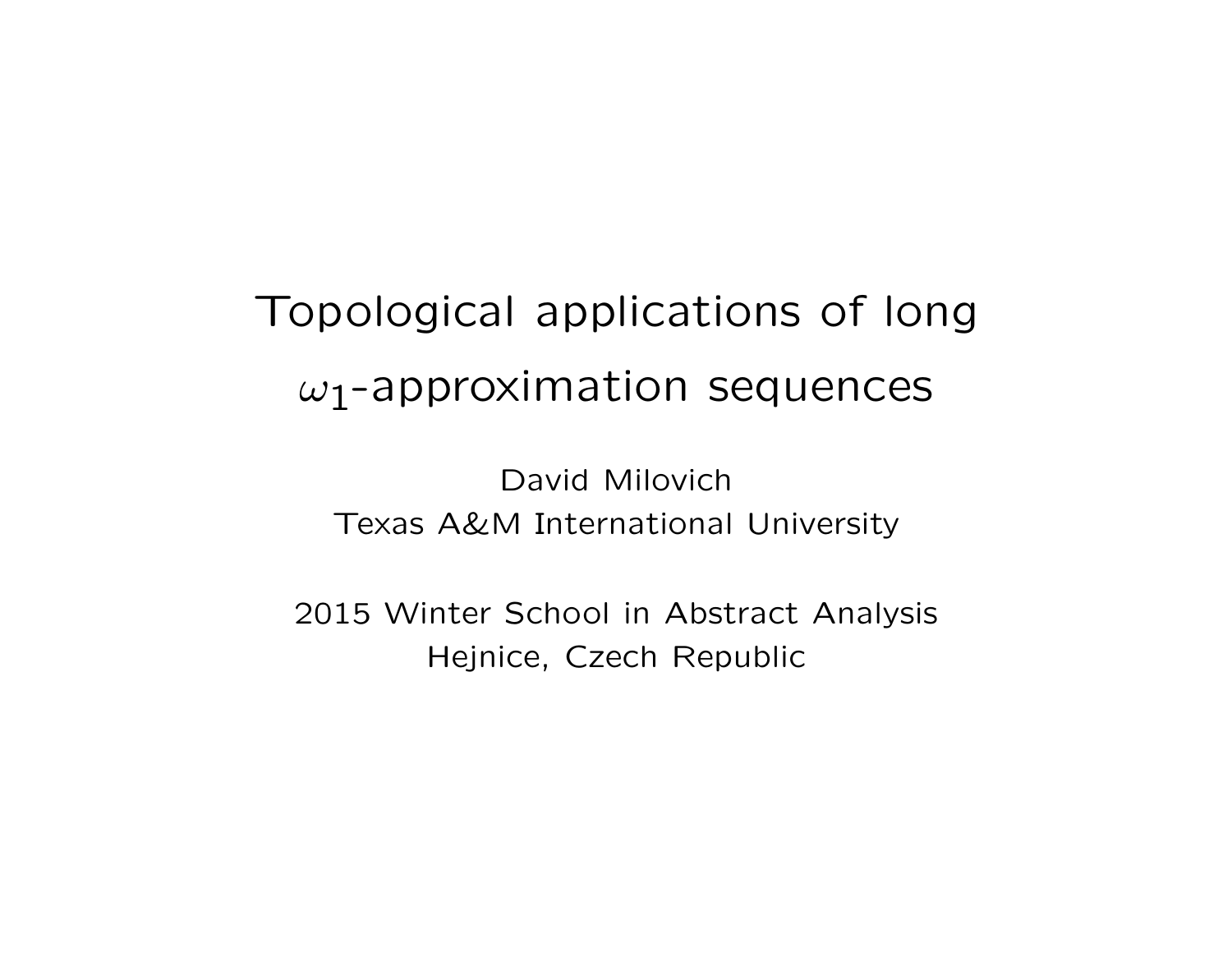# Topological applications of long $\omega_1$-approximation sequences

David Milovich
Texas A&M International University

2015 Winter School in Abstract Analysis
Hejnice, Czech Republic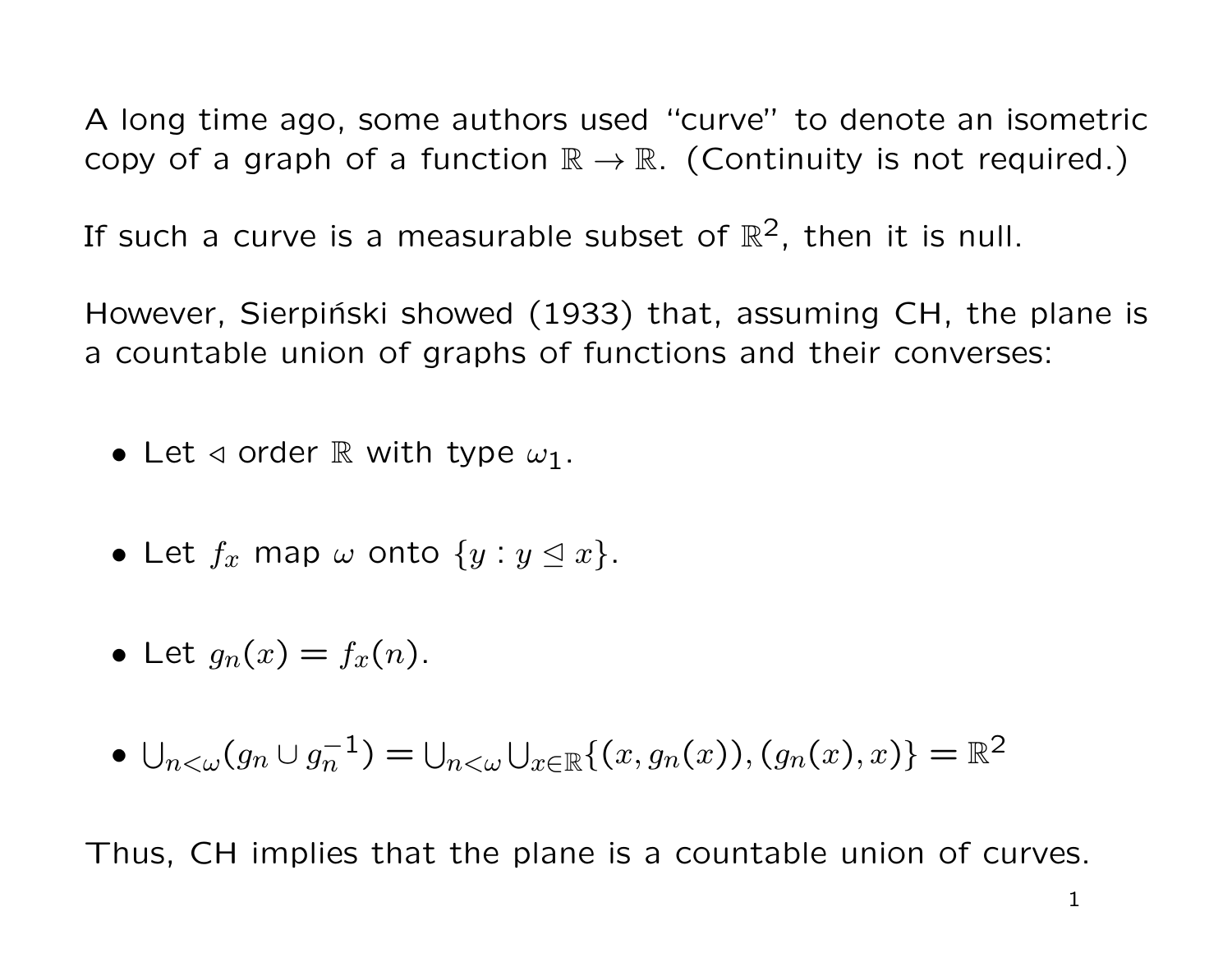A long time ago, some authors used "curve" to denote an isometric copy of a graph of a function $\mathbb{R} \to \mathbb{R}$. (Continuity is not required.)

If such a curve is a measurable subset of $\mathbb{R}^2$, then it is null.

However, Sierpiński showed (1933) that, assuming CH, the plane is a countable union of graphs of functions and their converses:

- Let $\triangleleft$ order $\mathbb{R}$ with type $\omega_1$.
- Let $f_x$ map $\omega$ onto $\{y : y \trianglelefteq x\}$.
- Let $g_n(x) = f_x(n)$.
- $\bigcup_{n<\omega}(g_n \cup g_n^{-1}) = \bigcup_{n<\omega}\bigcup_{x\in\mathbb{R}}\{(x, g_n(x)), (g_n(x), x)\} = \mathbb{R}^2$

Thus, CH implies that the plane is a countable union of curves.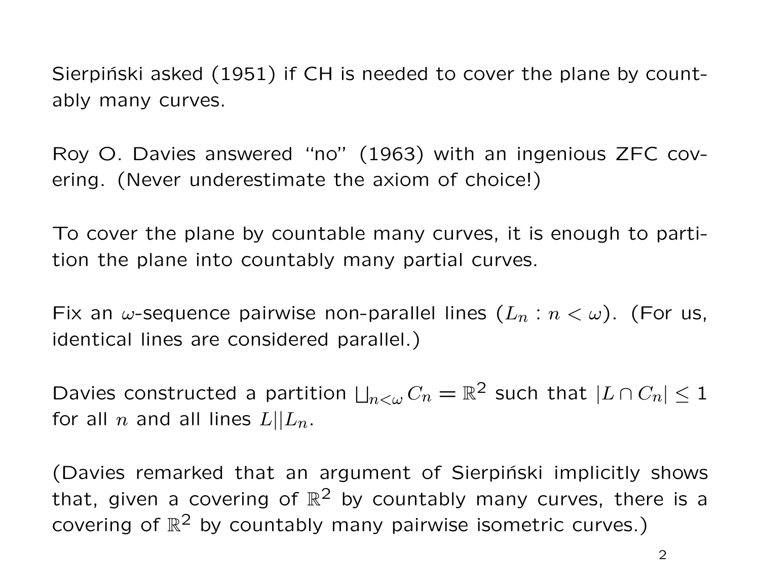Sierpiński asked (1951) if CH is needed to cover the plane by countably many curves.

Roy O. Davies answered "no" (1963) with an ingenious ZFC covering. (Never underestimate the axiom of choice!)

To cover the plane by countable many curves, it is enough to partition the plane into countably many partial curves.

Fix an $\omega$-sequence pairwise non-parallel lines $(L_n : n < \omega)$. (For us, identical lines are considered parallel.)

Davies constructed a partition $\bigsqcup_{n<\omega} C_n = \mathbb{R}^2$ such that $|L \cap C_n| \leq 1$ for all $n$ and all lines $L || L_n$.

(Davies remarked that an argument of Sierpiński implicitly shows that, given a covering of $\mathbb{R}^2$ by countably many curves, there is a covering of $\mathbb{R}^2$ by countably many pairwise isometric curves.)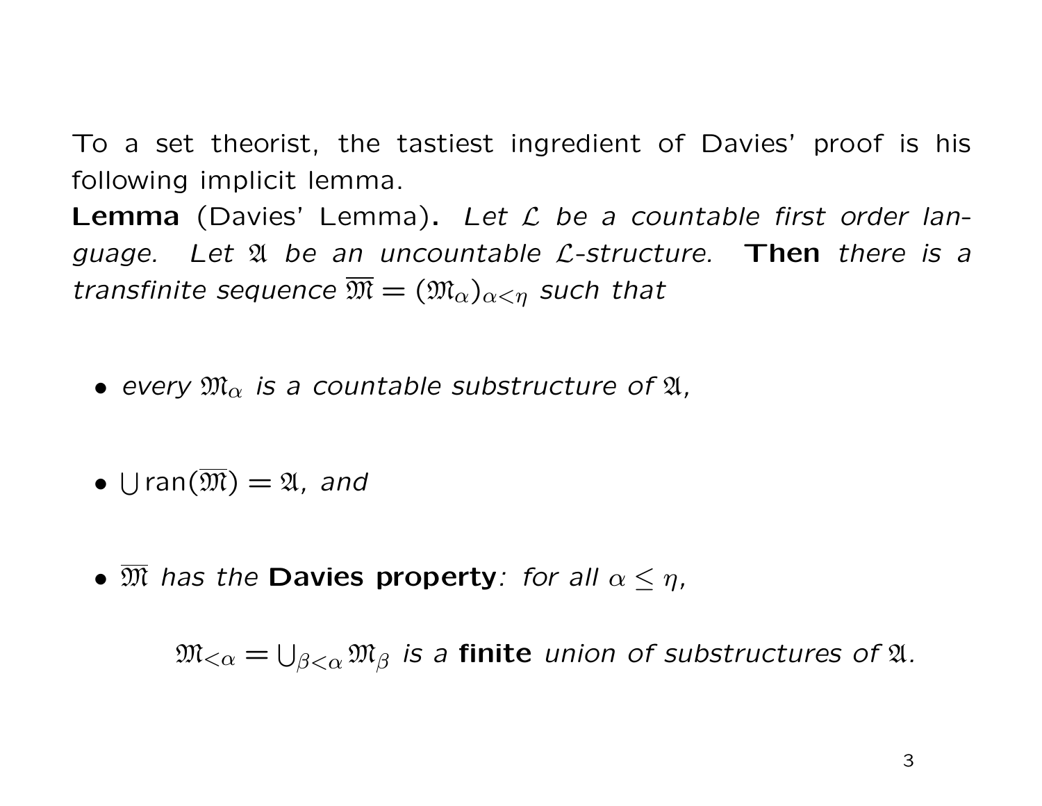To a set theorist, the tastiest ingredient of Davies' proof is his following implicit lemma.

**Lemma** (Davies' Lemma)**.** *Let $\mathcal{L}$ be a countable first order language. Let $\mathfrak{A}$ be an uncountable $\mathcal{L}$-structure.* **Then** *there is a transfinite sequence $\overline{\mathfrak{M}} = (\mathfrak{M}_\alpha)_{\alpha<\eta}$ such that*

- *every $\mathfrak{M}_\alpha$ is a countable substructure of $\mathfrak{A}$,*
- $\bigcup \mathrm{ran}(\overline{\mathfrak{M}}) = \mathfrak{A}$, *and*
- $\overline{\mathfrak{M}}$ *has the* **Davies property**: *for all $\alpha \leq \eta$,*

  $\mathfrak{M}_{<\alpha} = \bigcup_{\beta<\alpha} \mathfrak{M}_\beta$ *is a* **finite** *union of substructures of $\mathfrak{A}$.*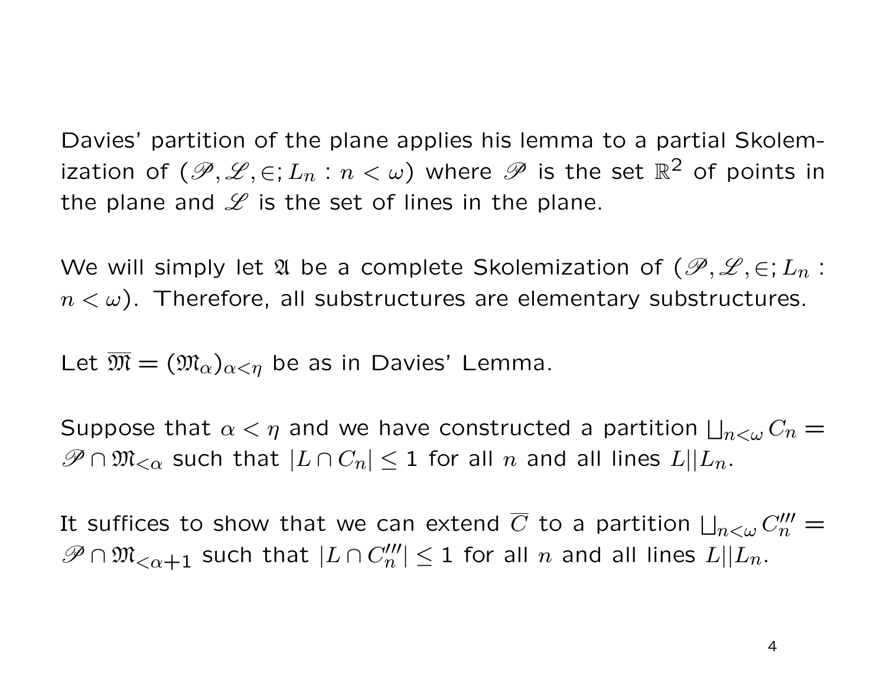Davies' partition of the plane applies his lemma to a partial Skolemization of $(\mathscr{P}, \mathscr{L}, \in; L_n : n < \omega)$ where $\mathscr{P}$ is the set $\mathbb{R}^2$ of points in the plane and $\mathscr{L}$ is the set of lines in the plane.

We will simply let $\mathfrak{A}$ be a complete Skolemization of $(\mathscr{P}, \mathscr{L}, \in; L_n : n < \omega)$. Therefore, all substructures are elementary substructures.

Let $\overline{\mathfrak{M}} = (\mathfrak{M}_\alpha)_{\alpha < \eta}$ be as in Davies' Lemma.

Suppose that $\alpha < \eta$ and we have constructed a partition $\bigsqcup_{n<\omega} C_n = \mathscr{P} \cap \mathfrak{M}_{<\alpha}$ such that $|L \cap C_n| \leq 1$ for all $n$ and all lines $L || L_n$.

It suffices to show that we can extend $\overline{C}$ to a partition $\bigsqcup_{n<\omega} C_n''' = \mathscr{P} \cap \mathfrak{M}_{<\alpha+1}$ such that $|L \cap C_n'''| \leq 1$ for all $n$ and all lines $L || L_n$.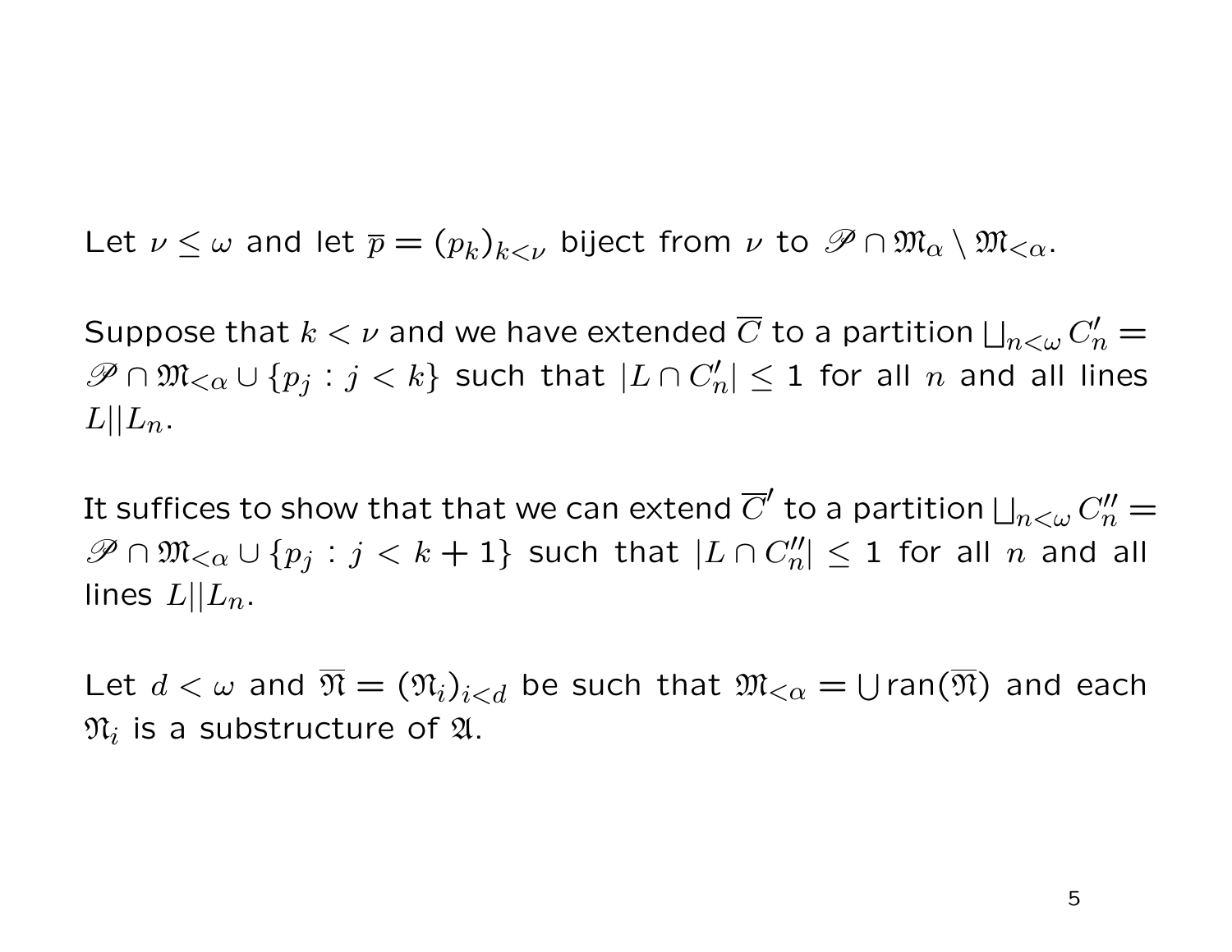Let $\nu \leq \omega$ and let $\overline{p} = (p_k)_{k<\nu}$ biject from $\nu$ to $\mathscr{P} \cap \mathfrak{M}_\alpha \setminus \mathfrak{M}_{<\alpha}$.

Suppose that $k < \nu$ and we have extended $\overline{C}$ to a partition $\bigsqcup_{n<\omega} C'_n = \mathscr{P} \cap \mathfrak{M}_{<\alpha} \cup \{p_j : j < k\}$ such that $|L \cap C'_n| \leq 1$ for all $n$ and all lines $L || L_n$.

It suffices to show that that we can extend $\overline{C}'$ to a partition $\bigsqcup_{n<\omega} C''_n = \mathscr{P} \cap \mathfrak{M}_{<\alpha} \cup \{p_j : j < k+1\}$ such that $|L \cap C''_n| \leq 1$ for all $n$ and all lines $L || L_n$.

Let $d < \omega$ and $\overline{\mathfrak{N}} = (\mathfrak{N}_i)_{i<d}$ be such that $\mathfrak{M}_{<\alpha} = \bigcup \text{ran}(\overline{\mathfrak{N}})$ and each $\mathfrak{N}_i$ is a substructure of $\mathfrak{A}$.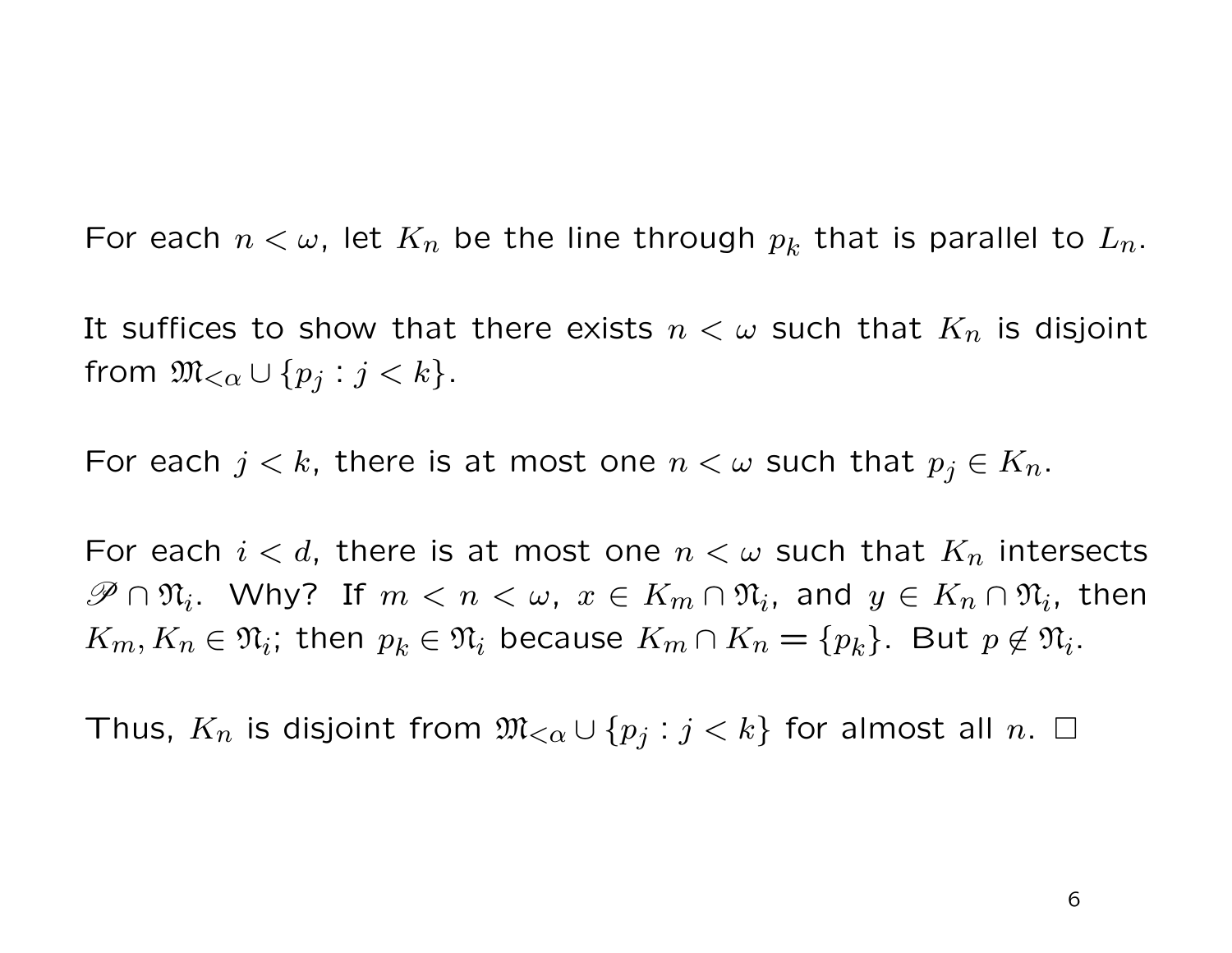For each $n < \omega$, let $K_n$ be the line through $p_k$ that is parallel to $L_n$.

It suffices to show that there exists $n < \omega$ such that $K_n$ is disjoint from $\mathfrak{M}_{<\alpha} \cup \{p_j : j < k\}$.

For each $j < k$, there is at most one $n < \omega$ such that $p_j \in K_n$.

For each $i < d$, there is at most one $n < \omega$ such that $K_n$ intersects $\mathscr{P} \cap \mathfrak{N}_i$. Why? If $m < n < \omega$, $x \in K_m \cap \mathfrak{N}_i$, and $y \in K_n \cap \mathfrak{N}_i$, then $K_m, K_n \in \mathfrak{N}_i$; then $p_k \in \mathfrak{N}_i$ because $K_m \cap K_n = \{p_k\}$. But $p \notin \mathfrak{N}_i$.

Thus, $K_n$ is disjoint from $\mathfrak{M}_{<\alpha} \cup \{p_j : j < k\}$ for almost all $n$. $\square$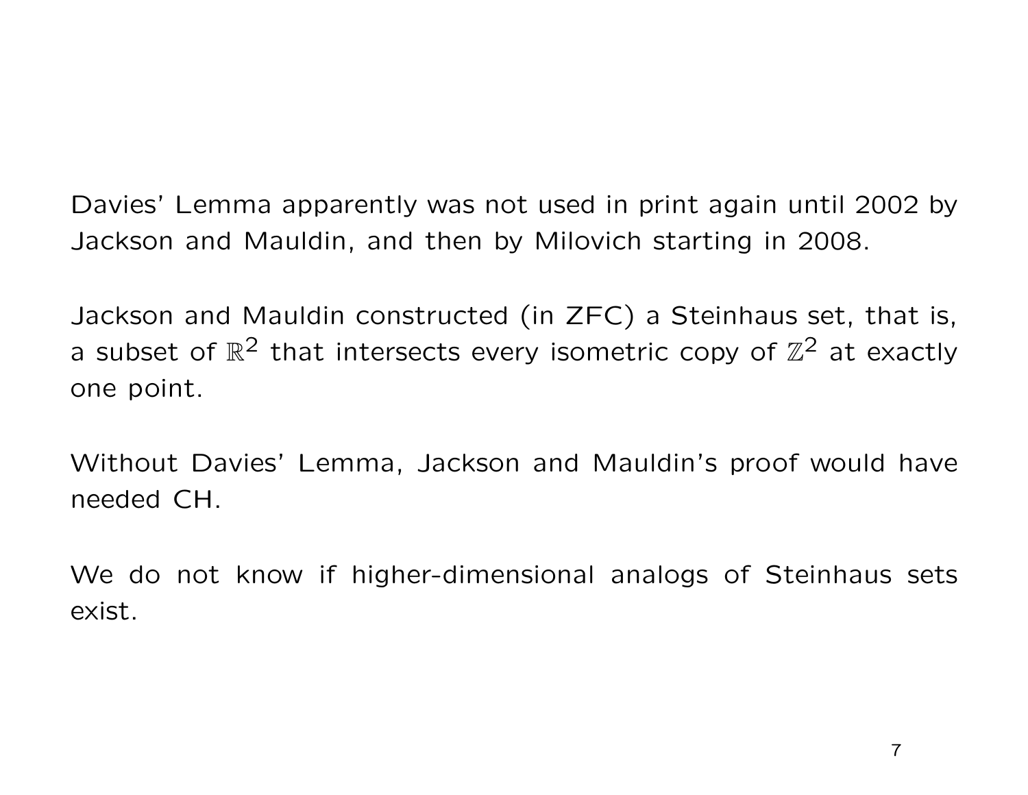Davies' Lemma apparently was not used in print again until 2002 by Jackson and Mauldin, and then by Milovich starting in 2008.

Jackson and Mauldin constructed (in ZFC) a Steinhaus set, that is, a subset of $\mathbb{R}^2$ that intersects every isometric copy of $\mathbb{Z}^2$ at exactly one point.

Without Davies' Lemma, Jackson and Mauldin's proof would have needed CH.

We do not know if higher-dimensional analogs of Steinhaus sets exist.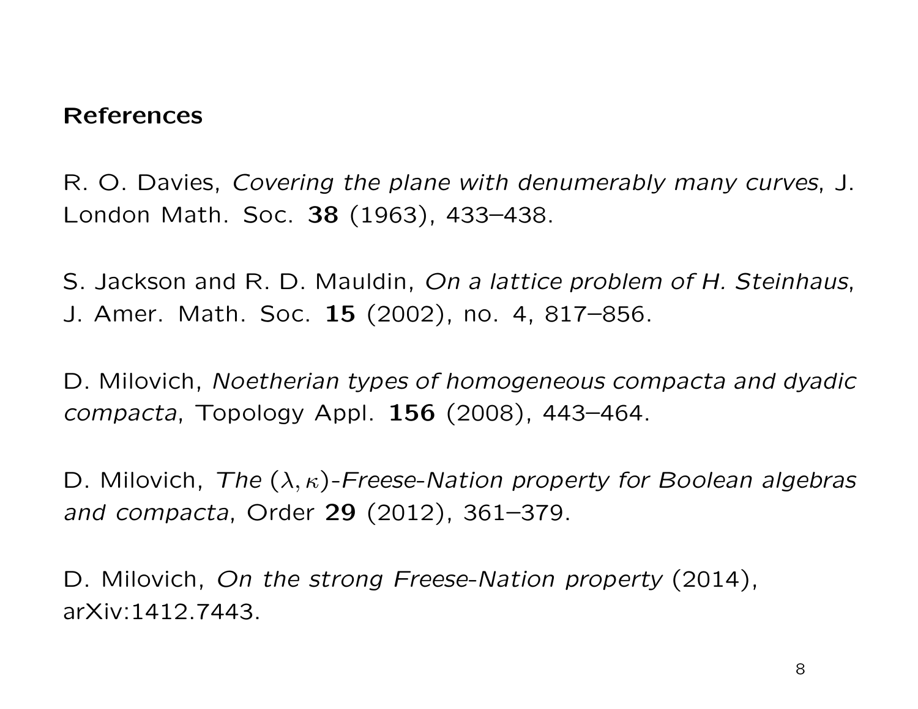## References

R. O. Davies, *Covering the plane with denumerably many curves*, J. London Math. Soc. **38** (1963), 433–438.

S. Jackson and R. D. Mauldin, *On a lattice problem of H. Steinhaus*, J. Amer. Math. Soc. **15** (2002), no. 4, 817–856.

D. Milovich, *Noetherian types of homogeneous compacta and dyadic compacta*, Topology Appl. **156** (2008), 443–464.

D. Milovich, *The* $(\lambda, \kappa)$*-Freese-Nation property for Boolean algebras and compacta*, Order **29** (2012), 361–379.

D. Milovich, *On the strong Freese-Nation property* (2014), arXiv:1412.7443.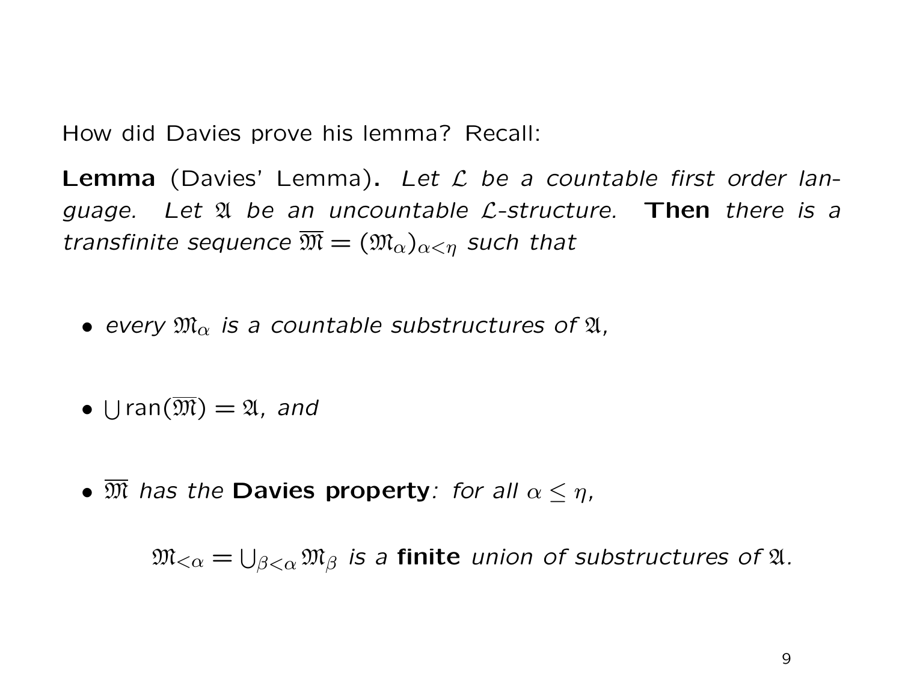How did Davies prove his lemma? Recall:

**Lemma** (Davies' Lemma)**.** *Let $\mathcal{L}$ be a countable first order language. Let $\mathfrak{A}$ be an uncountable $\mathcal{L}$-structure.* **Then** *there is a transfinite sequence $\overline{\mathfrak{M}} = (\mathfrak{M}_\alpha)_{\alpha<\eta}$ such that*

- *every $\mathfrak{M}_\alpha$ is a countable substructures of $\mathfrak{A}$,*
- $\bigcup \mathrm{ran}(\overline{\mathfrak{M}}) = \mathfrak{A}$, *and*
- $\overline{\mathfrak{M}}$ *has the* **Davies property***: for all $\alpha \leq \eta$,*

  $\mathfrak{M}_{<\alpha} = \bigcup_{\beta<\alpha} \mathfrak{M}_\beta$ *is a* **finite** *union of substructures of $\mathfrak{A}$.*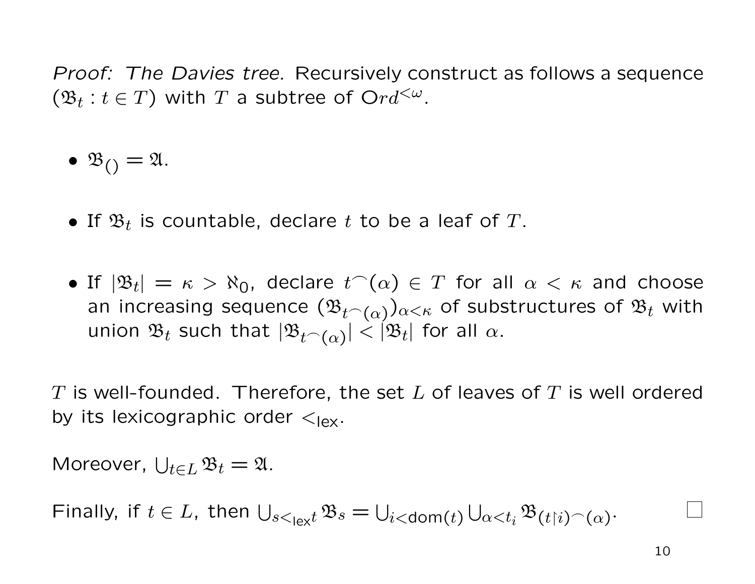*Proof: The Davies tree.* Recursively construct as follows a sequence $(\mathfrak{B}_t : t \in T)$ with $T$ a subtree of $\mathrm{O}rd^{<\omega}$.

- $\mathfrak{B}_{()} = \mathfrak{A}$.

- If $\mathfrak{B}_t$ is countable, declare $t$ to be a leaf of $T$.

- If $|\mathfrak{B}_t| = \kappa > \aleph_0$, declare $t^\frown(\alpha) \in T$ for all $\alpha < \kappa$ and choose an increasing sequence $(\mathfrak{B}_{t^\frown(\alpha)})_{\alpha<\kappa}$ of substructures of $\mathfrak{B}_t$ with union $\mathfrak{B}_t$ such that $|\mathfrak{B}_{t^\frown(\alpha)}| < |\mathfrak{B}_t|$ for all $\alpha$.

$T$ is well-founded. Therefore, the set $L$ of leaves of $T$ is well ordered by its lexicographic order $<_{\mathsf{lex}}$.

Moreover, $\bigcup_{t \in L} \mathfrak{B}_t = \mathfrak{A}$.

Finally, if $t \in L$, then $\bigcup_{s <_{\mathsf{lex}} t} \mathfrak{B}_s = \bigcup_{i < \mathsf{dom}(t)} \bigcup_{\alpha < t_i} \mathfrak{B}_{(t \restriction i)^\frown(\alpha)}$. $\square$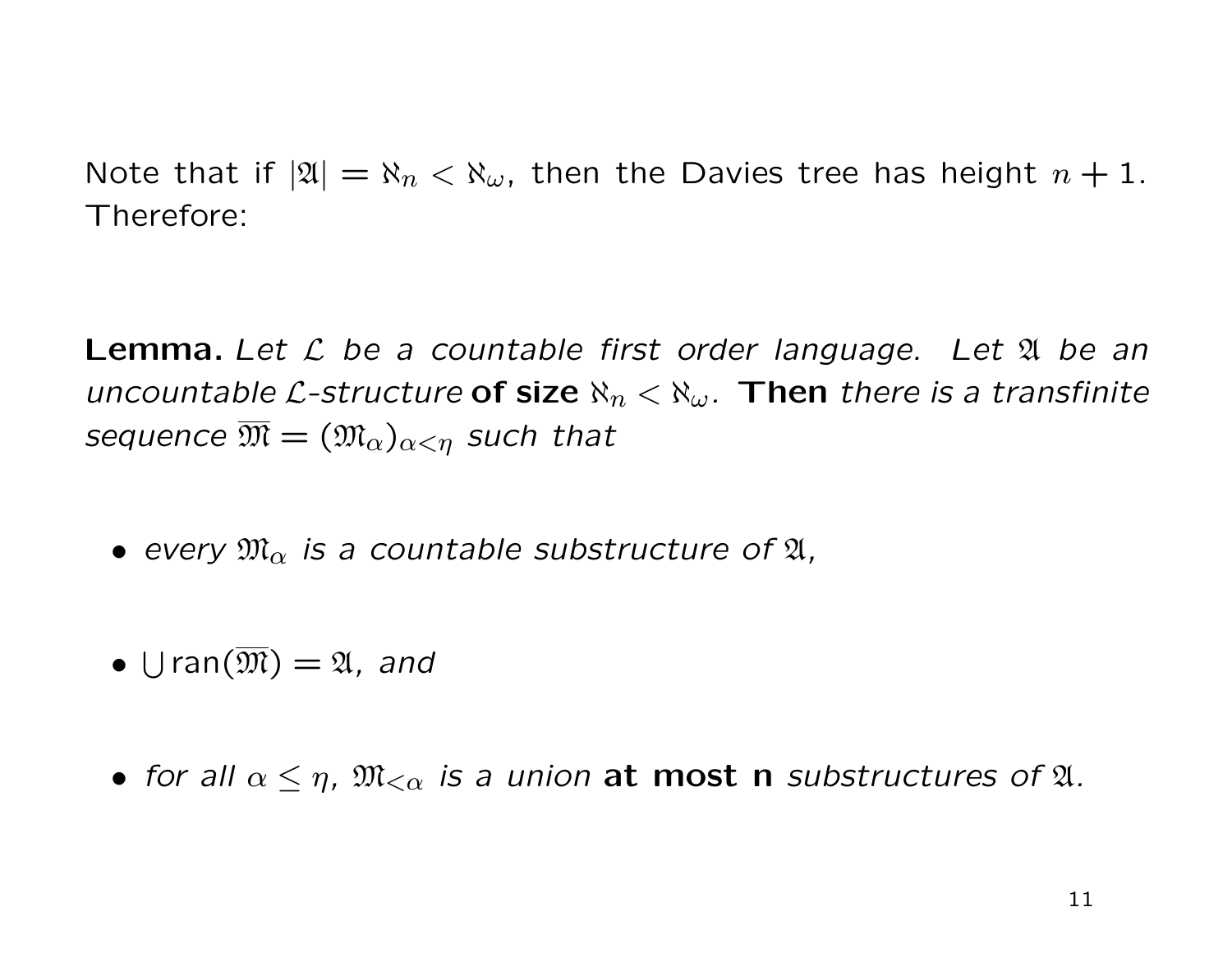Note that if $|\mathfrak{A}| = \aleph_n < \aleph_\omega$, then the Davies tree has height $n + 1$. Therefore:

**Lemma.** *Let $\mathcal{L}$ be a countable first order language. Let $\mathfrak{A}$ be an uncountable $\mathcal{L}$-structure* **of size** $\aleph_n < \aleph_\omega$. **Then** *there is a transfinite sequence $\overline{\mathfrak{M}} = (\mathfrak{M}_\alpha)_{\alpha<\eta}$ such that*

- *every $\mathfrak{M}_\alpha$ is a countable substructure of $\mathfrak{A}$,*
- $\bigcup \mathrm{ran}(\overline{\mathfrak{M}}) = \mathfrak{A}$, *and*
- *for all $\alpha \leq \eta$, $\mathfrak{M}_{<\alpha}$ is a union* **at most n** *substructures of $\mathfrak{A}$.*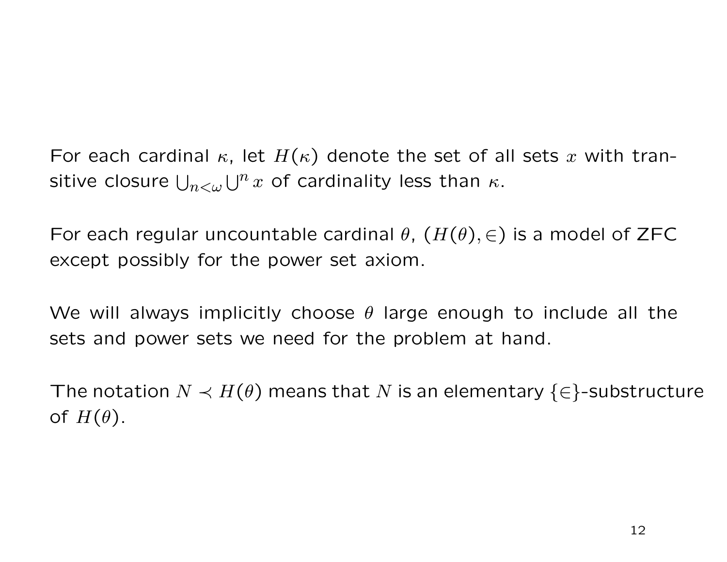For each cardinal $\kappa$, let $H(\kappa)$ denote the set of all sets $x$ with transitive closure $\bigcup_{n<\omega} \bigcup^n x$ of cardinality less than $\kappa$.

For each regular uncountable cardinal $\theta$, $(H(\theta), \in)$ is a model of ZFC except possibly for the power set axiom.

We will always implicitly choose $\theta$ large enough to include all the sets and power sets we need for the problem at hand.

The notation $N \prec H(\theta)$ means that $N$ is an elementary $\{\in\}$-substructure of $H(\theta)$.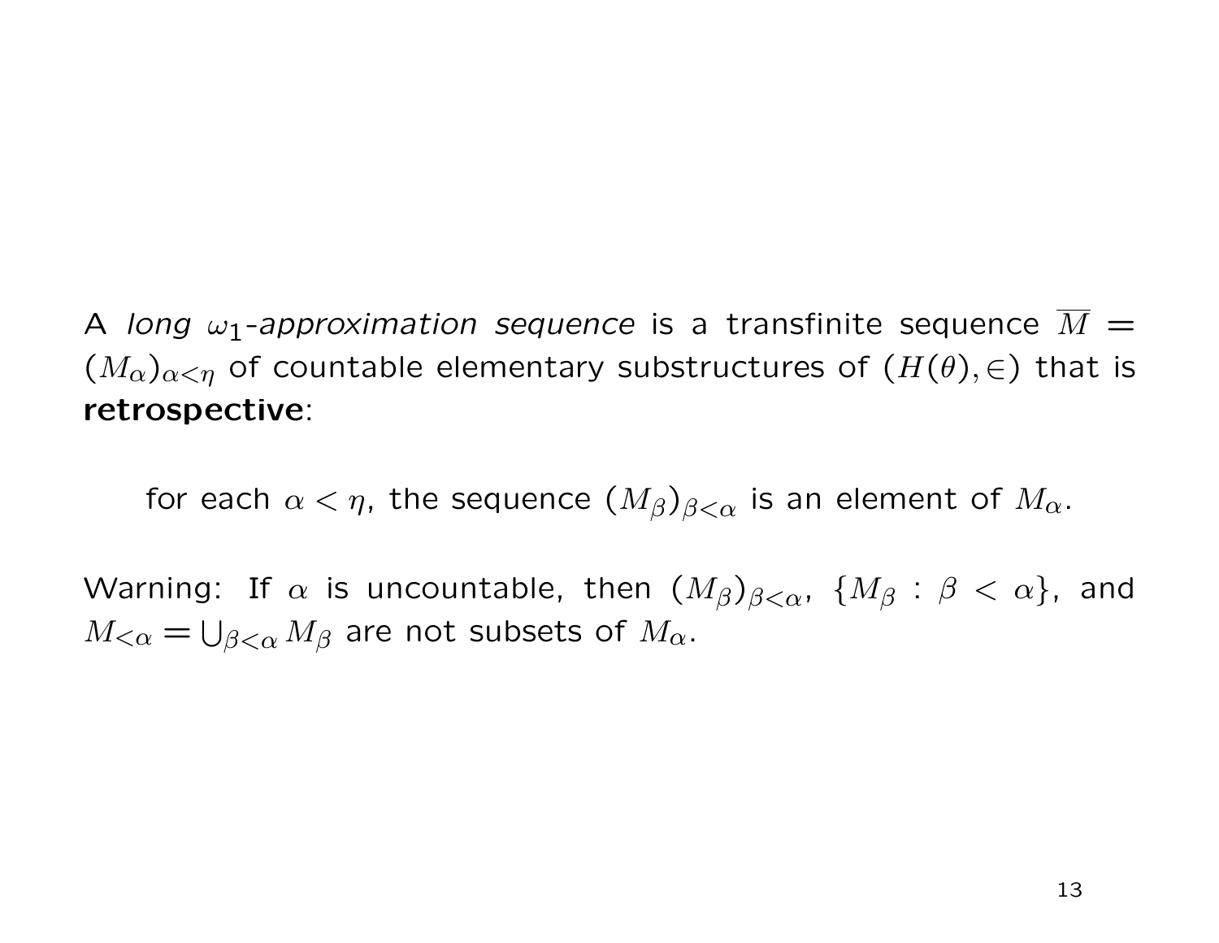A *long $\omega_1$-approximation sequence* is a transfinite sequence $\overline{M} = (M_\alpha)_{\alpha<\eta}$ of countable elementary substructures of $(H(\theta), \in)$ that is **retrospective**:

> for each $\alpha < \eta$, the sequence $(M_\beta)_{\beta<\alpha}$ is an element of $M_\alpha$.

Warning: If $\alpha$ is uncountable, then $(M_\beta)_{\beta<\alpha}$, $\{M_\beta : \beta < \alpha\}$, and $M_{<\alpha} = \bigcup_{\beta<\alpha} M_\beta$ are not subsets of $M_\alpha$.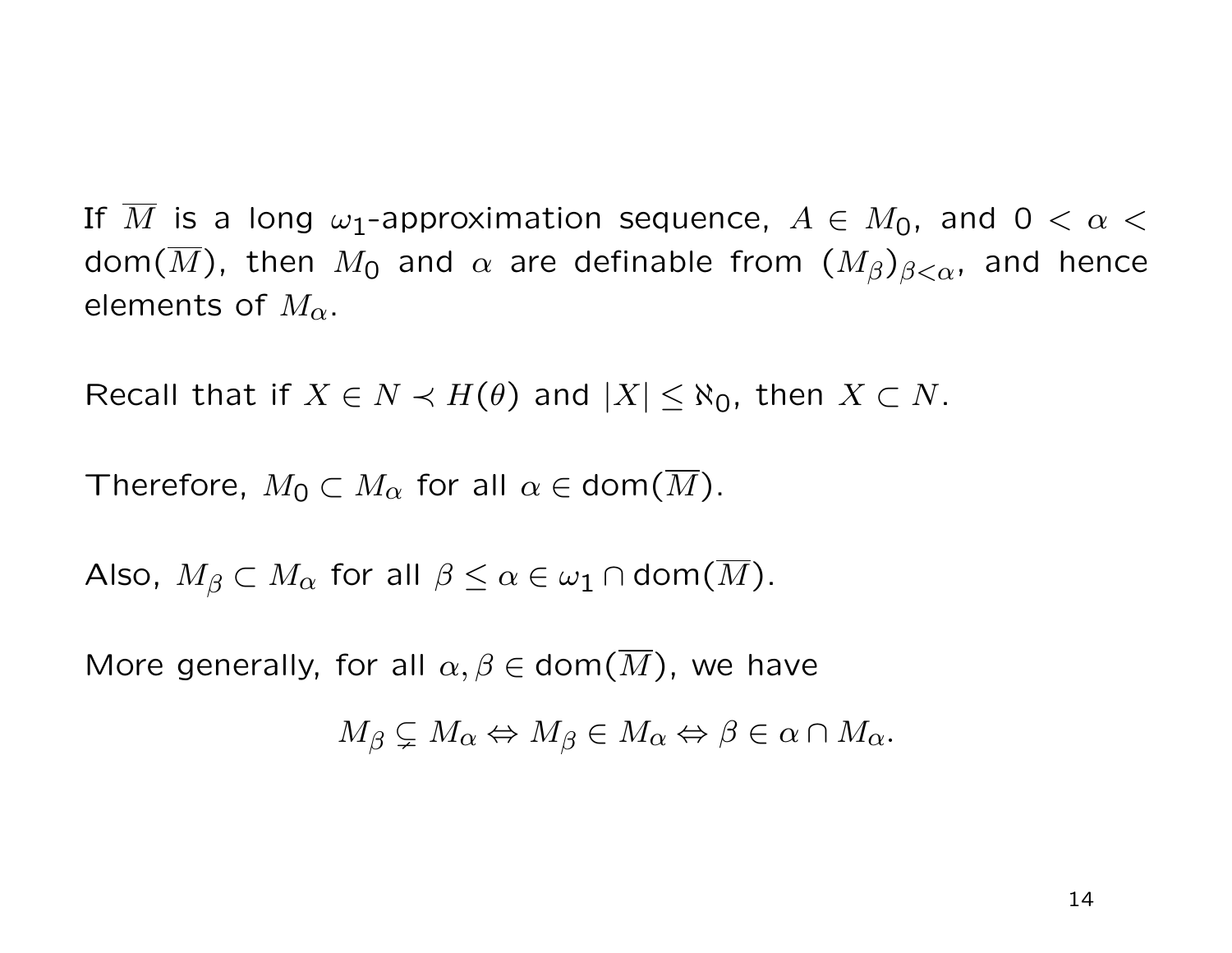If $\overline{M}$ is a long $\omega_1$-approximation sequence, $A \in M_0$, and $0 < \alpha < \mathrm{dom}(\overline{M})$, then $M_0$ and $\alpha$ are definable from $(M_\beta)_{\beta<\alpha}$, and hence elements of $M_\alpha$.

Recall that if $X \in N \prec H(\theta)$ and $|X| \leq \aleph_0$, then $X \subset N$.

Therefore, $M_0 \subset M_\alpha$ for all $\alpha \in \mathrm{dom}(\overline{M})$.

Also, $M_\beta \subset M_\alpha$ for all $\beta \leq \alpha \in \omega_1 \cap \mathrm{dom}(\overline{M})$.

More generally, for all $\alpha, \beta \in \mathrm{dom}(\overline{M})$, we have

$$M_\beta \subsetneq M_\alpha \Leftrightarrow M_\beta \in M_\alpha \Leftrightarrow \beta \in \alpha \cap M_\alpha.$$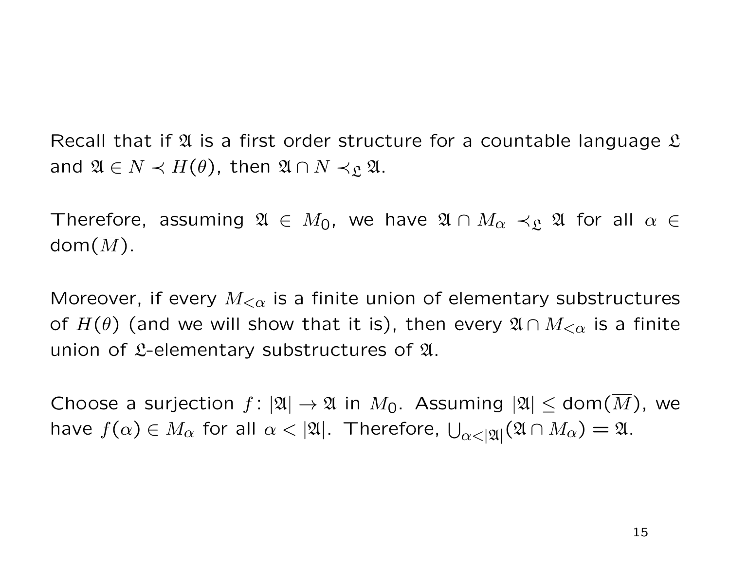Recall that if $\mathfrak{A}$ is a first order structure for a countable language $\mathfrak{L}$ and $\mathfrak{A} \in N \prec H(\theta)$, then $\mathfrak{A} \cap N \prec_{\mathfrak{L}} \mathfrak{A}$.

Therefore, assuming $\mathfrak{A} \in M_0$, we have $\mathfrak{A} \cap M_\alpha \prec_{\mathfrak{L}} \mathfrak{A}$ for all $\alpha \in \mathrm{dom}(\overline{M})$.

Moreover, if every $M_{<\alpha}$ is a finite union of elementary substructures of $H(\theta)$ (and we will show that it is), then every $\mathfrak{A} \cap M_{<\alpha}$ is a finite union of $\mathfrak{L}$-elementary substructures of $\mathfrak{A}$.

Choose a surjection $f \colon |\mathfrak{A}| \to \mathfrak{A}$ in $M_0$. Assuming $|\mathfrak{A}| \leq \mathrm{dom}(\overline{M})$, we have $f(\alpha) \in M_\alpha$ for all $\alpha < |\mathfrak{A}|$. Therefore, $\bigcup_{\alpha < |\mathfrak{A}|}(\mathfrak{A} \cap M_\alpha) = \mathfrak{A}$.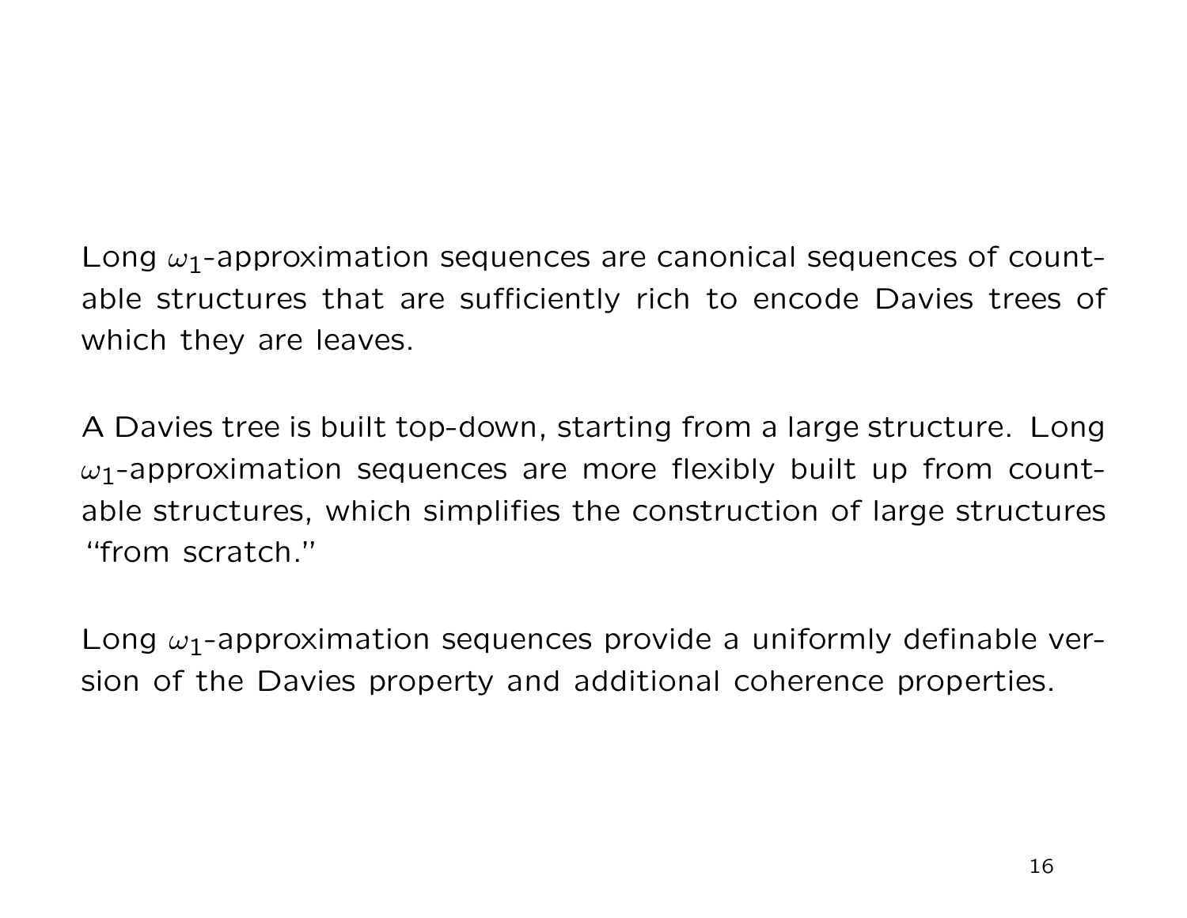Long $\omega_1$-approximation sequences are canonical sequences of countable structures that are sufficiently rich to encode Davies trees of which they are leaves.

A Davies tree is built top-down, starting from a large structure. Long $\omega_1$-approximation sequences are more flexibly built up from countable structures, which simplifies the construction of large structures "from scratch."

Long $\omega_1$-approximation sequences provide a uniformly definable version of the Davies property and additional coherence properties.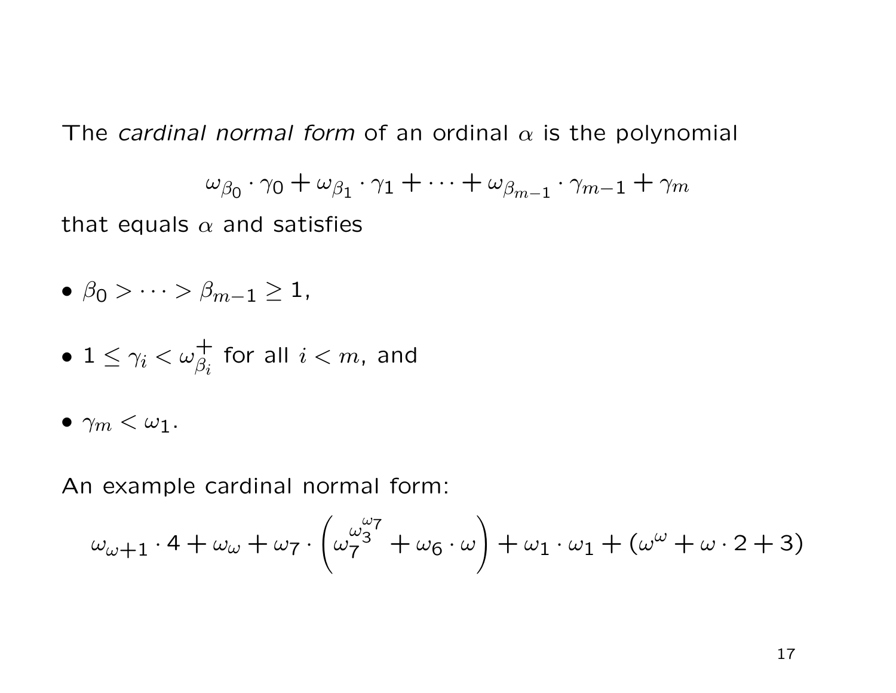The *cardinal normal form* of an ordinal $\alpha$ is the polynomial

$$\omega_{\beta_0} \cdot \gamma_0 + \omega_{\beta_1} \cdot \gamma_1 + \cdots + \omega_{\beta_{m-1}} \cdot \gamma_{m-1} + \gamma_m$$

that equals $\alpha$ and satisfies

- $\beta_0 > \cdots > \beta_{m-1} \geq 1$,
- $1 \leq \gamma_i < \omega_{\beta_i}^+$ for all $i < m$, and
- $\gamma_m < \omega_1$.

An example cardinal normal form:

$$\omega_{\omega+1} \cdot 4 + \omega_\omega + \omega_7 \cdot \left( \omega_7^{\omega_3^{\omega_7}} + \omega_6 \cdot \omega \right) + \omega_1 \cdot \omega_1 + (\omega^\omega + \omega \cdot 2 + 3)$$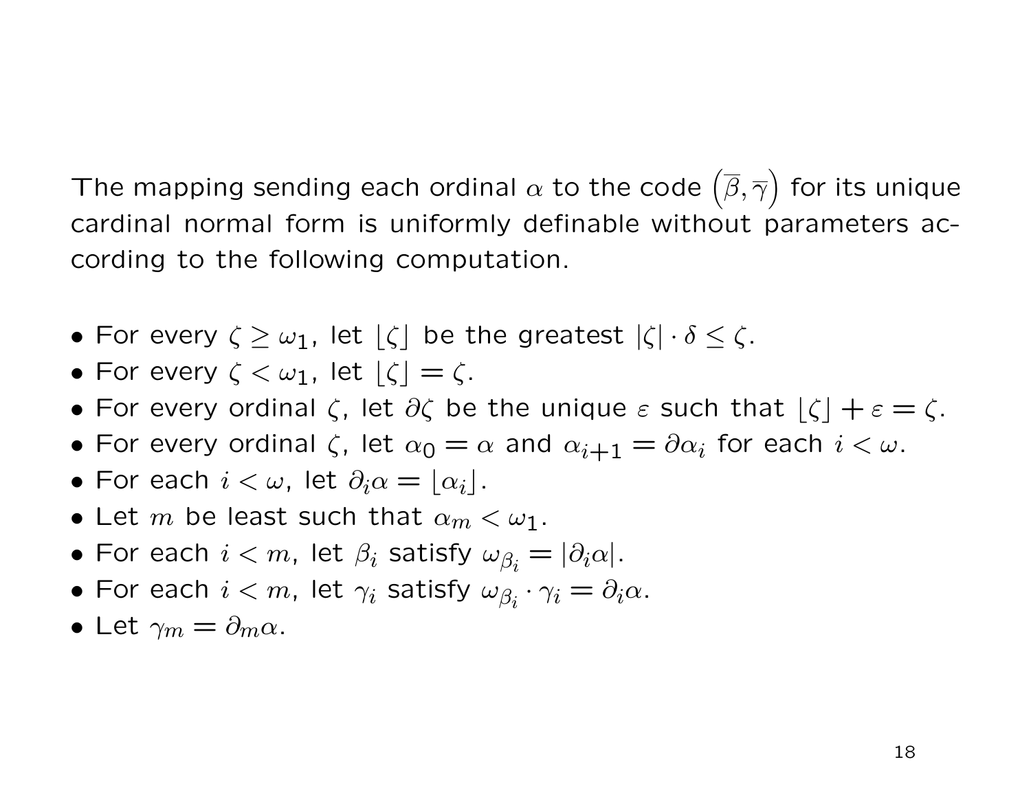The mapping sending each ordinal $\alpha$ to the code $\left(\overline{\beta}, \overline{\gamma}\right)$ for its unique cardinal normal form is uniformly definable without parameters according to the following computation.

- For every $\zeta \geq \omega_1$, let $\lfloor \zeta \rfloor$ be the greatest $|\zeta| \cdot \delta \leq \zeta$.
- For every $\zeta < \omega_1$, let $\lfloor \zeta \rfloor = \zeta$.
- For every ordinal $\zeta$, let $\partial\zeta$ be the unique $\varepsilon$ such that $\lfloor \zeta \rfloor + \varepsilon = \zeta$.
- For every ordinal $\zeta$, let $\alpha_0 = \alpha$ and $\alpha_{i+1} = \partial\alpha_i$ for each $i < \omega$.
- For each $i < \omega$, let $\partial_i\alpha = \lfloor \alpha_i \rfloor$.
- Let $m$ be least such that $\alpha_m < \omega_1$.
- For each $i < m$, let $\beta_i$ satisfy $\omega_{\beta_i} = |\partial_i\alpha|$.
- For each $i < m$, let $\gamma_i$ satisfy $\omega_{\beta_i} \cdot \gamma_i = \partial_i\alpha$.
- Let $\gamma_m = \partial_m\alpha$.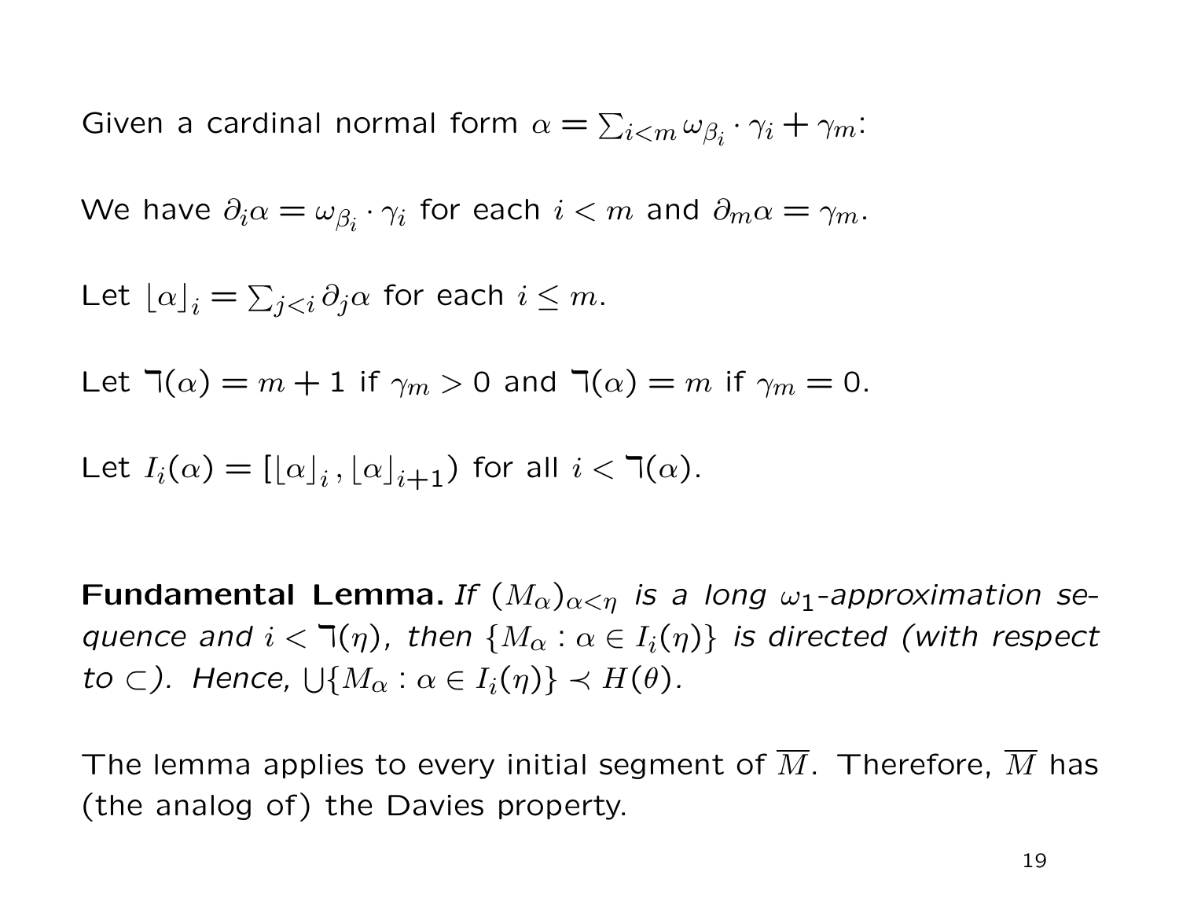Given a cardinal normal form $\alpha = \sum_{i<m} \omega_{\beta_i} \cdot \gamma_i + \gamma_m$:

We have $\partial_i \alpha = \omega_{\beta_i} \cdot \gamma_i$ for each $i < m$ and $\partial_m \alpha = \gamma_m$.

Let $\lfloor \alpha \rfloor_i = \sum_{j<i} \partial_j \alpha$ for each $i \leq m$.

Let $\daleth(\alpha) = m + 1$ if $\gamma_m > 0$ and $\daleth(\alpha) = m$ if $\gamma_m = 0$.

Let $I_i(\alpha) = [\lfloor \alpha \rfloor_i, \lfloor \alpha \rfloor_{i+1})$ for all $i < \daleth(\alpha)$.

**Fundamental Lemma.** *If $(M_\alpha)_{\alpha<\eta}$ is a long $\omega_1$-approximation sequence and $i < \daleth(\eta)$, then $\{M_\alpha : \alpha \in I_i(\eta)\}$ is directed (with respect to $\subset$). Hence, $\bigcup\{M_\alpha : \alpha \in I_i(\eta)\} \prec H(\theta)$.*

The lemma applies to every initial segment of $\overline{M}$. Therefore, $\overline{M}$ has (the analog of) the Davies property.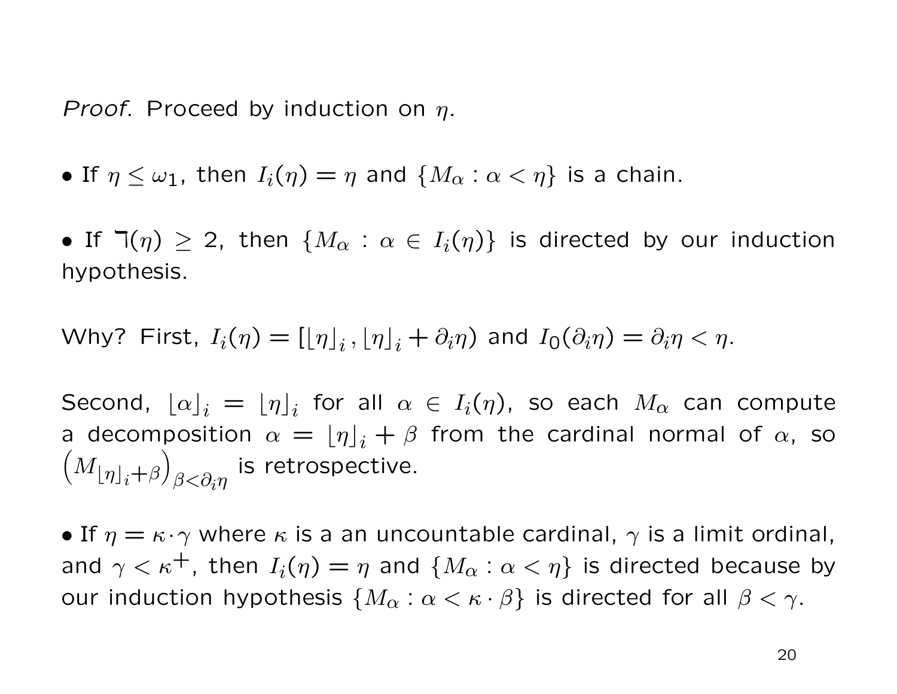*Proof.* Proceed by induction on $\eta$.

• If $\eta \leq \omega_1$, then $I_i(\eta) = \eta$ and $\{M_\alpha : \alpha < \eta\}$ is a chain.

• If $\daleth(\eta) \geq 2$, then $\{M_\alpha : \alpha \in I_i(\eta)\}$ is directed by our induction hypothesis.

Why? First, $I_i(\eta) = [\lfloor \eta \rfloor_i , \lfloor \eta \rfloor_i + \partial_i \eta)$ and $I_0(\partial_i \eta) = \partial_i \eta < \eta$.

Second, $\lfloor \alpha \rfloor_i = \lfloor \eta \rfloor_i$ for all $\alpha \in I_i(\eta)$, so each $M_\alpha$ can compute a decomposition $\alpha = \lfloor \eta \rfloor_i + \beta$ from the cardinal normal of $\alpha$, so $\left(M_{\lfloor \eta \rfloor_i + \beta}\right)_{\beta < \partial_i \eta}$ is retrospective.

• If $\eta = \kappa \cdot \gamma$ where $\kappa$ is a an uncountable cardinal, $\gamma$ is a limit ordinal, and $\gamma < \kappa^+$, then $I_i(\eta) = \eta$ and $\{M_\alpha : \alpha < \eta\}$ is directed because by our induction hypothesis $\{M_\alpha : \alpha < \kappa \cdot \beta\}$ is directed for all $\beta < \gamma$.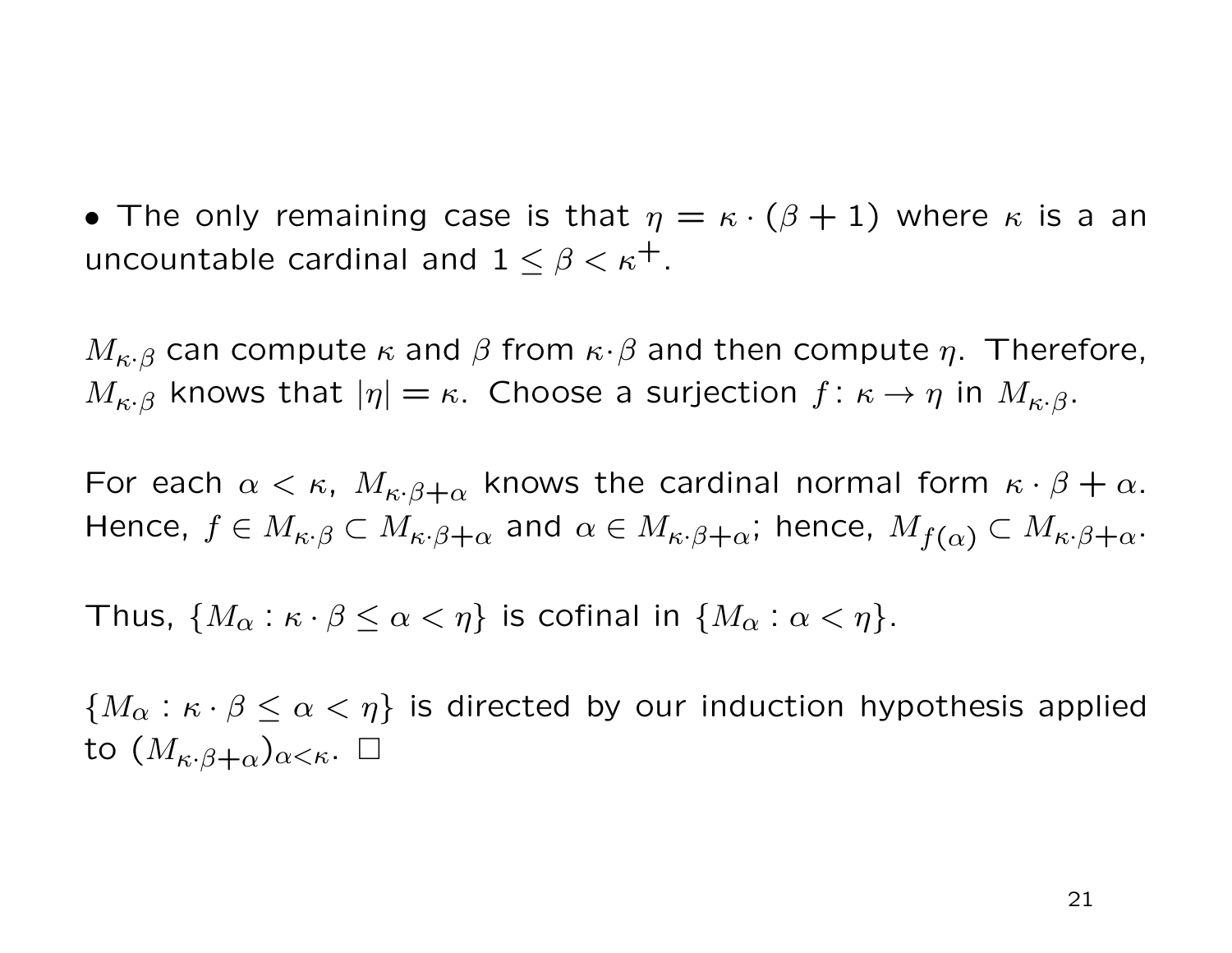• The only remaining case is that $\eta = \kappa \cdot (\beta + 1)$ where $\kappa$ is a an uncountable cardinal and $1 \leq \beta < \kappa^+$.

$M_{\kappa \cdot \beta}$ can compute $\kappa$ and $\beta$ from $\kappa \cdot \beta$ and then compute $\eta$. Therefore, $M_{\kappa \cdot \beta}$ knows that $|\eta| = \kappa$. Choose a surjection $f \colon \kappa \to \eta$ in $M_{\kappa \cdot \beta}$.

For each $\alpha < \kappa$, $M_{\kappa \cdot \beta + \alpha}$ knows the cardinal normal form $\kappa \cdot \beta + \alpha$. Hence, $f \in M_{\kappa \cdot \beta} \subset M_{\kappa \cdot \beta + \alpha}$ and $\alpha \in M_{\kappa \cdot \beta + \alpha}$; hence, $M_{f(\alpha)} \subset M_{\kappa \cdot \beta + \alpha}$.

Thus, $\{M_\alpha : \kappa \cdot \beta \leq \alpha < \eta\}$ is cofinal in $\{M_\alpha : \alpha < \eta\}$.

$\{M_\alpha : \kappa \cdot \beta \leq \alpha < \eta\}$ is directed by our induction hypothesis applied to $(M_{\kappa \cdot \beta + \alpha})_{\alpha < \kappa}$. $\square$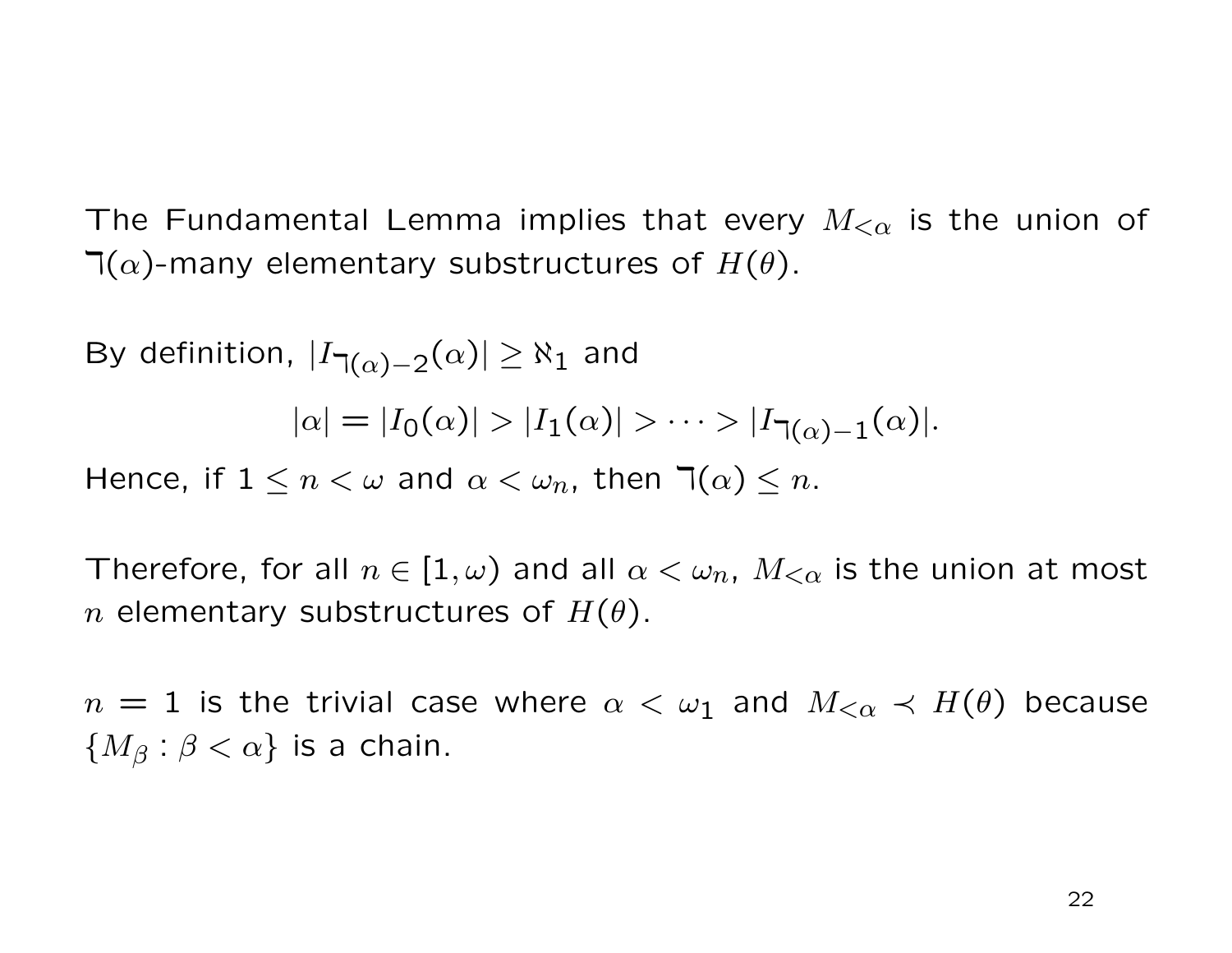The Fundamental Lemma implies that every $M_{<\alpha}$ is the union of $\daleth(\alpha)$-many elementary substructures of $H(\theta)$.

By definition, $|I_{\daleth(\alpha)-2}(\alpha)| \geq \aleph_1$ and

$$|\alpha| = |I_0(\alpha)| > |I_1(\alpha)| > \cdots > |I_{\daleth(\alpha)-1}(\alpha)|.$$

Hence, if $1 \leq n < \omega$ and $\alpha < \omega_n$, then $\daleth(\alpha) \leq n$.

Therefore, for all $n \in [1, \omega)$ and all $\alpha < \omega_n$, $M_{<\alpha}$ is the union at most $n$ elementary substructures of $H(\theta)$.

$n = 1$ is the trivial case where $\alpha < \omega_1$ and $M_{<\alpha} \prec H(\theta)$ because $\{M_\beta : \beta < \alpha\}$ is a chain.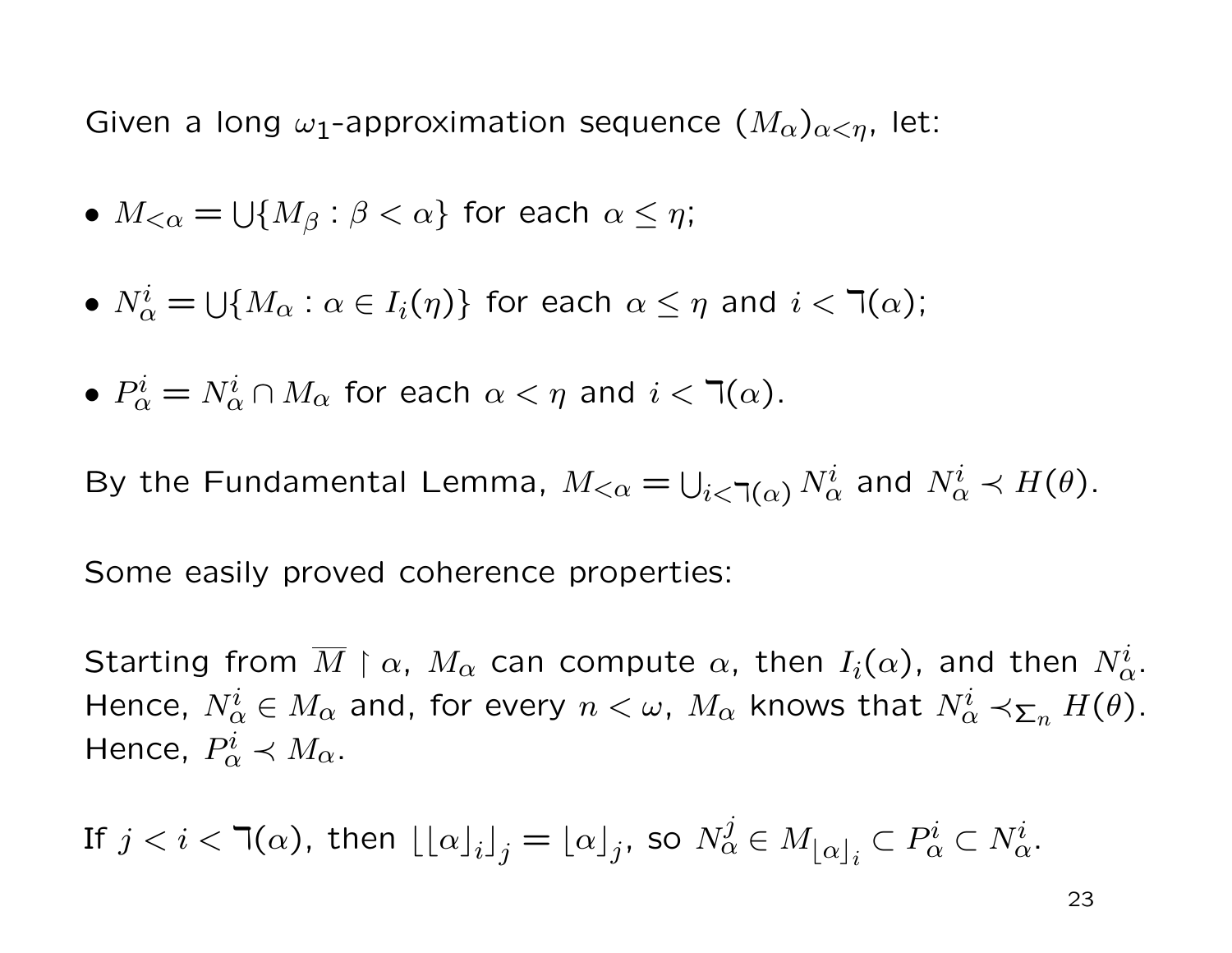Given a long $\omega_1$-approximation sequence $(M_\alpha)_{\alpha<\eta}$, let:

- $M_{<\alpha} = \bigcup\{M_\beta : \beta < \alpha\}$ for each $\alpha \leq \eta$;

- $N_\alpha^i = \bigcup\{M_\alpha : \alpha \in I_i(\eta)\}$ for each $\alpha \leq \eta$ and $i < \daleth(\alpha)$;

- $P_\alpha^i = N_\alpha^i \cap M_\alpha$ for each $\alpha < \eta$ and $i < \daleth(\alpha)$.

By the Fundamental Lemma, $M_{<\alpha} = \bigcup_{i<\daleth(\alpha)} N_\alpha^i$ and $N_\alpha^i \prec H(\theta)$.

Some easily proved coherence properties:

Starting from $\overline{M} \restriction \alpha$, $M_\alpha$ can compute $\alpha$, then $I_i(\alpha)$, and then $N_\alpha^i$. Hence, $N_\alpha^i \in M_\alpha$ and, for every $n < \omega$, $M_\alpha$ knows that $N_\alpha^i \prec_{\Sigma_n} H(\theta)$. Hence, $P_\alpha^i \prec M_\alpha$.

If $j < i < \daleth(\alpha)$, then $\lfloor \lfloor \alpha \rfloor_i \rfloor_j = \lfloor \alpha \rfloor_j$, so $N_\alpha^j \in M_{\lfloor \alpha \rfloor_i} \subset P_\alpha^i \subset N_\alpha^i$.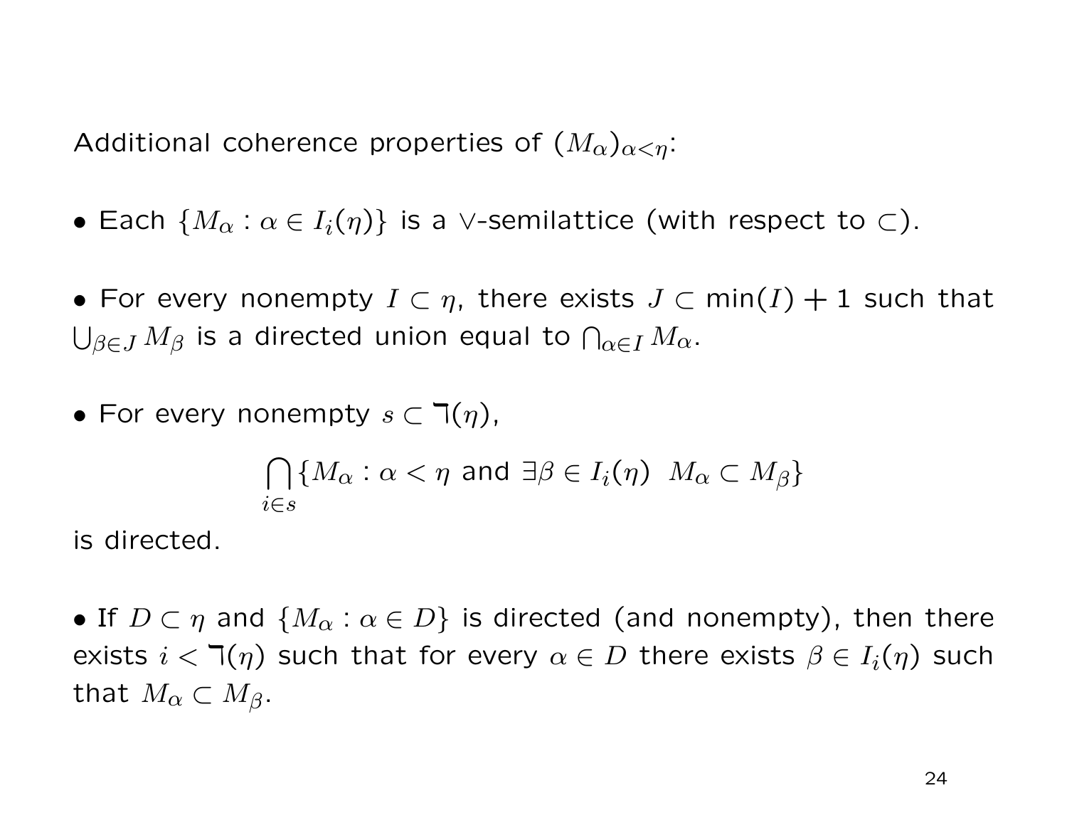Additional coherence properties of $(M_\alpha)_{\alpha<\eta}$:

- Each $\{M_\alpha : \alpha \in I_i(\eta)\}$ is a $\vee$-semilattice (with respect to $\subset$).

- For every nonempty $I \subset \eta$, there exists $J \subset \min(I) + 1$ such that $\bigcup_{\beta \in J} M_\beta$ is a directed union equal to $\bigcap_{\alpha \in I} M_\alpha$.

- For every nonempty $s \subset \daleth(\eta)$,

$$\bigcap_{i \in s} \{M_\alpha : \alpha < \eta \text{ and } \exists \beta \in I_i(\eta) \;\; M_\alpha \subset M_\beta\}$$

is directed.

- If $D \subset \eta$ and $\{M_\alpha : \alpha \in D\}$ is directed (and nonempty), then there exists $i < \daleth(\eta)$ such that for every $\alpha \in D$ there exists $\beta \in I_i(\eta)$ such that $M_\alpha \subset M_\beta$.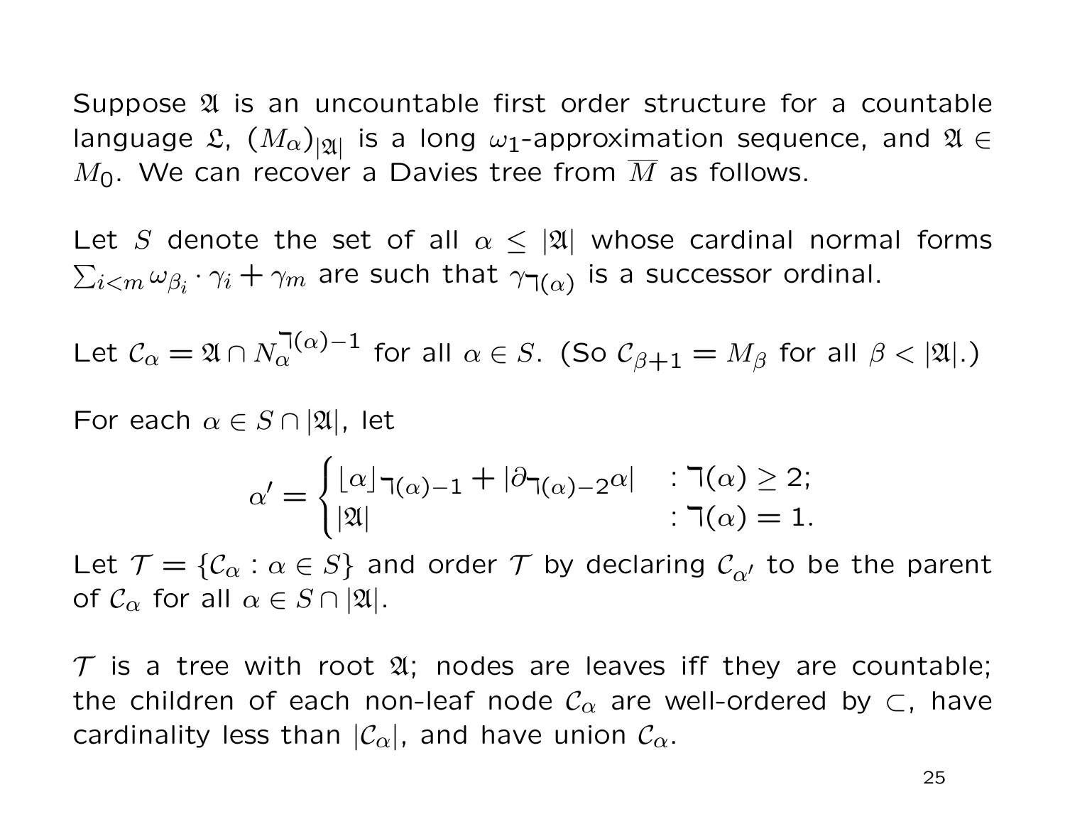Suppose $\mathfrak{A}$ is an uncountable first order structure for a countable language $\mathfrak{L}$, $(M_\alpha)_{|\mathfrak{A}|}$ is a long $\omega_1$-approximation sequence, and $\mathfrak{A} \in M_0$. We can recover a Davies tree from $\overline{M}$ as follows.

Let $S$ denote the set of all $\alpha \leq |\mathfrak{A}|$ whose cardinal normal forms $\sum_{i<m} \omega_{\beta_i} \cdot \gamma_i + \gamma_m$ are such that $\gamma_{\daleth(\alpha)}$ is a successor ordinal.

Let $\mathcal{C}_\alpha = \mathfrak{A} \cap N_\alpha^{\daleth(\alpha)-1}$ for all $\alpha \in S$. (So $\mathcal{C}_{\beta+1} = M_\beta$ for all $\beta < |\mathfrak{A}|$.)

For each $\alpha \in S \cap |\mathfrak{A}|$, let

$$\alpha' = \begin{cases} \lfloor \alpha \rfloor_{\daleth(\alpha)-1} + |\partial_{\daleth(\alpha)-2}\alpha| & : \daleth(\alpha) \geq 2; \\ |\mathfrak{A}| & : \daleth(\alpha) = 1. \end{cases}$$

Let $\mathcal{T} = \{\mathcal{C}_\alpha : \alpha \in S\}$ and order $\mathcal{T}$ by declaring $\mathcal{C}_{\alpha'}$ to be the parent of $\mathcal{C}_\alpha$ for all $\alpha \in S \cap |\mathfrak{A}|$.

$\mathcal{T}$ is a tree with root $\mathfrak{A}$; nodes are leaves iff they are countable; the children of each non-leaf node $\mathcal{C}_\alpha$ are well-ordered by $\subset$, have cardinality less than $|\mathcal{C}_\alpha|$, and have union $\mathcal{C}_\alpha$.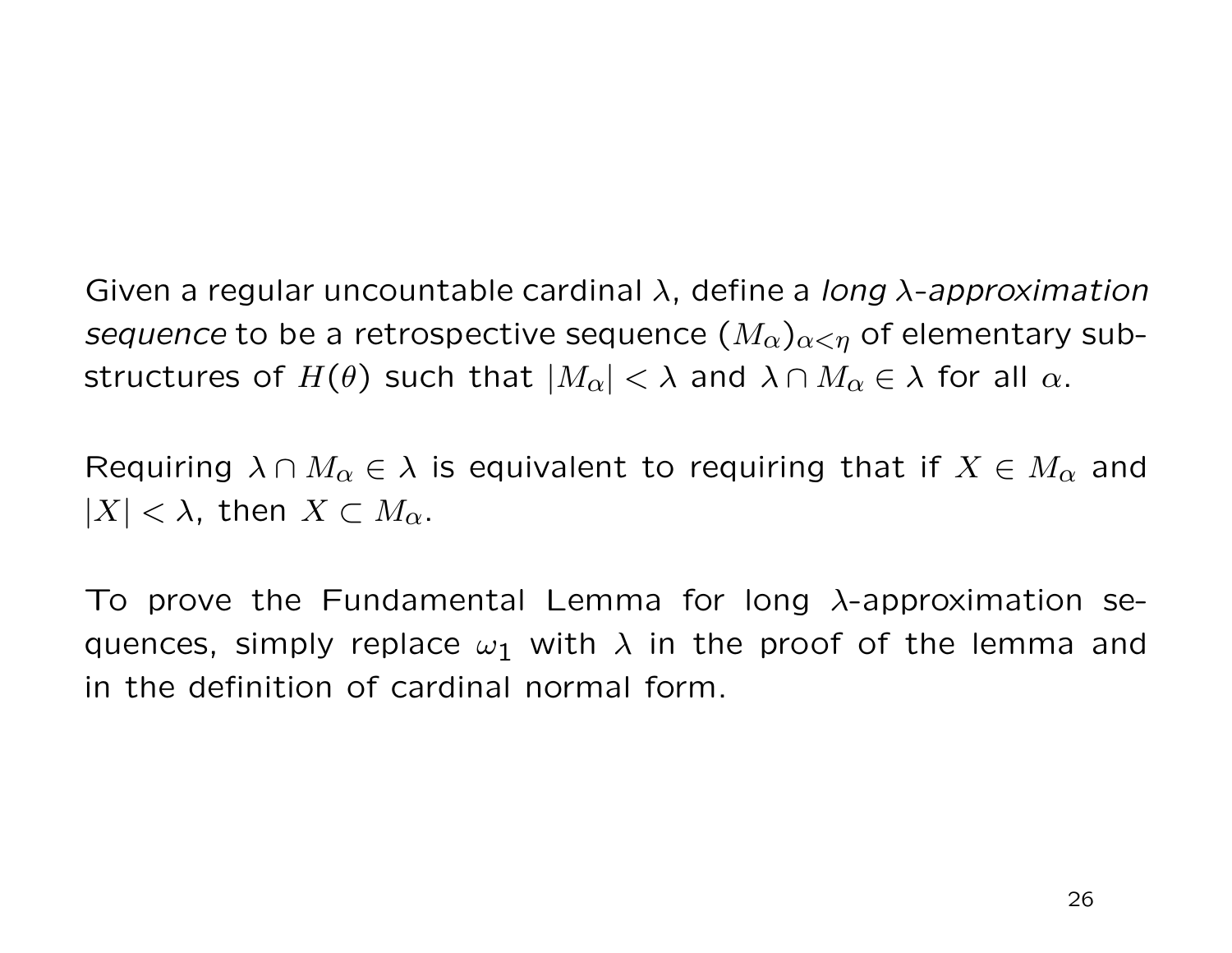Given a regular uncountable cardinal $\lambda$, define a *long $\lambda$-approximation sequence* to be a retrospective sequence $(M_\alpha)_{\alpha<\eta}$ of elementary substructures of $H(\theta)$ such that $|M_\alpha| < \lambda$ and $\lambda \cap M_\alpha \in \lambda$ for all $\alpha$.

Requiring $\lambda \cap M_\alpha \in \lambda$ is equivalent to requiring that if $X \in M_\alpha$ and $|X| < \lambda$, then $X \subset M_\alpha$.

To prove the Fundamental Lemma for long $\lambda$-approximation sequences, simply replace $\omega_1$ with $\lambda$ in the proof of the lemma and in the definition of cardinal normal form.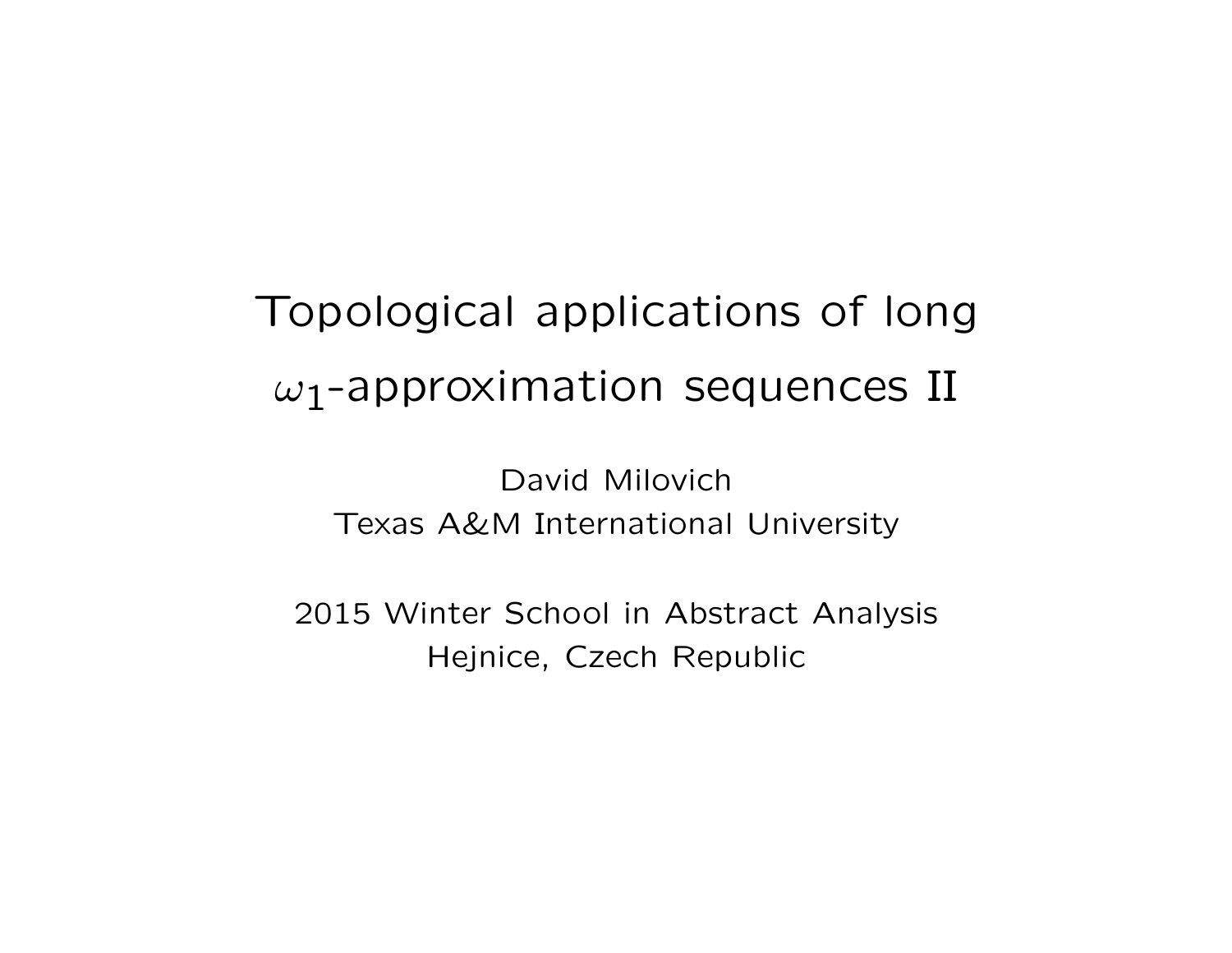# Topological applications of long $\omega_1$-approximation sequences II

David Milovich
Texas A&M International University

2015 Winter School in Abstract Analysis
Hejnice, Czech Republic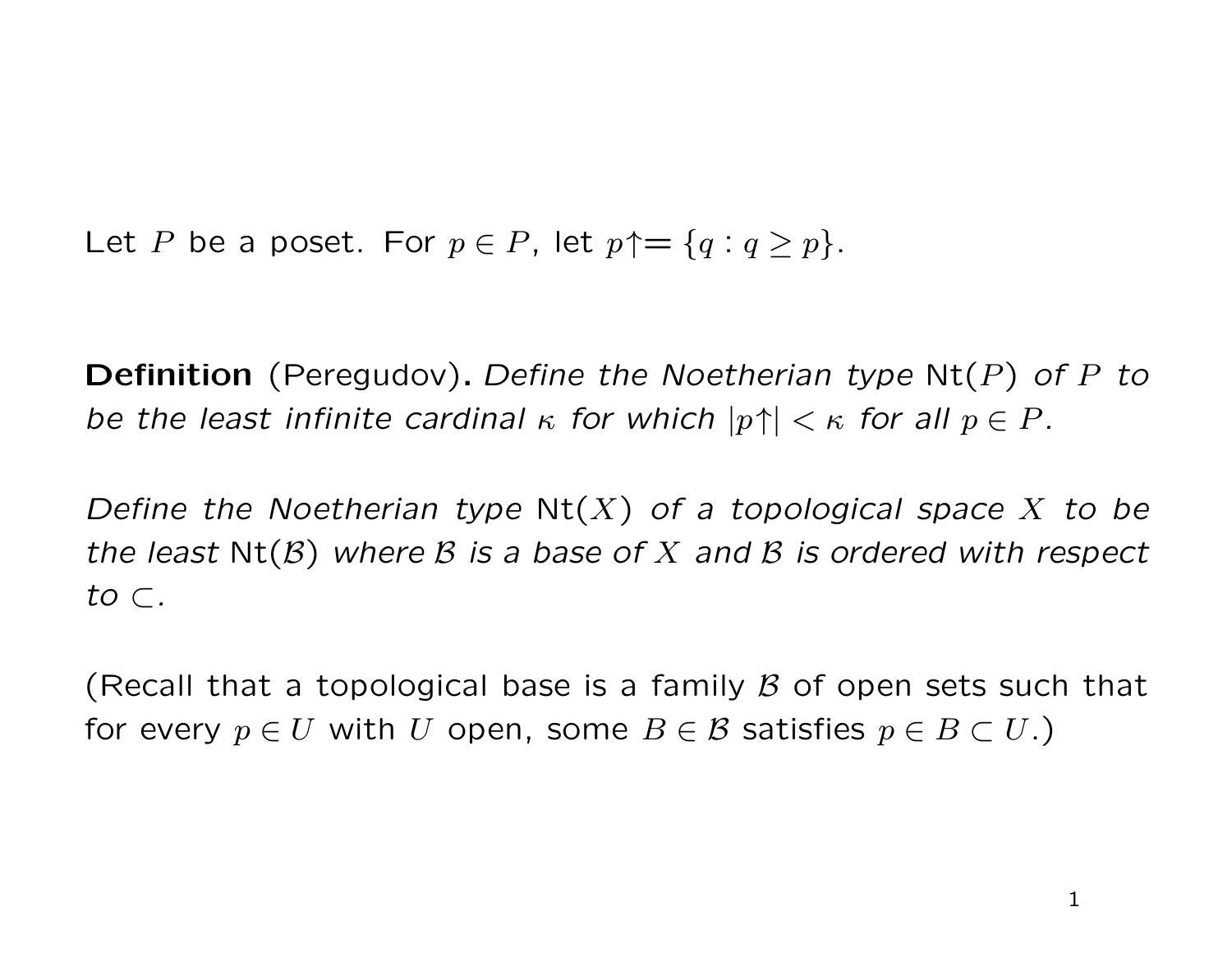Let $P$ be a poset. For $p \in P$, let $p\!\uparrow = \{q : q \geq p\}$.

**Definition** (Peregudov)**.** *Define the Noetherian type* $\mathrm{Nt}(P)$ *of* $P$ *to be the least infinite cardinal* $\kappa$ *for which* $|p\!\uparrow| < \kappa$ *for all* $p \in P$.

*Define the Noetherian type* $\mathrm{Nt}(X)$ *of a topological space* $X$ *to be the least* $\mathrm{Nt}(\mathcal{B})$ *where* $\mathcal{B}$ *is a base of* $X$ *and* $\mathcal{B}$ *is ordered with respect to* $\subset$.

(Recall that a topological base is a family $\mathcal{B}$ of open sets such that for every $p \in U$ with $U$ open, some $B \in \mathcal{B}$ satisfies $p \in B \subset U$.)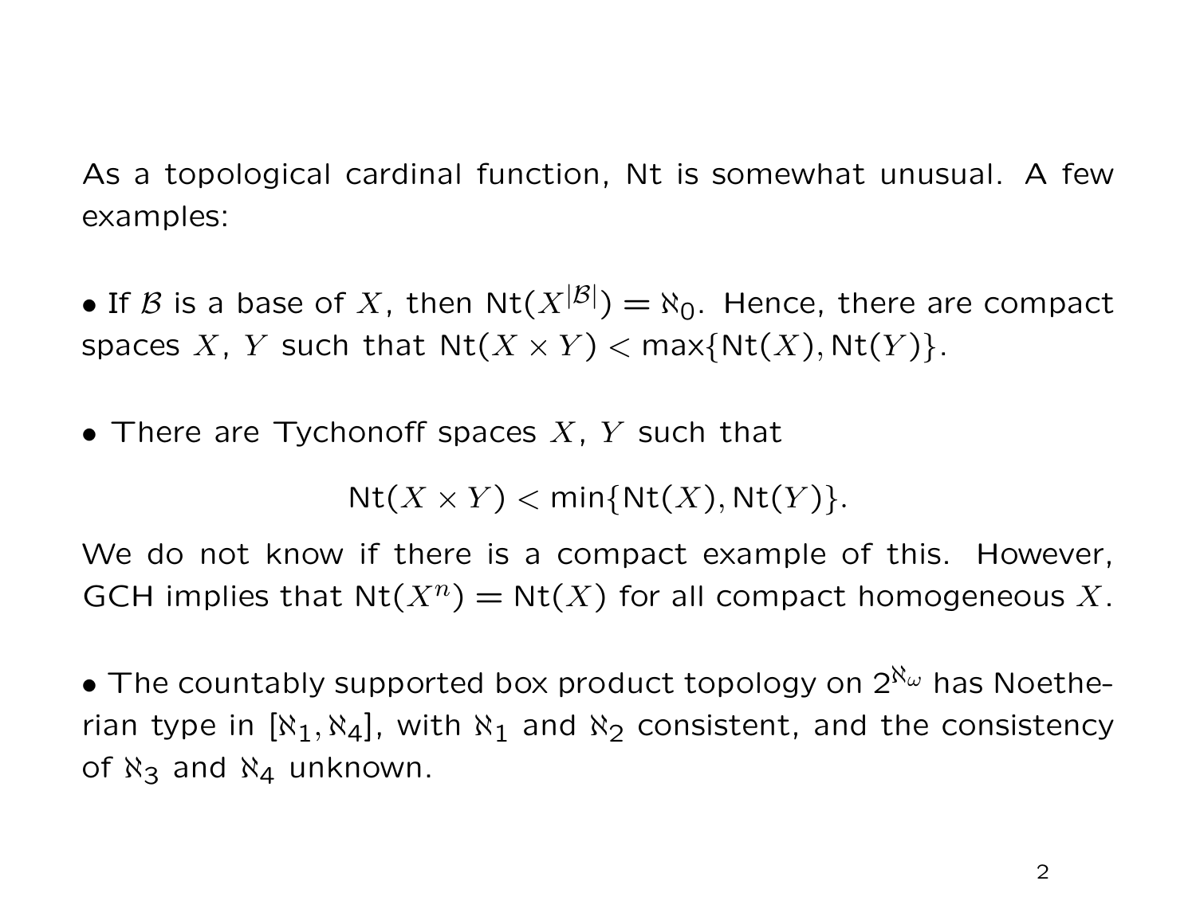As a topological cardinal function, Nt is somewhat unusual. A few examples:

- If $\mathcal{B}$ is a base of $X$, then $\mathrm{Nt}(X^{|\mathcal{B}|}) = \aleph_0$. Hence, there are compact spaces $X$, $Y$ such that $\mathrm{Nt}(X \times Y) < \max\{\mathrm{Nt}(X), \mathrm{Nt}(Y)\}$.

- There are Tychonoff spaces $X$, $Y$ such that

$$\mathrm{Nt}(X \times Y) < \min\{\mathrm{Nt}(X), \mathrm{Nt}(Y)\}.$$

We do not know if there is a compact example of this. However, GCH implies that $\mathrm{Nt}(X^n) = \mathrm{Nt}(X)$ for all compact homogeneous $X$.

- The countably supported box product topology on $2^{\aleph_\omega}$ has Noetherian type in $[\aleph_1, \aleph_4]$, with $\aleph_1$ and $\aleph_2$ consistent, and the consistency of $\aleph_3$ and $\aleph_4$ unknown.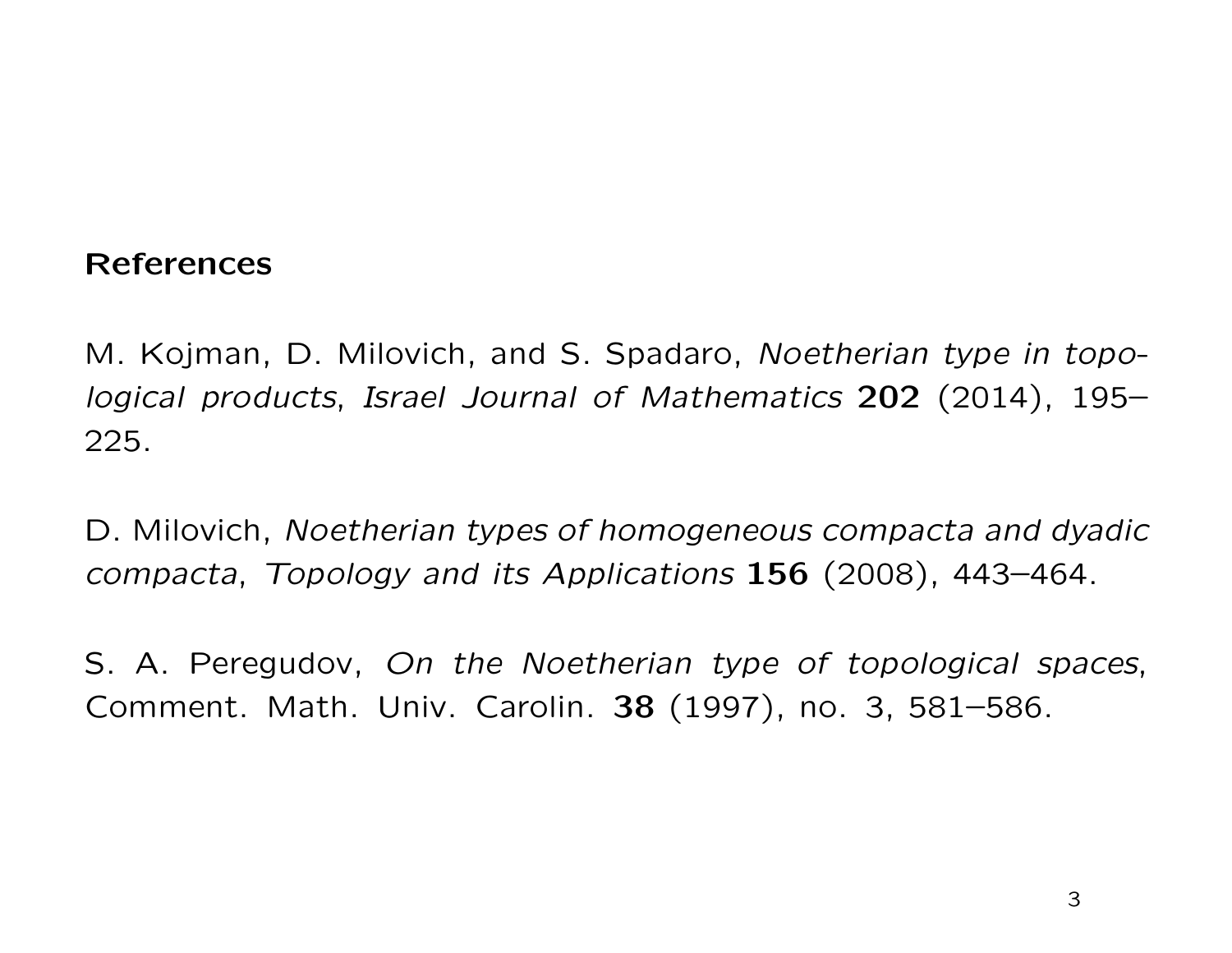**References**

M. Kojman, D. Milovich, and S. Spadaro, *Noetherian type in topological products*, *Israel Journal of Mathematics* **202** (2014), 195–225.

D. Milovich, *Noetherian types of homogeneous compacta and dyadic compacta*, *Topology and its Applications* **156** (2008), 443–464.

S. A. Peregudov, *On the Noetherian type of topological spaces*, Comment. Math. Univ. Carolin. **38** (1997), no. 3, 581–586.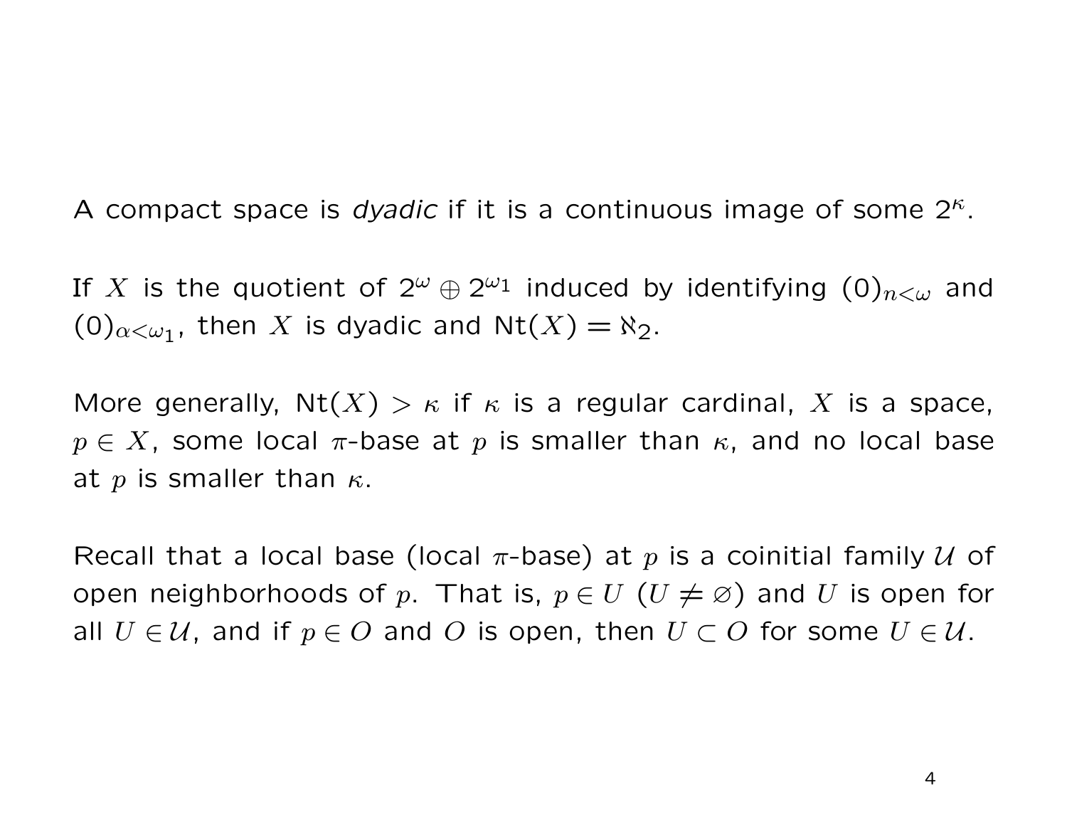A compact space is *dyadic* if it is a continuous image of some $2^\kappa$.

If $X$ is the quotient of $2^\omega \oplus 2^{\omega_1}$ induced by identifying $(0)_{n<\omega}$ and $(0)_{\alpha<\omega_1}$, then $X$ is dyadic and $\mathrm{Nt}(X) = \aleph_2$.

More generally, $\mathrm{Nt}(X) > \kappa$ if $\kappa$ is a regular cardinal, $X$ is a space, $p \in X$, some local $\pi$-base at $p$ is smaller than $\kappa$, and no local base at $p$ is smaller than $\kappa$.

Recall that a local base (local $\pi$-base) at $p$ is a coinitial family $\mathcal{U}$ of open neighborhoods of $p$. That is, $p \in U$ ($U \neq \varnothing$) and $U$ is open for all $U \in \mathcal{U}$, and if $p \in O$ and $O$ is open, then $U \subset O$ for some $U \in \mathcal{U}$.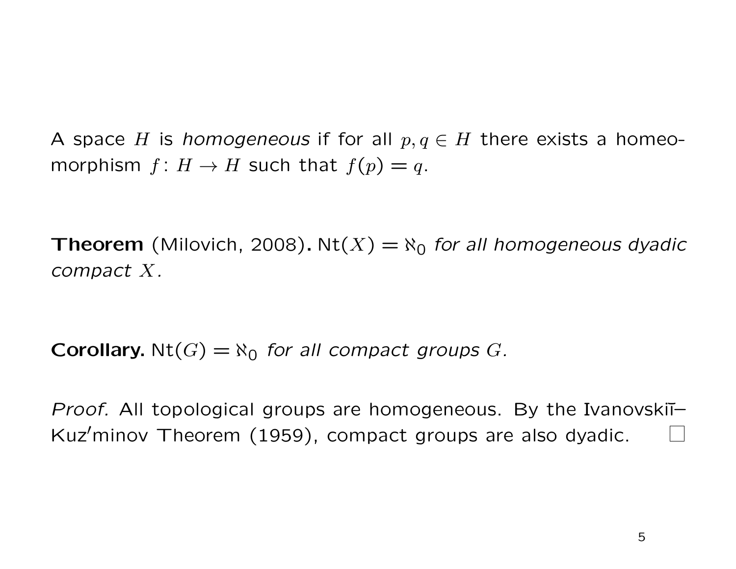A space $H$ is *homogeneous* if for all $p, q \in H$ there exists a homeomorphism $f\colon H \to H$ such that $f(p) = q$.

**Theorem** (Milovich, 2008). $\mathrm{Nt}(X) = \aleph_0$ *for all homogeneous dyadic compact* $X$.

**Corollary.** $\mathrm{Nt}(G) = \aleph_0$ *for all compact groups* $G$.

*Proof.* All topological groups are homogeneous. By the Ivanovskiĭ–Kuz′minov Theorem (1959), compact groups are also dyadic. □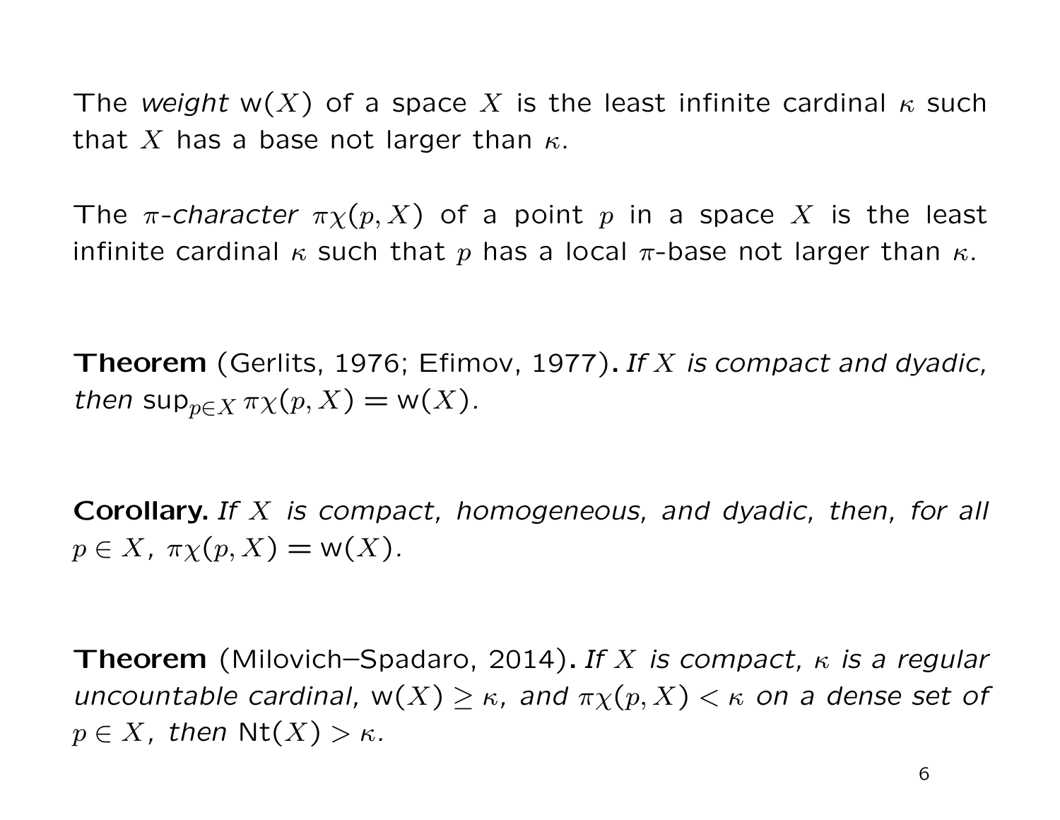The *weight* $\mathsf{w}(X)$ of a space $X$ is the least infinite cardinal $\kappa$ such that $X$ has a base not larger than $\kappa$.

The *$\pi$-character* $\pi\chi(p, X)$ of a point $p$ in a space $X$ is the least infinite cardinal $\kappa$ such that $p$ has a local $\pi$-base not larger than $\kappa$.

**Theorem** (Gerlits, 1976; Efimov, 1977). *If $X$ is compact and dyadic, then $\sup_{p \in X} \pi\chi(p, X) = \mathsf{w}(X)$.*

**Corollary.** *If $X$ is compact, homogeneous, and dyadic, then, for all $p \in X$, $\pi\chi(p, X) = \mathsf{w}(X)$.*

**Theorem** (Milovich–Spadaro, 2014). *If $X$ is compact, $\kappa$ is a regular uncountable cardinal, $\mathsf{w}(X) \geq \kappa$, and $\pi\chi(p, X) < \kappa$ on a dense set of $p \in X$, then $\mathsf{Nt}(X) > \kappa$.*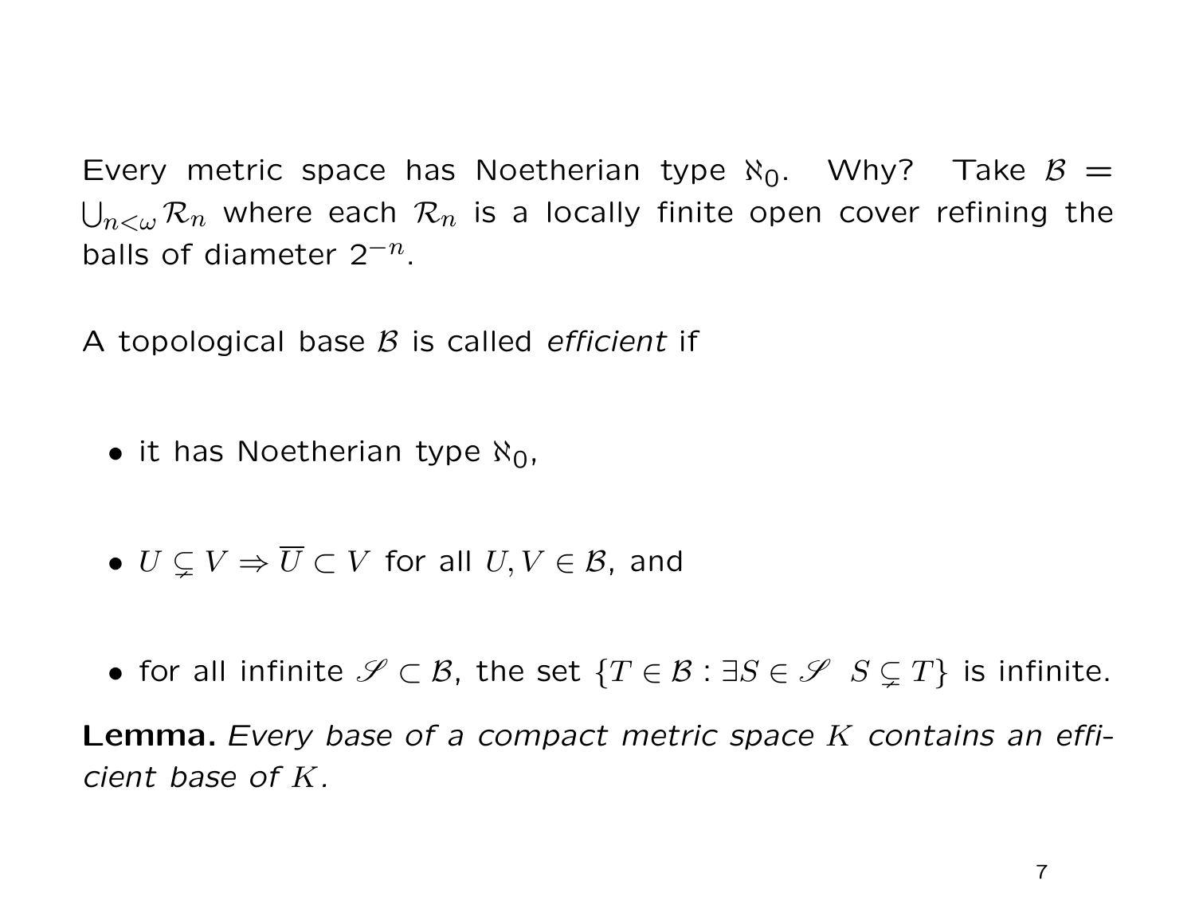Every metric space has Noetherian type $\aleph_0$. Why? Take $\mathcal{B} = \bigcup_{n<\omega} \mathcal{R}_n$ where each $\mathcal{R}_n$ is a locally finite open cover refining the balls of diameter $2^{-n}$.

A topological base $\mathcal{B}$ is called *efficient* if

- it has Noetherian type $\aleph_0$,

- $U \subsetneq V \Rightarrow \overline{U} \subset V$ for all $U, V \in \mathcal{B}$, and

- for all infinite $\mathscr{S} \subset \mathcal{B}$, the set $\{T \in \mathcal{B} : \exists S \in \mathscr{S} \;\; S \subsetneq T\}$ is infinite.

**Lemma.** *Every base of a compact metric space $K$ contains an efficient base of $K$.*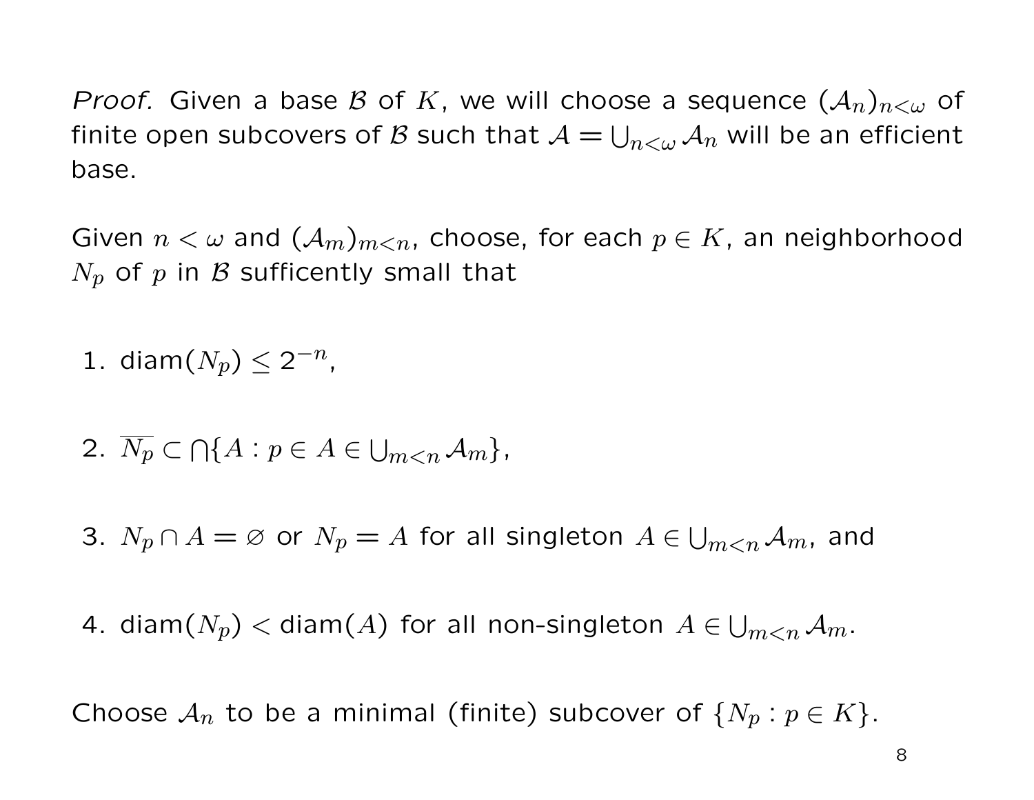*Proof.* Given a base $\mathcal{B}$ of $K$, we will choose a sequence $(\mathcal{A}_n)_{n<\omega}$ of finite open subcovers of $\mathcal{B}$ such that $\mathcal{A} = \bigcup_{n<\omega} \mathcal{A}_n$ will be an efficient base.

Given $n < \omega$ and $(\mathcal{A}_m)_{m<n}$, choose, for each $p \in K$, an neighborhood $N_p$ of $p$ in $\mathcal{B}$ sufficently small that

1. $\operatorname{diam}(N_p) \leq 2^{-n}$,

2. $\overline{N_p} \subset \bigcap\{A : p \in A \in \bigcup_{m<n} \mathcal{A}_m\}$,

3. $N_p \cap A = \varnothing$ or $N_p = A$ for all singleton $A \in \bigcup_{m<n} \mathcal{A}_m$, and

4. $\operatorname{diam}(N_p) < \operatorname{diam}(A)$ for all non-singleton $A \in \bigcup_{m<n} \mathcal{A}_m$.

Choose $\mathcal{A}_n$ to be a minimal (finite) subcover of $\{N_p : p \in K\}$.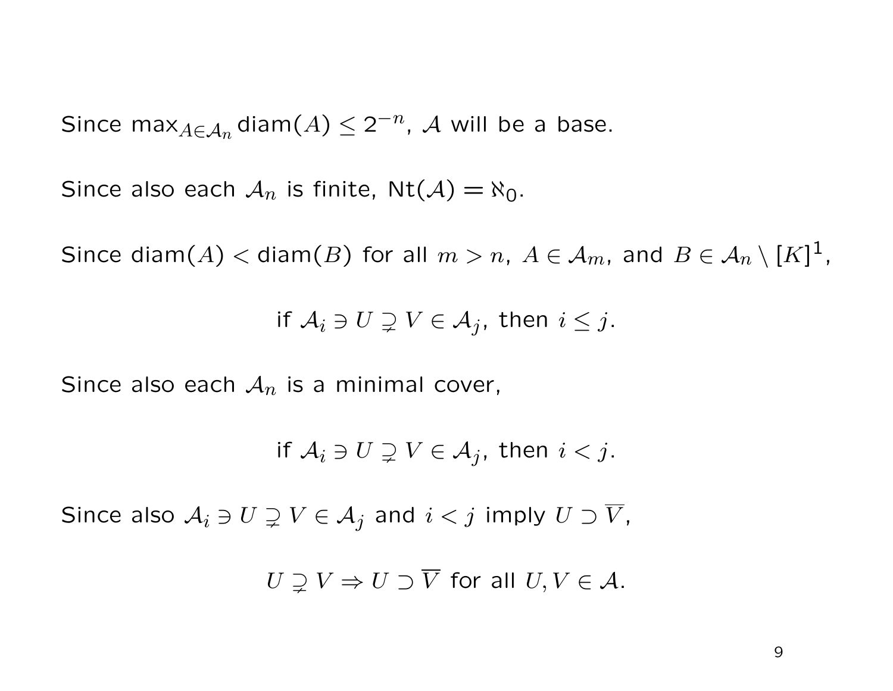Since $\max_{A \in \mathcal{A}_n} \text{diam}(A) \leq 2^{-n}$, $\mathcal{A}$ will be a base.

Since also each $\mathcal{A}_n$ is finite, $\text{Nt}(\mathcal{A}) = \aleph_0$.

Since $\text{diam}(A) < \text{diam}(B)$ for all $m > n$, $A \in \mathcal{A}_m$, and $B \in \mathcal{A}_n \setminus [K]^1$,

$$\text{if } \mathcal{A}_i \ni U \supsetneq V \in \mathcal{A}_j, \text{ then } i \leq j.$$

Since also each $\mathcal{A}_n$ is a minimal cover,

$$\text{if } \mathcal{A}_i \ni U \supsetneq V \in \mathcal{A}_j, \text{ then } i < j.$$

Since also $\mathcal{A}_i \ni U \supsetneq V \in \mathcal{A}_j$ and $i < j$ imply $U \supset \overline{V}$,

$$U \supsetneq V \Rightarrow U \supset \overline{V} \text{ for all } U, V \in \mathcal{A}.$$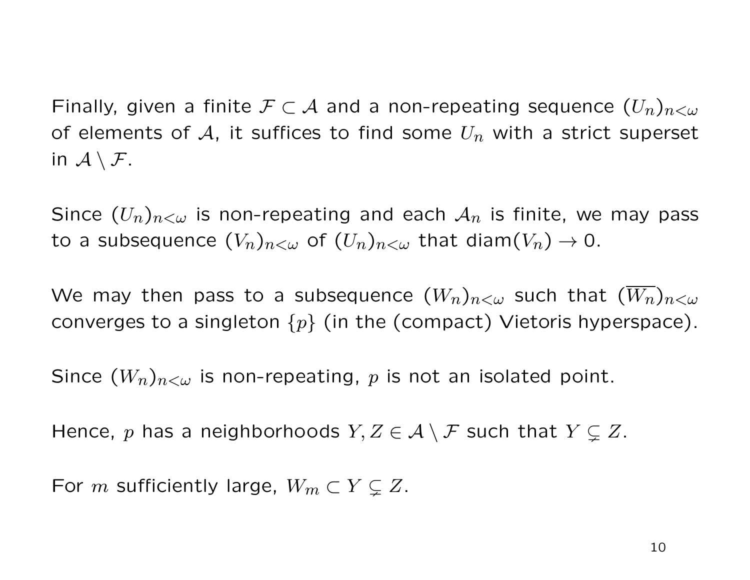Finally, given a finite $\mathcal{F} \subset \mathcal{A}$ and a non-repeating sequence $(U_n)_{n<\omega}$ of elements of $\mathcal{A}$, it suffices to find some $U_n$ with a strict superset in $\mathcal{A} \setminus \mathcal{F}$.

Since $(U_n)_{n<\omega}$ is non-repeating and each $\mathcal{A}_n$ is finite, we may pass to a subsequence $(V_n)_{n<\omega}$ of $(U_n)_{n<\omega}$ that $\text{diam}(V_n) \to 0$.

We may then pass to a subsequence $(W_n)_{n<\omega}$ such that $(\overline{W_n})_{n<\omega}$ converges to a singleton $\{p\}$ (in the (compact) Vietoris hyperspace).

Since $(W_n)_{n<\omega}$ is non-repeating, $p$ is not an isolated point.

Hence, $p$ has a neighborhoods $Y, Z \in \mathcal{A} \setminus \mathcal{F}$ such that $Y \subsetneq Z$.

For $m$ sufficiently large, $W_m \subset Y \subsetneq Z$.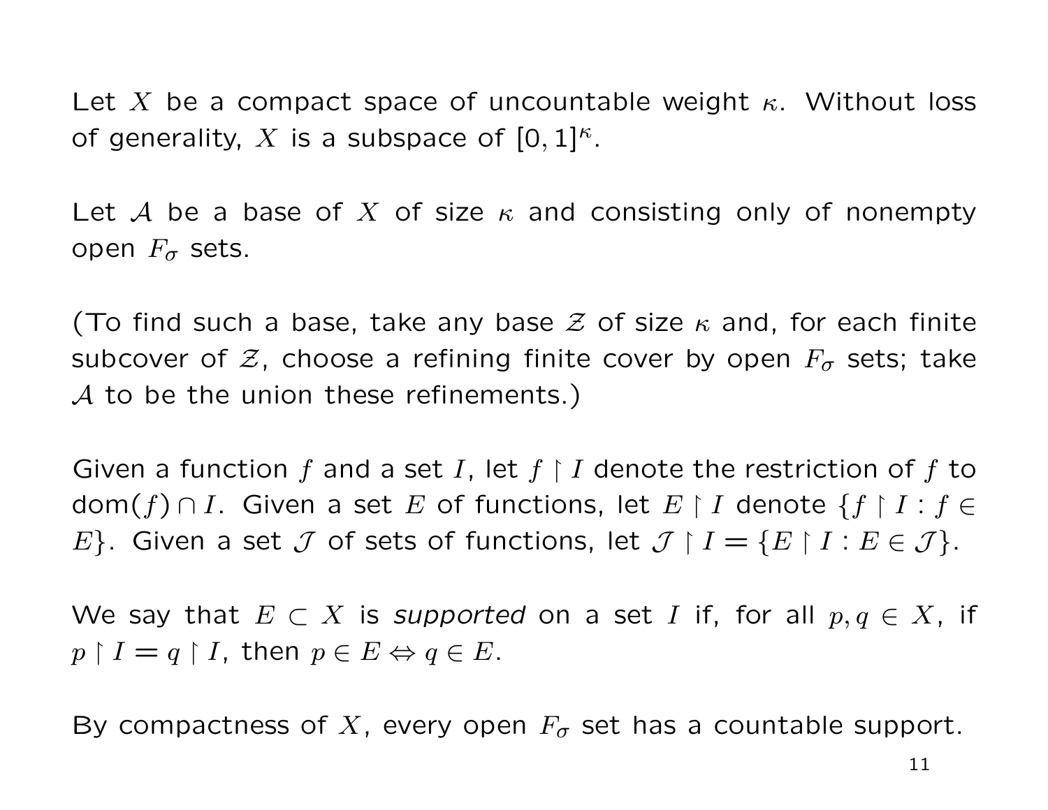Let $X$ be a compact space of uncountable weight $\kappa$. Without loss of generality, $X$ is a subspace of $[0,1]^\kappa$.

Let $\mathcal{A}$ be a base of $X$ of size $\kappa$ and consisting only of nonempty open $F_\sigma$ sets.

(To find such a base, take any base $\mathcal{Z}$ of size $\kappa$ and, for each finite subcover of $\mathcal{Z}$, choose a refining finite cover by open $F_\sigma$ sets; take $\mathcal{A}$ to be the union these refinements.)

Given a function $f$ and a set $I$, let $f \upharpoonright I$ denote the restriction of $f$ to $\mathrm{dom}(f) \cap I$. Given a set $E$ of functions, let $E \upharpoonright I$ denote $\{f \upharpoonright I : f \in E\}$. Given a set $\mathcal{J}$ of sets of functions, let $\mathcal{J} \upharpoonright I = \{E \upharpoonright I : E \in \mathcal{J}\}$.

We say that $E \subset X$ is *supported* on a set $I$ if, for all $p, q \in X$, if $p \upharpoonright I = q \upharpoonright I$, then $p \in E \Leftrightarrow q \in E$.

By compactness of $X$, every open $F_\sigma$ set has a countable support.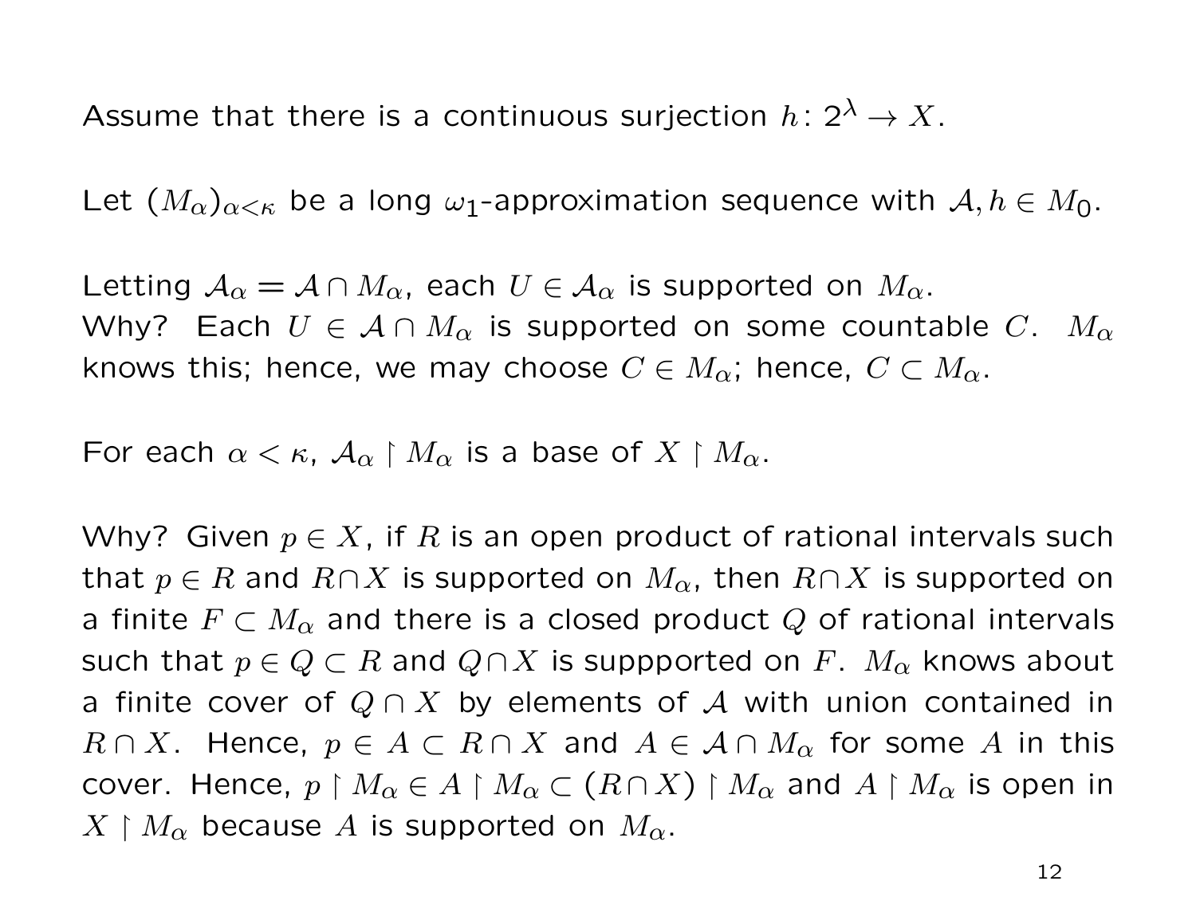Assume that there is a continuous surjection $h \colon 2^\lambda \to X$.

Let $(M_\alpha)_{\alpha<\kappa}$ be a long $\omega_1$-approximation sequence with $\mathcal{A}, h \in M_0$.

Letting $\mathcal{A}_\alpha = \mathcal{A} \cap M_\alpha$, each $U \in \mathcal{A}_\alpha$ is supported on $M_\alpha$.
Why? Each $U \in \mathcal{A} \cap M_\alpha$ is supported on some countable $C$. $M_\alpha$ knows this; hence, we may choose $C \in M_\alpha$; hence, $C \subset M_\alpha$.

For each $\alpha < \kappa$, $\mathcal{A}_\alpha \restriction M_\alpha$ is a base of $X \restriction M_\alpha$.

Why? Given $p \in X$, if $R$ is an open product of rational intervals such that $p \in R$ and $R \cap X$ is supported on $M_\alpha$, then $R \cap X$ is supported on a finite $F \subset M_\alpha$ and there is a closed product $Q$ of rational intervals such that $p \in Q \subset R$ and $Q \cap X$ is suppported on $F$. $M_\alpha$ knows about a finite cover of $Q \cap X$ by elements of $\mathcal{A}$ with union contained in $R \cap X$. Hence, $p \in A \subset R \cap X$ and $A \in \mathcal{A} \cap M_\alpha$ for some $A$ in this cover. Hence, $p \restriction M_\alpha \in A \restriction M_\alpha \subset (R \cap X) \restriction M_\alpha$ and $A \restriction M_\alpha$ is open in $X \restriction M_\alpha$ because $A$ is supported on $M_\alpha$.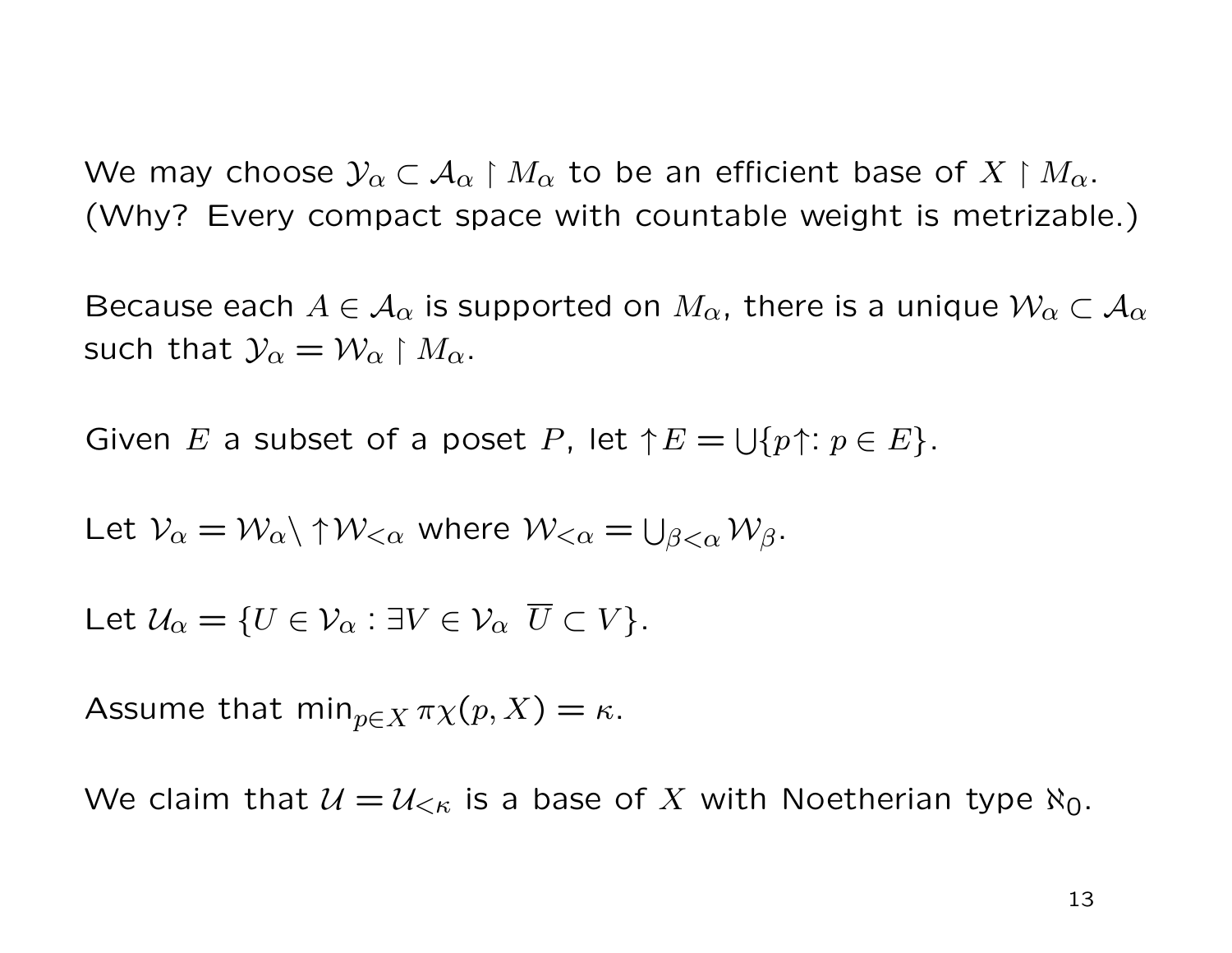We may choose $\mathcal{Y}_\alpha \subset \mathcal{A}_\alpha \restriction M_\alpha$ to be an efficient base of $X \restriction M_\alpha$. (Why? Every compact space with countable weight is metrizable.)

Because each $A \in \mathcal{A}_\alpha$ is supported on $M_\alpha$, there is a unique $\mathcal{W}_\alpha \subset \mathcal{A}_\alpha$ such that $\mathcal{Y}_\alpha = \mathcal{W}_\alpha \restriction M_\alpha$.

Given $E$ a subset of a poset $P$, let $\uparrow E = \bigcup\{p\uparrow : p \in E\}$.

Let $\mathcal{V}_\alpha = \mathcal{W}_\alpha \setminus \uparrow \mathcal{W}_{<\alpha}$ where $\mathcal{W}_{<\alpha} = \bigcup_{\beta<\alpha} \mathcal{W}_\beta$.

Let $\mathcal{U}_\alpha = \{U \in \mathcal{V}_\alpha : \exists V \in \mathcal{V}_\alpha \ \overline{U} \subset V\}$.

Assume that $\min_{p \in X} \pi\chi(p, X) = \kappa$.

We claim that $\mathcal{U} = \mathcal{U}_{<\kappa}$ is a base of $X$ with Noetherian type $\aleph_0$.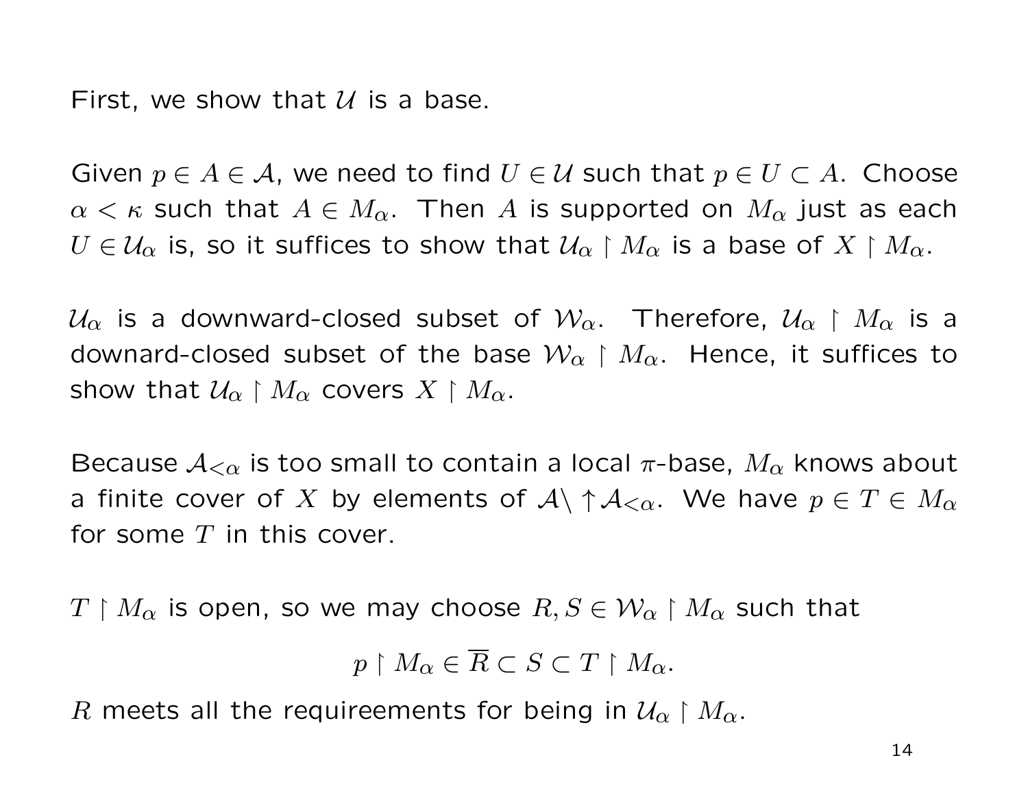First, we show that $\mathcal{U}$ is a base.

Given $p \in A \in \mathcal{A}$, we need to find $U \in \mathcal{U}$ such that $p \in U \subset A$. Choose $\alpha < \kappa$ such that $A \in M_\alpha$. Then $A$ is supported on $M_\alpha$ just as each $U \in \mathcal{U}_\alpha$ is, so it suffices to show that $\mathcal{U}_\alpha \upharpoonright M_\alpha$ is a base of $X \upharpoonright M_\alpha$.

$\mathcal{U}_\alpha$ is a downward-closed subset of $\mathcal{W}_\alpha$. Therefore, $\mathcal{U}_\alpha \upharpoonright M_\alpha$ is a downard-closed subset of the base $\mathcal{W}_\alpha \upharpoonright M_\alpha$. Hence, it suffices to show that $\mathcal{U}_\alpha \upharpoonright M_\alpha$ covers $X \upharpoonright M_\alpha$.

Because $\mathcal{A}_{<\alpha}$ is too small to contain a local $\pi$-base, $M_\alpha$ knows about a finite cover of $X$ by elements of $\mathcal{A} \setminus \uparrow \mathcal{A}_{<\alpha}$. We have $p \in T \in M_\alpha$ for some $T$ in this cover.

$T \upharpoonright M_\alpha$ is open, so we may choose $R, S \in \mathcal{W}_\alpha \upharpoonright M_\alpha$ such that

$$p \upharpoonright M_\alpha \in \overline{R} \subset S \subset T \upharpoonright M_\alpha.$$

$R$ meets all the requireements for being in $\mathcal{U}_\alpha \upharpoonright M_\alpha$.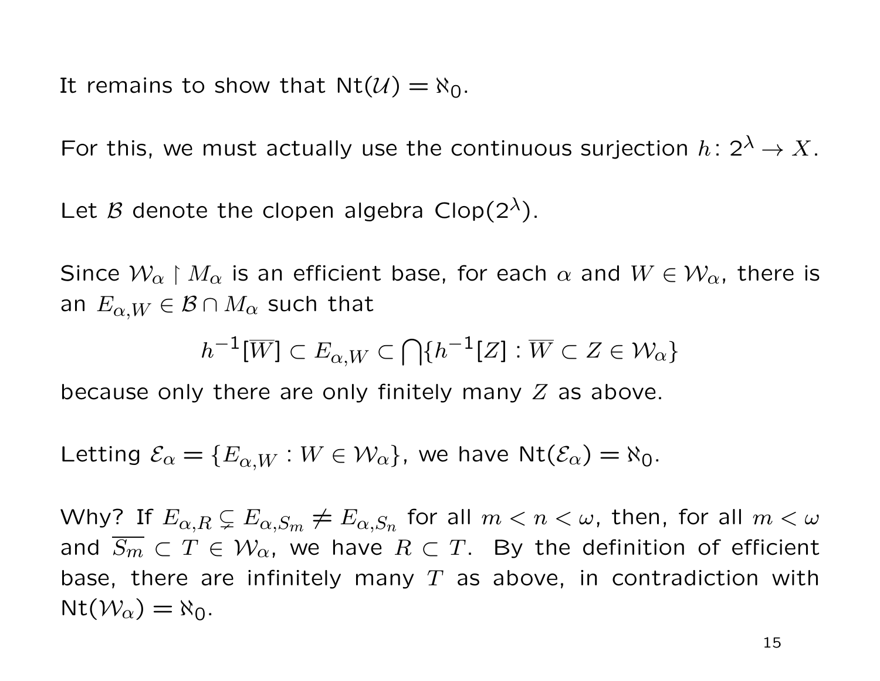It remains to show that $\mathsf{Nt}(\mathcal{U}) = \aleph_0$.

For this, we must actually use the continuous surjection $h\colon 2^\lambda \to X$.

Let $\mathcal{B}$ denote the clopen algebra $\mathsf{Clop}(2^\lambda)$.

Since $\mathcal{W}_\alpha \restriction M_\alpha$ is an efficient base, for each $\alpha$ and $W \in \mathcal{W}_\alpha$, there is an $E_{\alpha,W} \in \mathcal{B} \cap M_\alpha$ such that

$$h^{-1}[\overline{W}] \subset E_{\alpha,W} \subset \bigcap\{h^{-1}[Z] : \overline{W} \subset Z \in \mathcal{W}_\alpha\}$$

because only there are only finitely many $Z$ as above.

Letting $\mathcal{E}_\alpha = \{E_{\alpha,W} : W \in \mathcal{W}_\alpha\}$, we have $\mathsf{Nt}(\mathcal{E}_\alpha) = \aleph_0$.

Why? If $E_{\alpha,R} \subsetneq E_{\alpha,S_m} \neq E_{\alpha,S_n}$ for all $m < n < \omega$, then, for all $m < \omega$ and $\overline{S_m} \subset T \in \mathcal{W}_\alpha$, we have $R \subset T$. By the definition of efficient base, there are infinitely many $T$ as above, in contradiction with $\mathsf{Nt}(\mathcal{W}_\alpha) = \aleph_0$.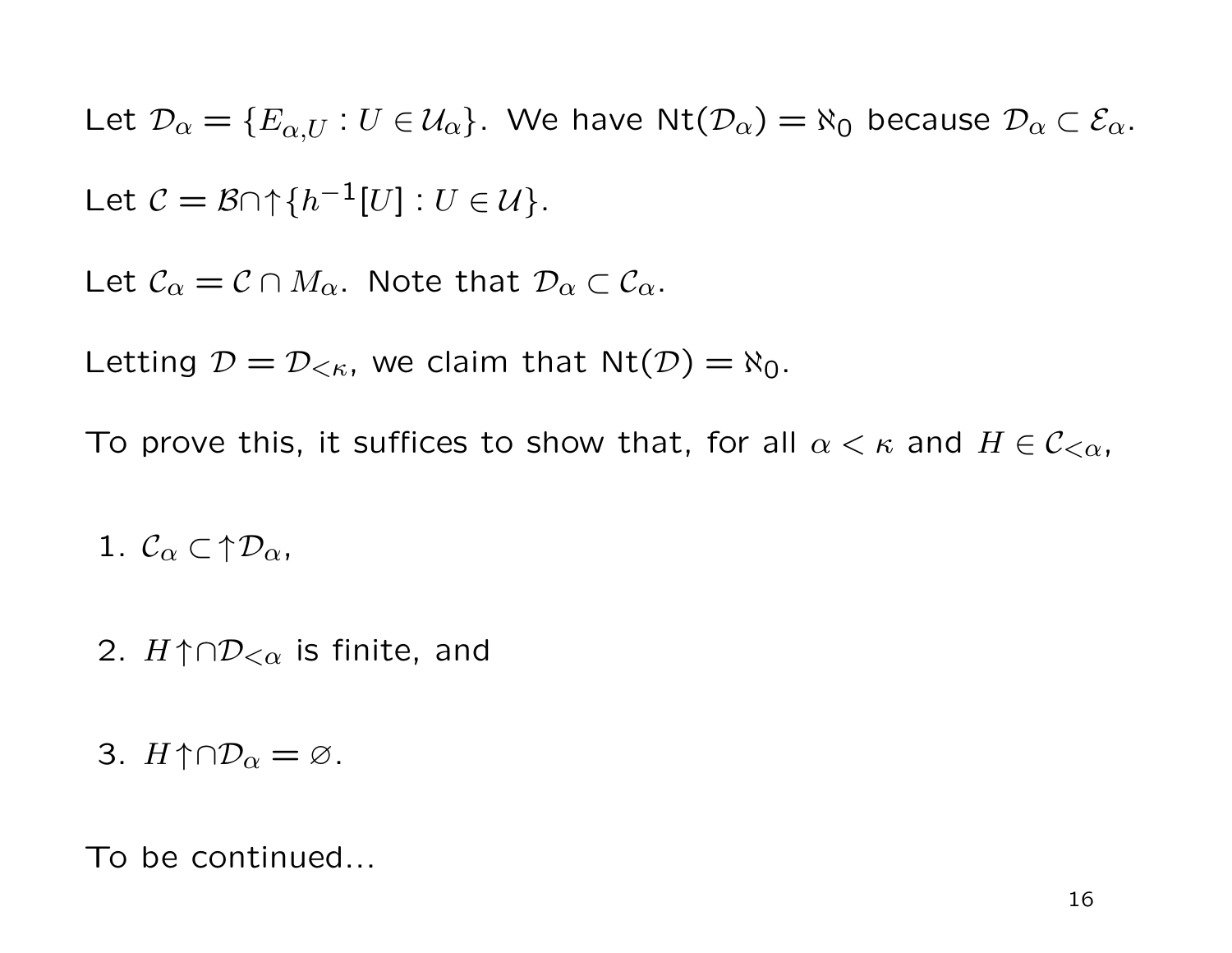Let $\mathcal{D}_\alpha = \{E_{\alpha,U} : U \in \mathcal{U}_\alpha\}$. We have $\mathsf{Nt}(\mathcal{D}_\alpha) = \aleph_0$ because $\mathcal{D}_\alpha \subset \mathcal{E}_\alpha$.

Let $\mathcal{C} = \mathcal{B} \cap \uparrow\{h^{-1}[U] : U \in \mathcal{U}\}$.

Let $\mathcal{C}_\alpha = \mathcal{C} \cap M_\alpha$. Note that $\mathcal{D}_\alpha \subset \mathcal{C}_\alpha$.

Letting $\mathcal{D} = \mathcal{D}_{<\kappa}$, we claim that $\mathsf{Nt}(\mathcal{D}) = \aleph_0$.

To prove this, it suffices to show that, for all $\alpha < \kappa$ and $H \in \mathcal{C}_{<\alpha}$,

1. $\mathcal{C}_\alpha \subset \uparrow\mathcal{D}_\alpha$,

2. $H\uparrow \cap \mathcal{D}_{<\alpha}$ is finite, and

3. $H\uparrow \cap \mathcal{D}_\alpha = \varnothing$.

To be continued...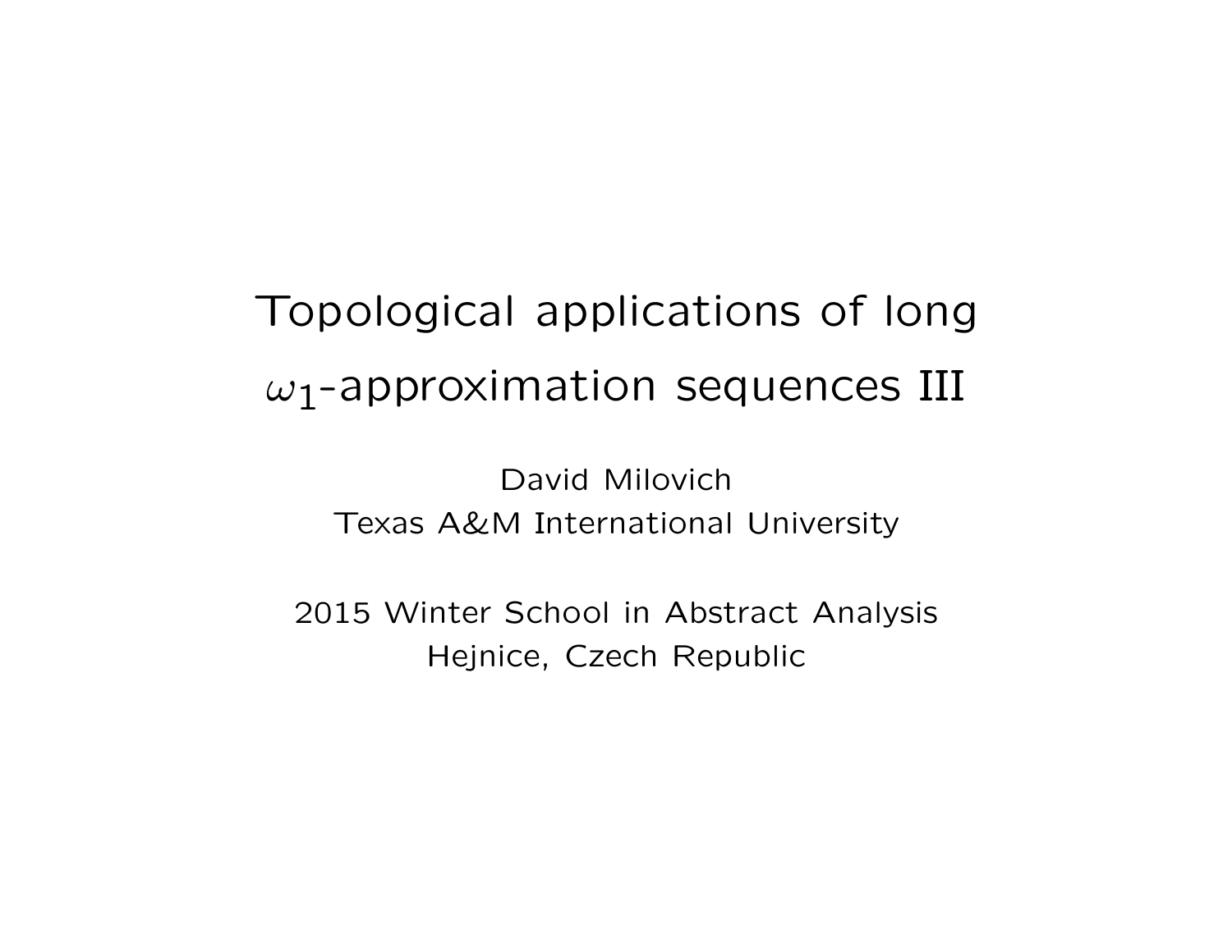# Topological applications of long $\omega_1$-approximation sequences III

David Milovich
Texas A&M International University

2015 Winter School in Abstract Analysis
Hejnice, Czech Republic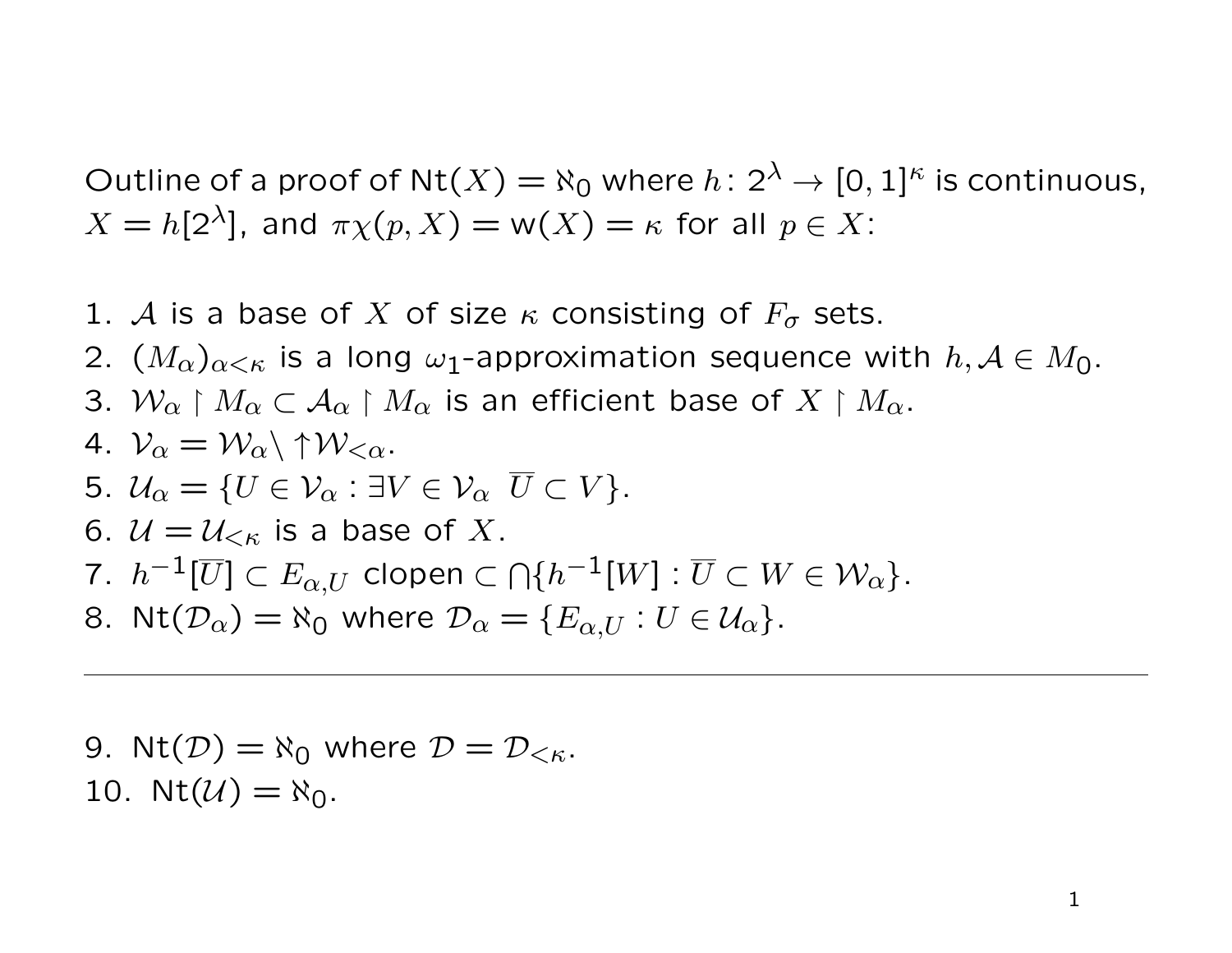Outline of a proof of $\mathsf{Nt}(X) = \aleph_0$ where $h\colon 2^\lambda \to [0,1]^\kappa$ is continuous, $X = h[2^\lambda]$, and $\pi\chi(p, X) = \mathsf{w}(X) = \kappa$ for all $p \in X$:

1. $\mathcal{A}$ is a base of $X$ of size $\kappa$ consisting of $F_\sigma$ sets.
2. $(M_\alpha)_{\alpha<\kappa}$ is a long $\omega_1$-approximation sequence with $h, \mathcal{A} \in M_0$.
3. $\mathcal{W}_\alpha \upharpoonright M_\alpha \subset \mathcal{A}_\alpha \upharpoonright M_\alpha$ is an efficient base of $X \upharpoonright M_\alpha$.
4. $\mathcal{V}_\alpha = \mathcal{W}_\alpha \setminus \uparrow\mathcal{W}_{<\alpha}$.
5. $\mathcal{U}_\alpha = \{U \in \mathcal{V}_\alpha : \exists V \in \mathcal{V}_\alpha\ \overline{U} \subset V\}$.
6. $\mathcal{U} = \mathcal{U}_{<\kappa}$ is a base of $X$.
7. $h^{-1}[\overline{U}] \subset E_{\alpha,U}$ clopen $\subset \bigcap\{h^{-1}[W] : \overline{U} \subset W \in \mathcal{W}_\alpha\}$.
8. $\mathsf{Nt}(\mathcal{D}_\alpha) = \aleph_0$ where $\mathcal{D}_\alpha = \{E_{\alpha,U} : U \in \mathcal{U}_\alpha\}$.

---

9. $\mathsf{Nt}(\mathcal{D}) = \aleph_0$ where $\mathcal{D} = \mathcal{D}_{<\kappa}$.
10. $\mathsf{Nt}(\mathcal{U}) = \aleph_0$.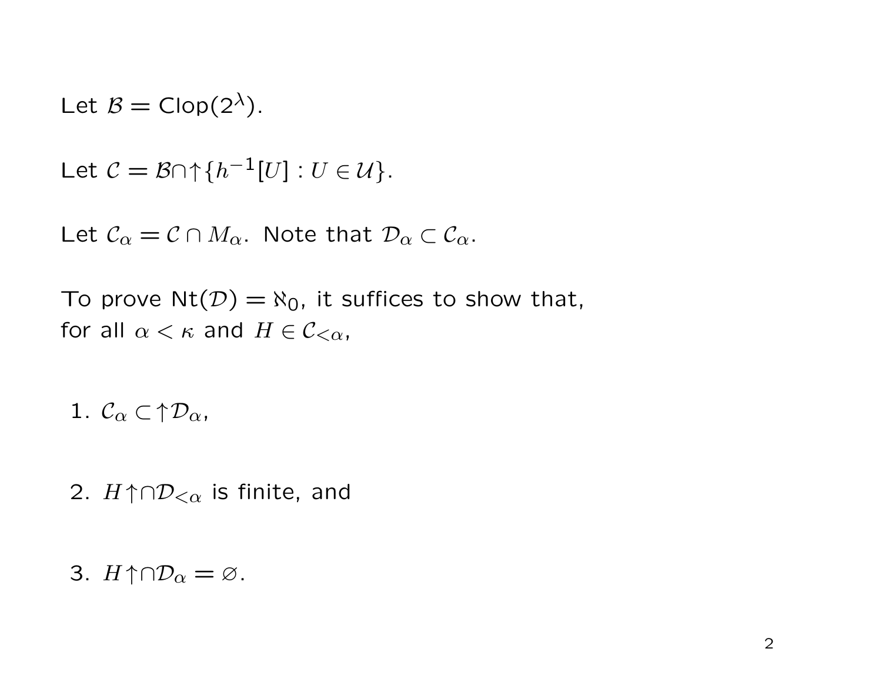Let $\mathcal{B} = \mathsf{Clop}(2^\lambda)$.

Let $\mathcal{C} = \mathcal{B} \cap \uparrow \{h^{-1}[U] : U \in \mathcal{U}\}$.

Let $\mathcal{C}_\alpha = \mathcal{C} \cap M_\alpha$. Note that $\mathcal{D}_\alpha \subset \mathcal{C}_\alpha$.

To prove $\mathsf{Nt}(\mathcal{D}) = \aleph_0$, it suffices to show that, for all $\alpha < \kappa$ and $H \in \mathcal{C}_{<\alpha}$,

1. $\mathcal{C}_\alpha \subset \uparrow \mathcal{D}_\alpha$,

2. $H \uparrow \cap \mathcal{D}_{<\alpha}$ is finite, and

3. $H \uparrow \cap \mathcal{D}_\alpha = \varnothing$.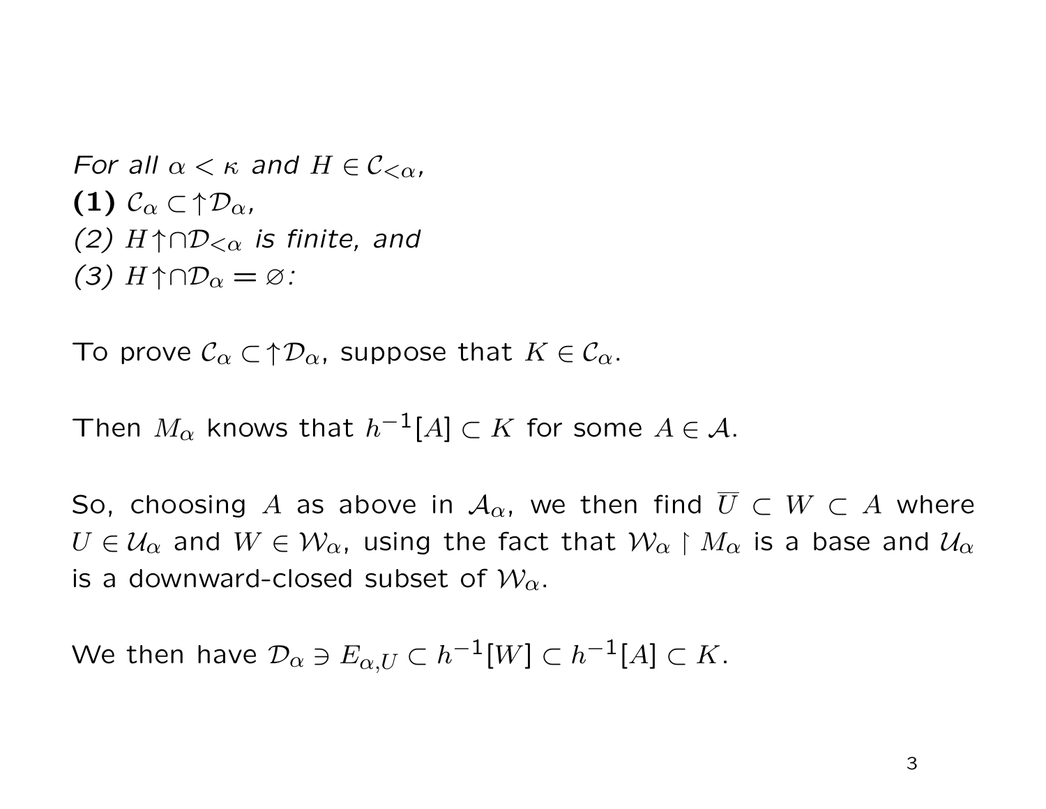*For all $\alpha < \kappa$ and $H \in \mathcal{C}_{<\alpha}$,*
**(1)** $\mathcal{C}_\alpha \subset {\uparrow}\mathcal{D}_\alpha$,
*(2)* $H{\uparrow} \cap \mathcal{D}_{<\alpha}$ *is finite, and*
*(3)* $H{\uparrow} \cap \mathcal{D}_\alpha = \varnothing$*:*

To prove $\mathcal{C}_\alpha \subset {\uparrow}\mathcal{D}_\alpha$, suppose that $K \in \mathcal{C}_\alpha$.

Then $M_\alpha$ knows that $h^{-1}[A] \subset K$ for some $A \in \mathcal{A}$.

So, choosing $A$ as above in $\mathcal{A}_\alpha$, we then find $\overline{U} \subset W \subset A$ where $U \in \mathcal{U}_\alpha$ and $W \in \mathcal{W}_\alpha$, using the fact that $\mathcal{W}_\alpha \restriction M_\alpha$ is a base and $\mathcal{U}_\alpha$ is a downward-closed subset of $\mathcal{W}_\alpha$.

We then have $\mathcal{D}_\alpha \ni E_{\alpha,U} \subset h^{-1}[W] \subset h^{-1}[A] \subset K$.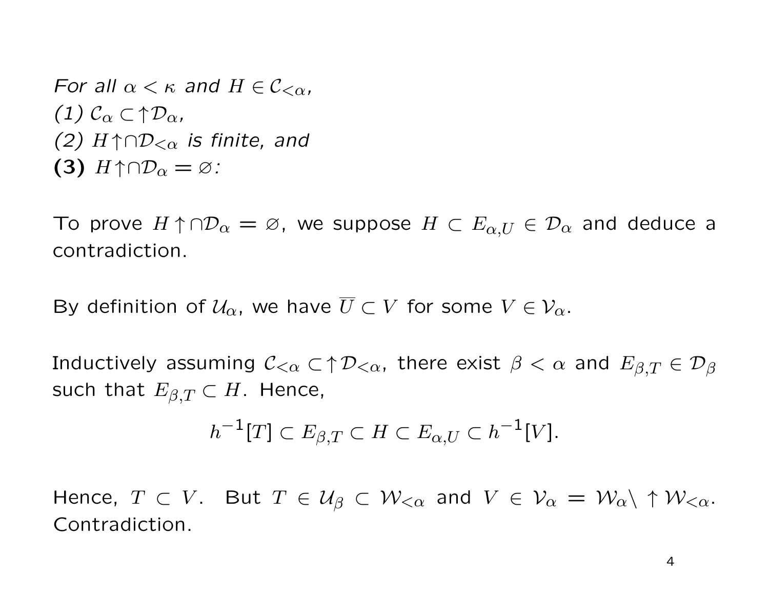*For all $\alpha < \kappa$ and $H \in \mathcal{C}_{<\alpha}$,*
*(1) $\mathcal{C}_\alpha \subset \uparrow\mathcal{D}_\alpha$,*
*(2) $H\uparrow \cap \mathcal{D}_{<\alpha}$ is finite, and*
**(3)** *$H\uparrow \cap \mathcal{D}_\alpha = \varnothing$:*

To prove $H\uparrow \cap \mathcal{D}_\alpha = \varnothing$, we suppose $H \subset E_{\alpha,U} \in \mathcal{D}_\alpha$ and deduce a contradiction.

By definition of $\mathcal{U}_\alpha$, we have $\overline{U} \subset V$ for some $V \in \mathcal{V}_\alpha$.

Inductively assuming $\mathcal{C}_{<\alpha} \subset \uparrow\mathcal{D}_{<\alpha}$, there exist $\beta < \alpha$ and $E_{\beta,T} \in \mathcal{D}_\beta$ such that $E_{\beta,T} \subset H$. Hence,

$$h^{-1}[T] \subset E_{\beta,T} \subset H \subset E_{\alpha,U} \subset h^{-1}[V].$$

Hence, $T \subset V$. But $T \in \mathcal{U}_\beta \subset \mathcal{W}_{<\alpha}$ and $V \in \mathcal{V}_\alpha = \mathcal{W}_\alpha \setminus \uparrow\mathcal{W}_{<\alpha}$. Contradiction.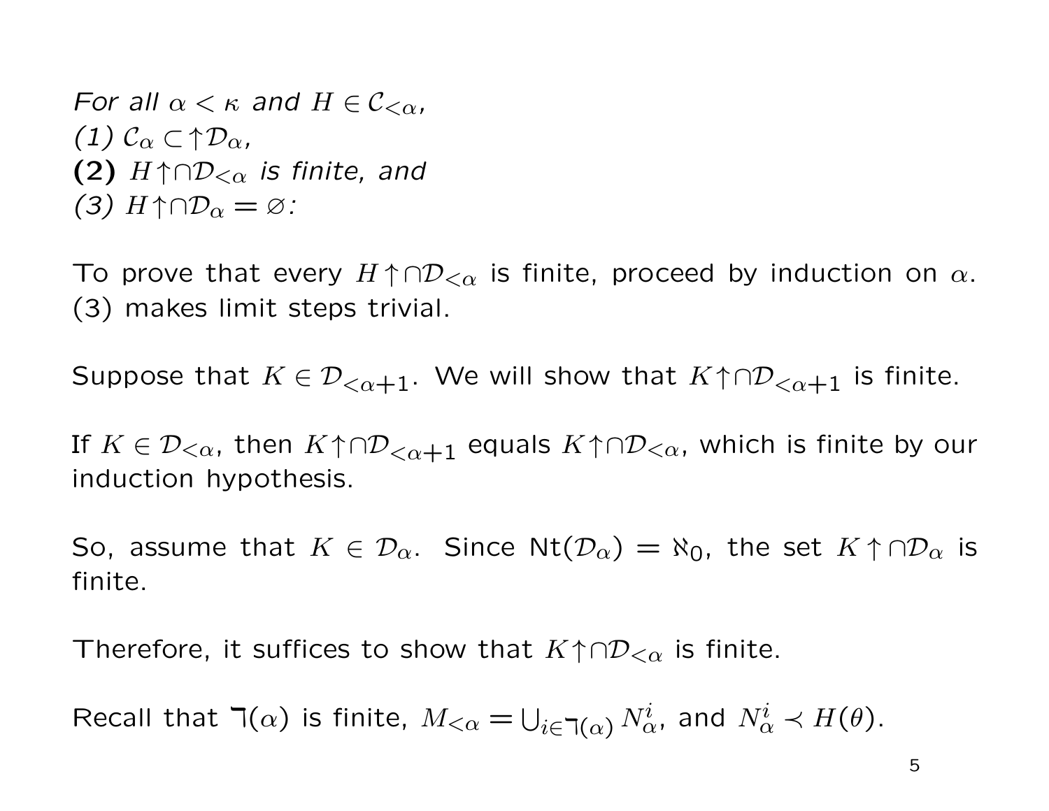*For all $\alpha < \kappa$ and $H \in \mathcal{C}_{<\alpha}$,*
*(1) $\mathcal{C}_\alpha \subset \uparrow\mathcal{D}_\alpha$,*
**(2)** *$H\uparrow \cap \mathcal{D}_{<\alpha}$ is finite, and*
*(3) $H\uparrow \cap \mathcal{D}_\alpha = \varnothing$:*

To prove that every $H\uparrow \cap \mathcal{D}_{<\alpha}$ is finite, proceed by induction on $\alpha$. (3) makes limit steps trivial.

Suppose that $K \in \mathcal{D}_{<\alpha+1}$. We will show that $K\uparrow \cap \mathcal{D}_{<\alpha+1}$ is finite.

If $K \in \mathcal{D}_{<\alpha}$, then $K\uparrow \cap \mathcal{D}_{<\alpha+1}$ equals $K\uparrow \cap \mathcal{D}_{<\alpha}$, which is finite by our induction hypothesis.

So, assume that $K \in \mathcal{D}_\alpha$. Since $\mathrm{Nt}(\mathcal{D}_\alpha) = \aleph_0$, the set $K\uparrow \cap \mathcal{D}_\alpha$ is finite.

Therefore, it suffices to show that $K\uparrow \cap \mathcal{D}_{<\alpha}$ is finite.

Recall that $\daleth(\alpha)$ is finite, $M_{<\alpha} = \bigcup_{i \in \daleth(\alpha)} N^i_\alpha$, and $N^i_\alpha \prec H(\theta)$.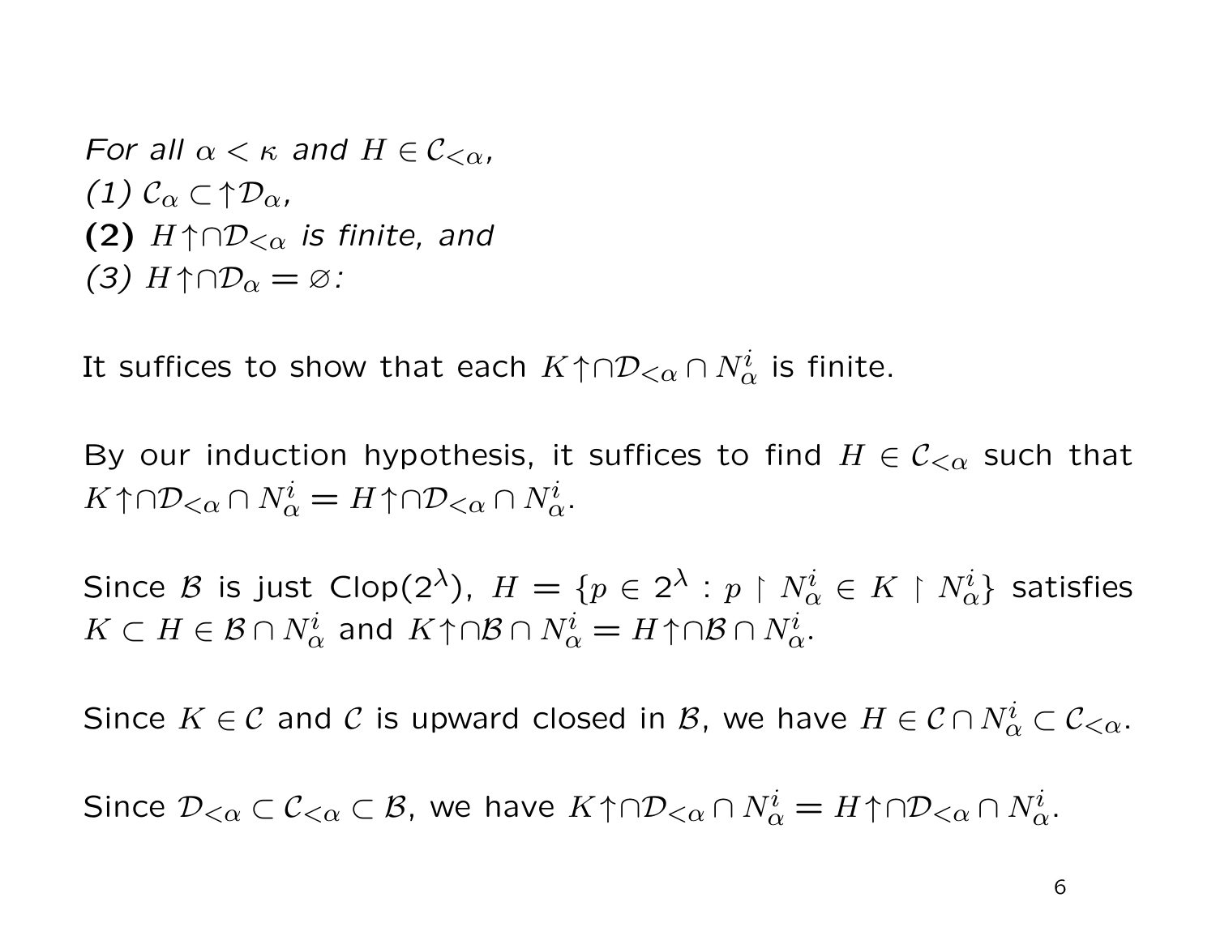*For all $\alpha < \kappa$ and $H \in \mathcal{C}_{<\alpha}$,*
*(1) $\mathcal{C}_\alpha \subset \uparrow\mathcal{D}_\alpha$,*
**(2)** *$H\uparrow\cap\mathcal{D}_{<\alpha}$ is finite, and*
*(3) $H\uparrow\cap\mathcal{D}_\alpha = \varnothing$:*

It suffices to show that each $K\uparrow\cap\mathcal{D}_{<\alpha} \cap N^i_\alpha$ is finite.

By our induction hypothesis, it suffices to find $H \in \mathcal{C}_{<\alpha}$ such that $K\uparrow\cap\mathcal{D}_{<\alpha} \cap N^i_\alpha = H\uparrow\cap\mathcal{D}_{<\alpha} \cap N^i_\alpha$.

Since $\mathcal{B}$ is just Clop($2^\lambda$), $H = \{p \in 2^\lambda : p \restriction N^i_\alpha \in K \restriction N^i_\alpha\}$ satisfies $K \subset H \in \mathcal{B} \cap N^i_\alpha$ and $K\uparrow\cap\mathcal{B} \cap N^i_\alpha = H\uparrow\cap\mathcal{B} \cap N^i_\alpha$.

Since $K \in \mathcal{C}$ and $\mathcal{C}$ is upward closed in $\mathcal{B}$, we have $H \in \mathcal{C} \cap N^i_\alpha \subset \mathcal{C}_{<\alpha}$.

Since $\mathcal{D}_{<\alpha} \subset \mathcal{C}_{<\alpha} \subset \mathcal{B}$, we have $K\uparrow\cap\mathcal{D}_{<\alpha} \cap N^i_\alpha = H\uparrow\cap\mathcal{D}_{<\alpha} \cap N^i_\alpha$.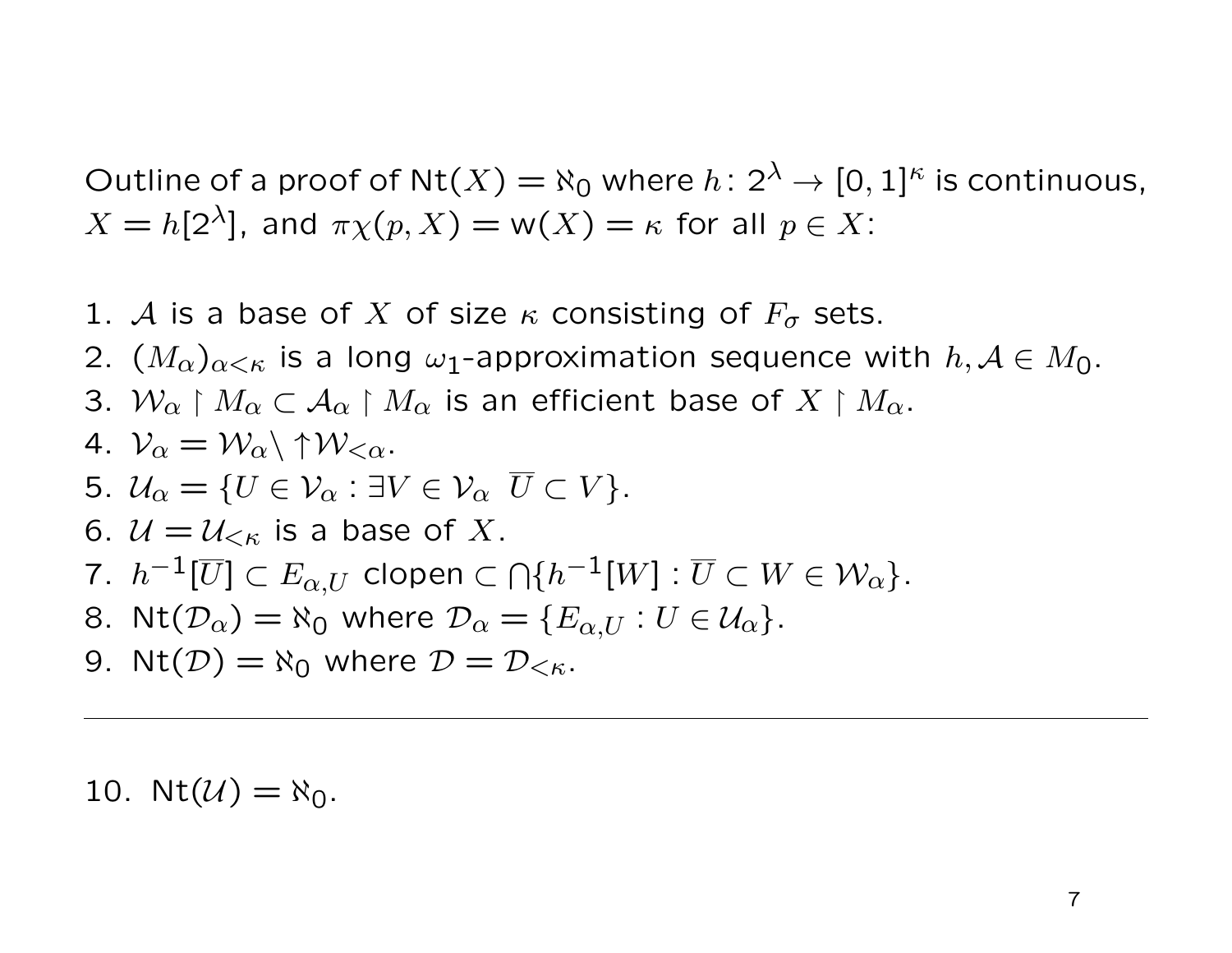Outline of a proof of $\mathsf{Nt}(X) = \aleph_0$ where $h\colon 2^\lambda \to [0,1]^\kappa$ is continuous, $X = h[2^\lambda]$, and $\pi\chi(p, X) = \mathsf{w}(X) = \kappa$ for all $p \in X$:

1. $\mathcal{A}$ is a base of $X$ of size $\kappa$ consisting of $F_\sigma$ sets.
2. $(M_\alpha)_{\alpha<\kappa}$ is a long $\omega_1$-approximation sequence with $h, \mathcal{A} \in M_0$.
3. $\mathcal{W}_\alpha \restriction M_\alpha \subset \mathcal{A}_\alpha \restriction M_\alpha$ is an efficient base of $X \restriction M_\alpha$.
4. $\mathcal{V}_\alpha = \mathcal{W}_\alpha \setminus \uparrow\mathcal{W}_{<\alpha}$.
5. $\mathcal{U}_\alpha = \{U \in \mathcal{V}_\alpha : \exists V \in \mathcal{V}_\alpha \;\; \overline{U} \subset V\}$.
6. $\mathcal{U} = \mathcal{U}_{<\kappa}$ is a base of $X$.
7. $h^{-1}[\overline{U}] \subset E_{\alpha,U}$ clopen $\subset \bigcap\{h^{-1}[W] : \overline{U} \subset W \in \mathcal{W}_\alpha\}$.
8. $\mathsf{Nt}(\mathcal{D}_\alpha) = \aleph_0$ where $\mathcal{D}_\alpha = \{E_{\alpha,U} : U \in \mathcal{U}_\alpha\}$.
9. $\mathsf{Nt}(\mathcal{D}) = \aleph_0$ where $\mathcal{D} = \mathcal{D}_{<\kappa}$.

---

10. $\mathsf{Nt}(\mathcal{U}) = \aleph_0$.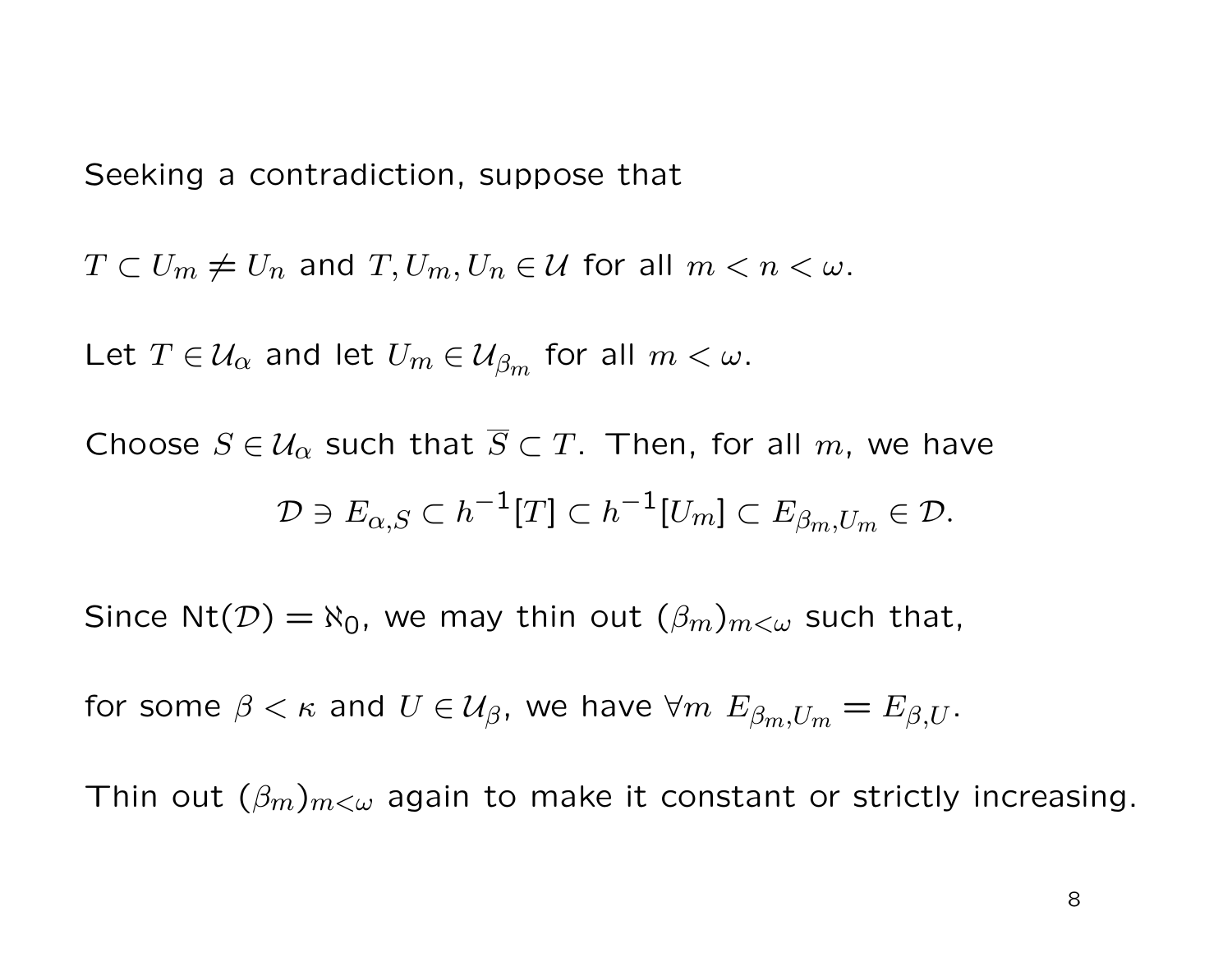Seeking a contradiction, suppose that

$T \subset U_m \neq U_n$ and $T, U_m, U_n \in \mathcal{U}$ for all $m < n < \omega$.

Let $T \in \mathcal{U}_\alpha$ and let $U_m \in \mathcal{U}_{\beta_m}$ for all $m < \omega$.

Choose $S \in \mathcal{U}_\alpha$ such that $\overline{S} \subset T$. Then, for all $m$, we have

$$\mathcal{D} \ni E_{\alpha,S} \subset h^{-1}[T] \subset h^{-1}[U_m] \subset E_{\beta_m,U_m} \in \mathcal{D}.$$

Since $\mathrm{Nt}(\mathcal{D}) = \aleph_0$, we may thin out $(\beta_m)_{m<\omega}$ such that,

for some $\beta < \kappa$ and $U \in \mathcal{U}_\beta$, we have $\forall m \; E_{\beta_m,U_m} = E_{\beta,U}$.

Thin out $(\beta_m)_{m<\omega}$ again to make it constant or strictly increasing.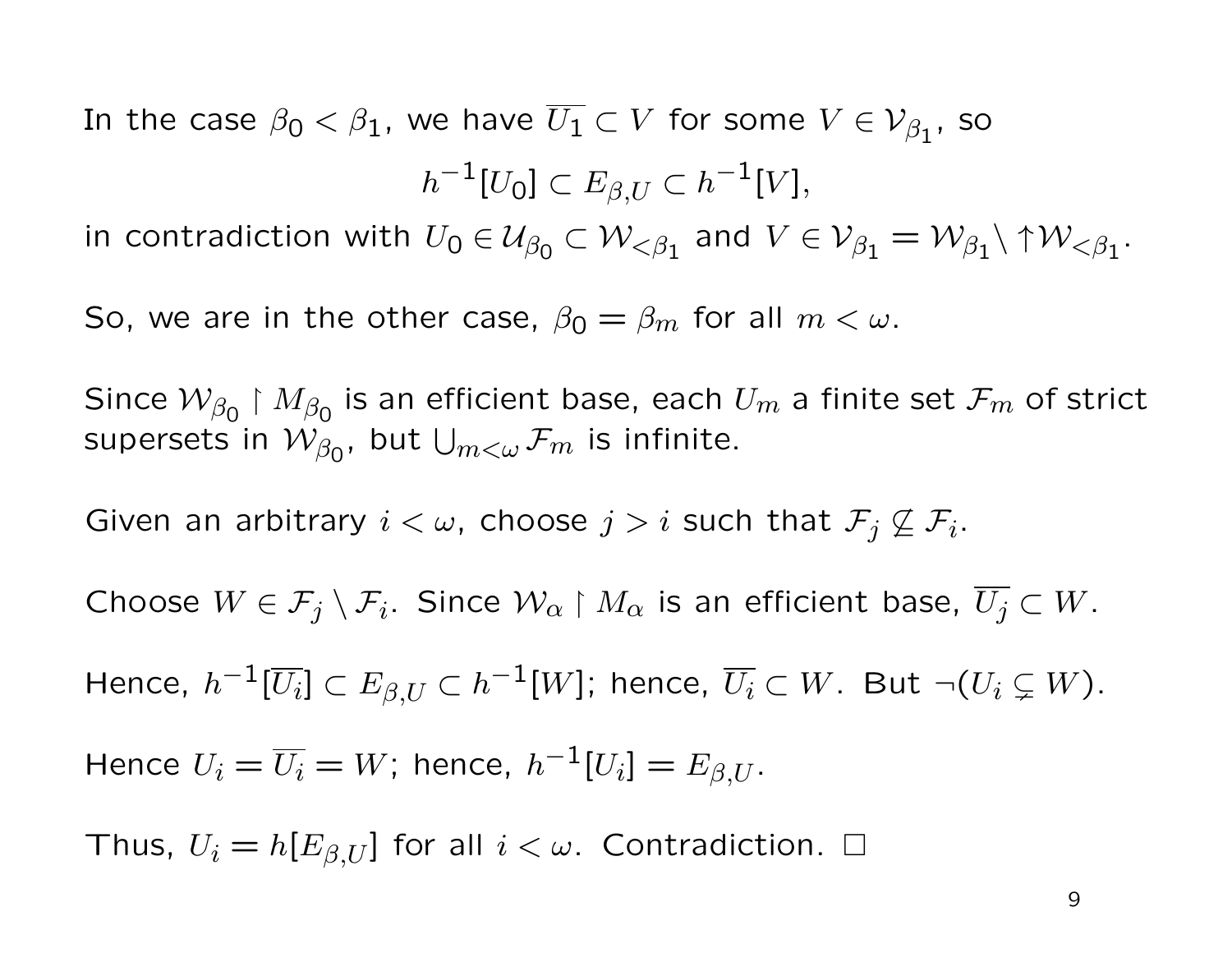In the case $\beta_0 < \beta_1$, we have $\overline{U_1} \subset V$ for some $V \in \mathcal{V}_{\beta_1}$, so

$$h^{-1}[U_0] \subset E_{\beta,U} \subset h^{-1}[V],$$

in contradiction with $U_0 \in \mathcal{U}_{\beta_0} \subset \mathcal{W}_{<\beta_1}$ and $V \in \mathcal{V}_{\beta_1} = \mathcal{W}_{\beta_1} \setminus \uparrow \mathcal{W}_{<\beta_1}$.

So, we are in the other case, $\beta_0 = \beta_m$ for all $m < \omega$.

Since $\mathcal{W}_{\beta_0} \restriction M_{\beta_0}$ is an efficient base, each $U_m$ a finite set $\mathcal{F}_m$ of strict supersets in $\mathcal{W}_{\beta_0}$, but $\bigcup_{m<\omega} \mathcal{F}_m$ is infinite.

Given an arbitrary $i < \omega$, choose $j > i$ such that $\mathcal{F}_j \not\subseteq \mathcal{F}_i$.

Choose $W \in \mathcal{F}_j \setminus \mathcal{F}_i$. Since $\mathcal{W}_\alpha \restriction M_\alpha$ is an efficient base, $\overline{U_j} \subset W$.

Hence, $h^{-1}[\overline{U_i}] \subset E_{\beta,U} \subset h^{-1}[W]$; hence, $\overline{U_i} \subset W$. But $\neg(U_i \subsetneq W)$.

Hence $U_i = \overline{U_i} = W$; hence, $h^{-1}[U_i] = E_{\beta,U}$.

Thus, $U_i = h[E_{\beta,U}]$ for all $i < \omega$. Contradiction. $\square$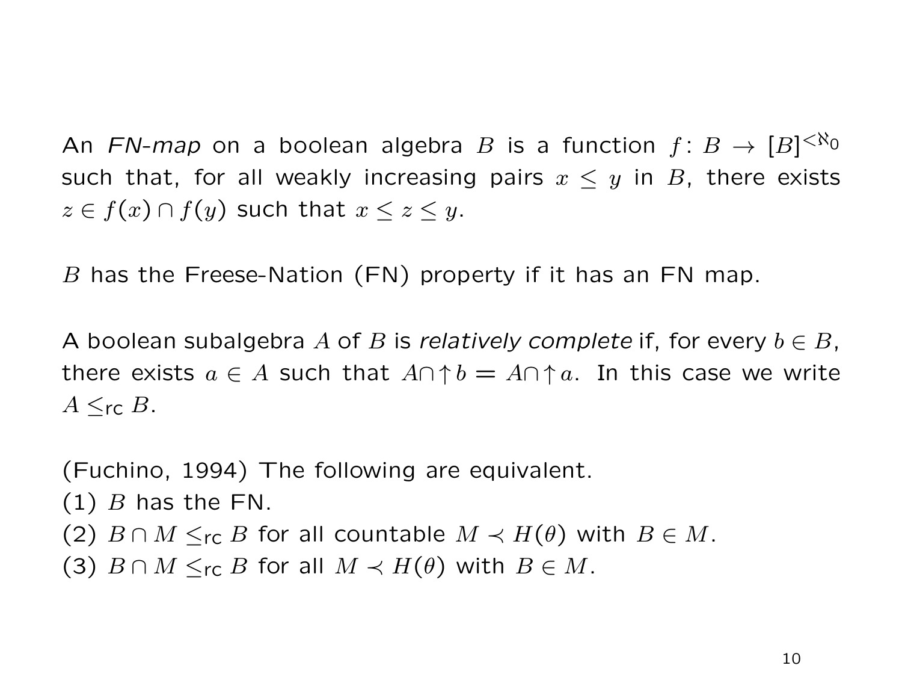An *FN-map* on a boolean algebra $B$ is a function $f\colon B \to [B]^{<\aleph_0}$ such that, for all weakly increasing pairs $x \leq y$ in $B$, there exists $z \in f(x) \cap f(y)$ such that $x \leq z \leq y$.

$B$ has the Freese-Nation (FN) property if it has an FN map.

A boolean subalgebra $A$ of $B$ is *relatively complete* if, for every $b \in B$, there exists $a \in A$ such that $A \cap \uparrow b = A \cap \uparrow a$. In this case we write $A \leq_{\mathsf{rc}} B$.

(Fuchino, 1994) The following are equivalent.
(1) $B$ has the FN.
(2) $B \cap M \leq_{\mathsf{rc}} B$ for all countable $M \prec H(\theta)$ with $B \in M$.
(3) $B \cap M \leq_{\mathsf{rc}} B$ for all $M \prec H(\theta)$ with $B \in M$.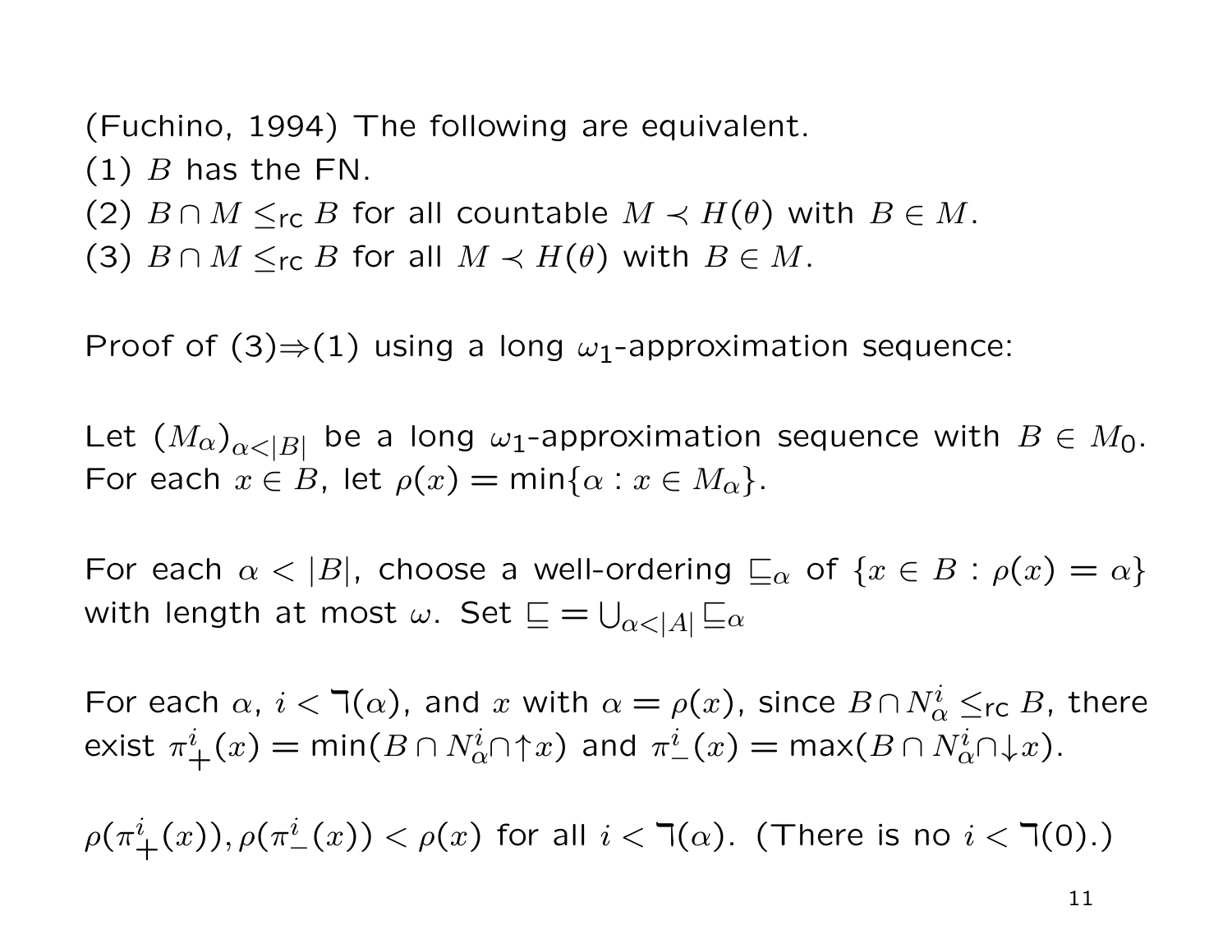(Fuchino, 1994) The following are equivalent.

(1) $B$ has the FN.

(2) $B \cap M \leq_{\mathsf{rc}} B$ for all countable $M \prec H(\theta)$ with $B \in M$.

(3) $B \cap M \leq_{\mathsf{rc}} B$ for all $M \prec H(\theta)$ with $B \in M$.

Proof of (3)⇒(1) using a long $\omega_1$-approximation sequence:

Let $(M_\alpha)_{\alpha<|B|}$ be a long $\omega_1$-approximation sequence with $B \in M_0$. For each $x \in B$, let $\rho(x) = \min\{\alpha : x \in M_\alpha\}$.

For each $\alpha < |B|$, choose a well-ordering $\sqsubseteq_\alpha$ of $\{x \in B : \rho(x) = \alpha\}$ with length at most $\omega$. Set $\sqsubseteq = \bigcup_{\alpha<|A|} \sqsubseteq_\alpha$

For each $\alpha$, $i < \daleth(\alpha)$, and $x$ with $\alpha = \rho(x)$, since $B \cap N^i_\alpha \leq_{\mathsf{rc}} B$, there exist $\pi^i_+(x) = \min(B \cap N^i_\alpha \cap {\uparrow} x)$ and $\pi^i_-(x) = \max(B \cap N^i_\alpha \cap {\downarrow} x)$.

$\rho(\pi^i_+(x)), \rho(\pi^i_-(x)) < \rho(x)$ for all $i < \daleth(\alpha)$. (There is no $i < \daleth(0)$.)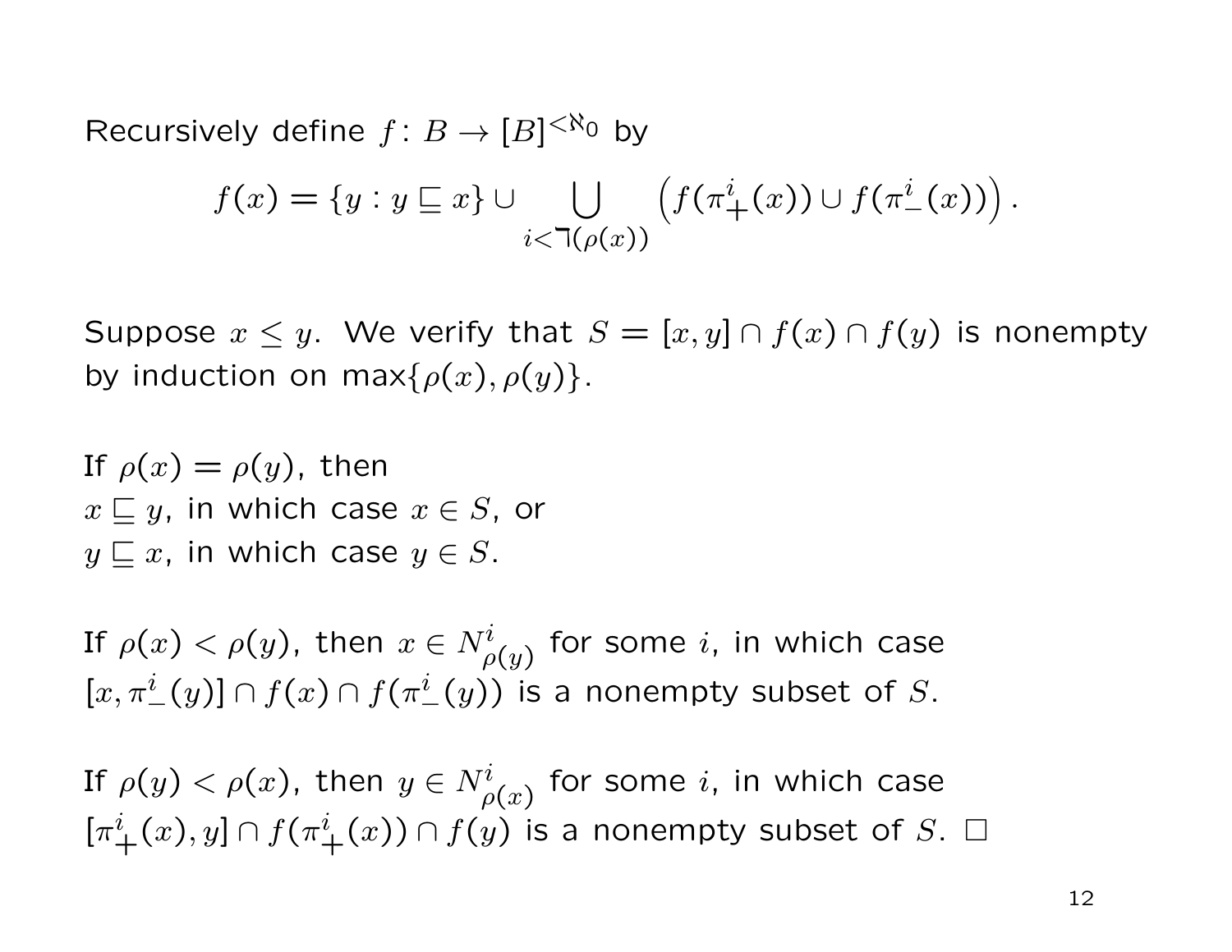Recursively define $f\colon B \to [B]^{<\aleph_0}$ by

$$f(x) = \{y : y \sqsubseteq x\} \cup \bigcup_{i < \beth(\rho(x))} \left( f(\pi^i_+(x)) \cup f(\pi^i_-(x)) \right).$$

Suppose $x \leq y$. We verify that $S = [x, y] \cap f(x) \cap f(y)$ is nonempty by induction on $\max\{\rho(x), \rho(y)\}$.

If $\rho(x) = \rho(y)$, then
$x \sqsubseteq y$, in which case $x \in S$, or
$y \sqsubseteq x$, in which case $y \in S$.

If $\rho(x) < \rho(y)$, then $x \in N^i_{\rho(y)}$ for some $i$, in which case $[x, \pi^i_-(y)] \cap f(x) \cap f(\pi^i_-(y))$ is a nonempty subset of $S$.

If $\rho(y) < \rho(x)$, then $y \in N^i_{\rho(x)}$ for some $i$, in which case $[\pi^i_+(x), y] \cap f(\pi^i_+(x)) \cap f(y)$ is a nonempty subset of $S$. $\square$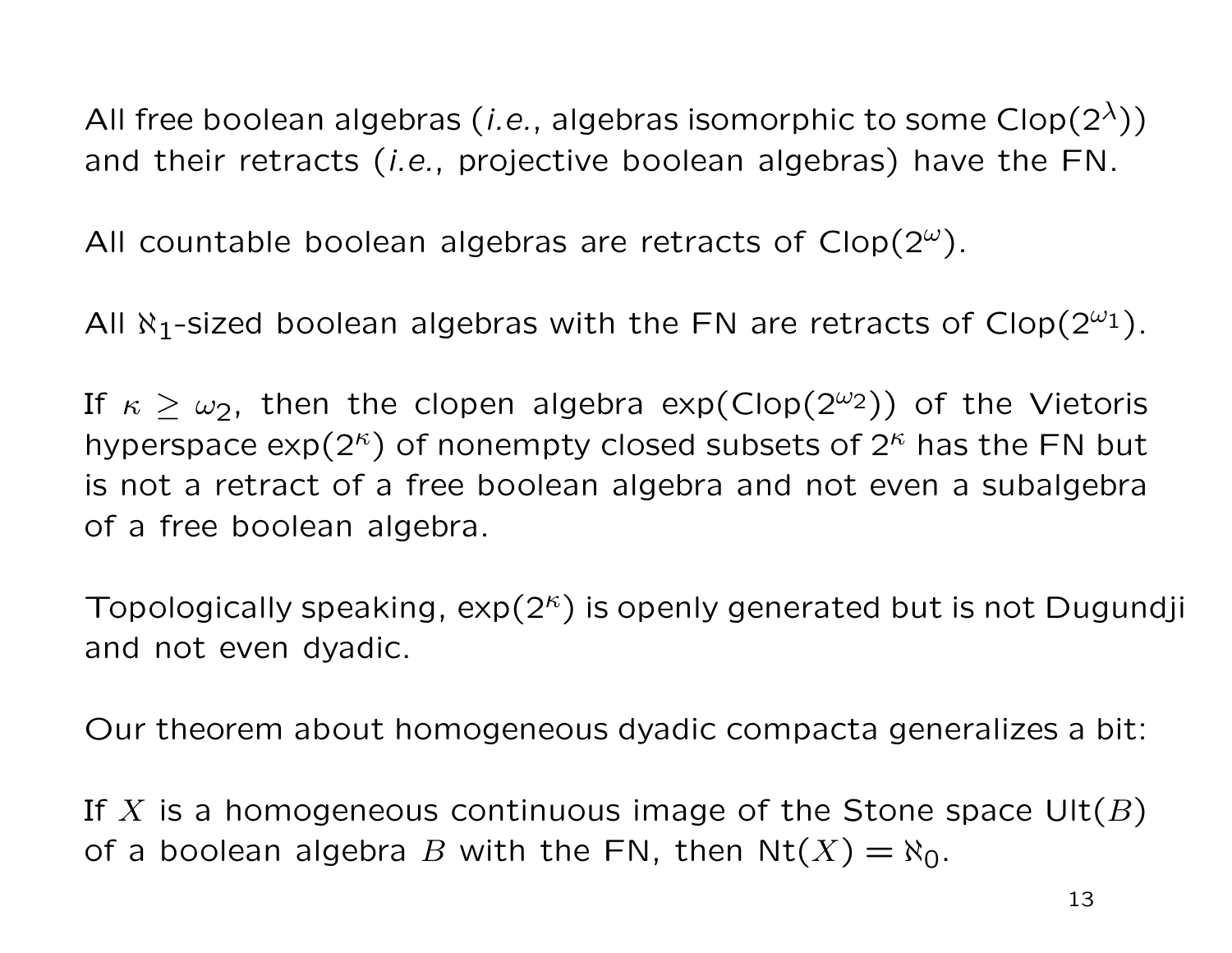All free boolean algebras (*i.e.*, algebras isomorphic to some $\text{Clop}(2^\lambda)$) and their retracts (*i.e.*, projective boolean algebras) have the FN.

All countable boolean algebras are retracts of $\text{Clop}(2^\omega)$.

All $\aleph_1$-sized boolean algebras with the FN are retracts of $\text{Clop}(2^{\omega_1})$.

If $\kappa \geq \omega_2$, then the clopen algebra $\exp(\text{Clop}(2^{\omega_2}))$ of the Vietoris hyperspace $\exp(2^\kappa)$ of nonempty closed subsets of $2^\kappa$ has the FN but is not a retract of a free boolean algebra and not even a subalgebra of a free boolean algebra.

Topologically speaking, $\exp(2^\kappa)$ is openly generated but is not Dugundji and not even dyadic.

Our theorem about homogeneous dyadic compacta generalizes a bit:

If $X$ is a homogeneous continuous image of the Stone space $\text{Ult}(B)$ of a boolean algebra $B$ with the FN, then $\text{Nt}(X) = \aleph_0$.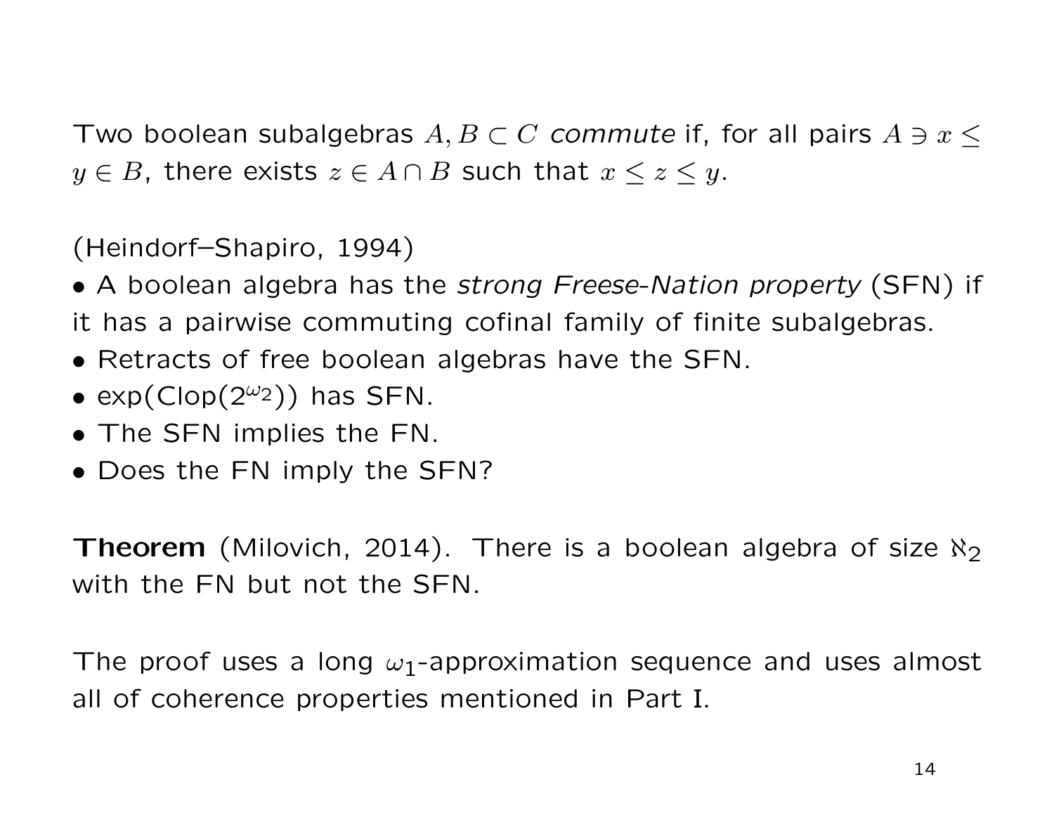Two boolean subalgebras $A, B \subset C$ *commute* if, for all pairs $A \ni x \leq y \in B$, there exists $z \in A \cap B$ such that $x \leq z \leq y$.

(Heindorf–Shapiro, 1994)

- A boolean algebra has the *strong Freese-Nation property* (SFN) if it has a pairwise commuting cofinal family of finite subalgebras.
- Retracts of free boolean algebras have the SFN.
- $\exp(\mathrm{Clop}(2^{\omega_2}))$ has SFN.
- The SFN implies the FN.
- Does the FN imply the SFN?

**Theorem** (Milovich, 2014). There is a boolean algebra of size $\aleph_2$ with the FN but not the SFN.

The proof uses a long $\omega_1$-approximation sequence and uses almost all of coherence properties mentioned in Part I.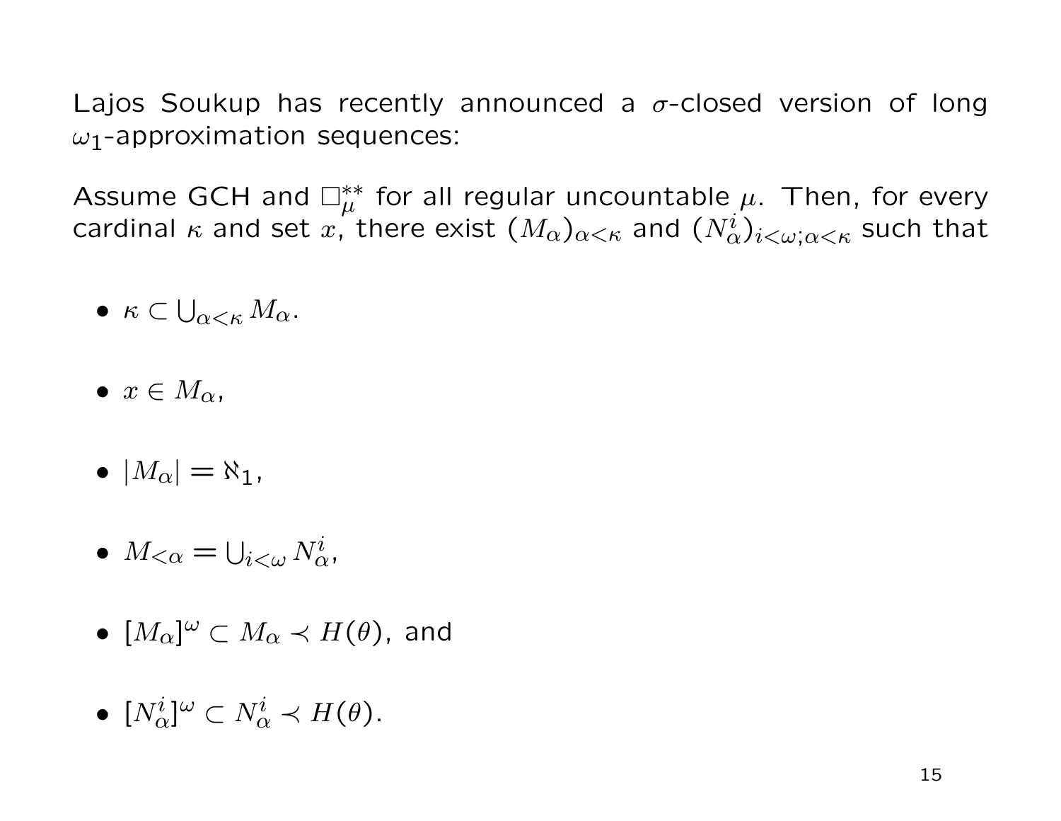Lajos Soukup has recently announced a $\sigma$-closed version of long $\omega_1$-approximation sequences:

Assume GCH and $\square^{**}_{\mu}$ for all regular uncountable $\mu$. Then, for every cardinal $\kappa$ and set $x$, there exist $(M_\alpha)_{\alpha<\kappa}$ and $(N^i_\alpha)_{i<\omega;\alpha<\kappa}$ such that

- $\kappa \subset \bigcup_{\alpha<\kappa} M_\alpha$.
- $x \in M_\alpha$,
- $|M_\alpha| = \aleph_1$,
- $M_{<\alpha} = \bigcup_{i<\omega} N^i_\alpha$,
- $[M_\alpha]^\omega \subset M_\alpha \prec H(\theta)$, and
- $[N^i_\alpha]^\omega \subset N^i_\alpha \prec H(\theta)$.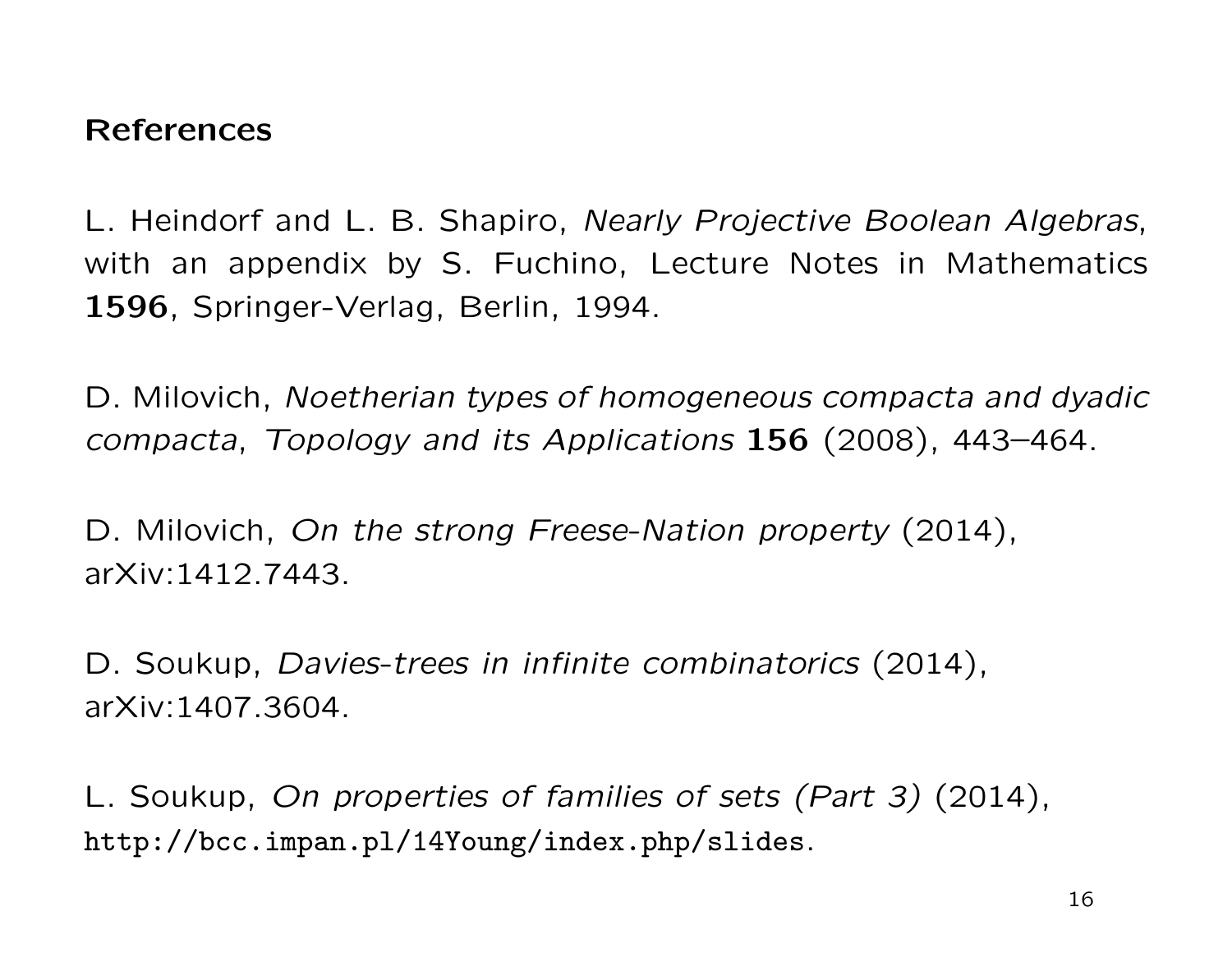## References

L. Heindorf and L. B. Shapiro, *Nearly Projective Boolean Algebras*, with an appendix by S. Fuchino, Lecture Notes in Mathematics **1596**, Springer-Verlag, Berlin, 1994.

D. Milovich, *Noetherian types of homogeneous compacta and dyadic compacta*, *Topology and its Applications* **156** (2008), 443–464.

D. Milovich, *On the strong Freese-Nation property* (2014), arXiv:1412.7443.

D. Soukup, *Davies-trees in infinite combinatorics* (2014), arXiv:1407.3604.

L. Soukup, *On properties of families of sets (Part 3)* (2014), `http://bcc.impan.pl/14Young/index.php/slides`.